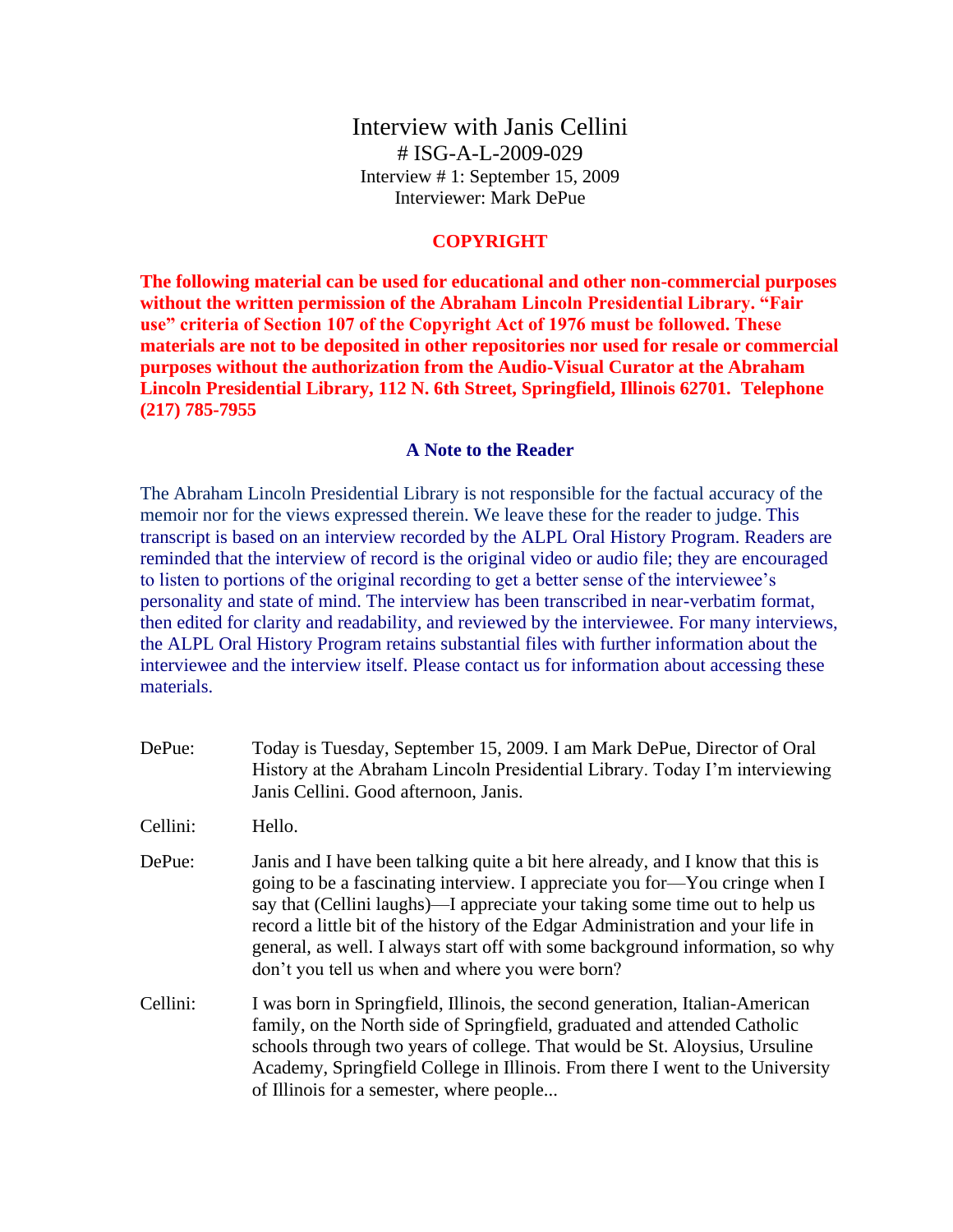# Interview with Janis Cellini

# ISG-A-L-2009-029

Interview # 1: September 15, 2009

Interviewer: Mark DePue

## COPYRIGHT

**The following material can be used for educational and other non-commercial purposes without the written permission of the Abraham Lincoln Presidential Library. "Fair use" criteria of Section 107 of the Copyright Act of 1976 must be followed. These materials are not to be deposited in other repositories nor used for resale or commercial purposes without the authorization from the Audio-Visual Curator at the Abraham Lincoln Presidential Library, 112 N. 6th Street, Springfield, Illinois 62701. Telephone (217) 785-7955**

### A Note to the Reader

The Abraham Lincoln Presidential Library is not responsible for the factual accuracy of the memoir nor for the views expressed therein. We leave these for the reader to judge. This transcript is based on an interview recorded by the ALPL Oral History Program. Readers are reminded that the interview of record is the original video or audio file; they are encouraged to listen to portions of the original recording to get a better sense of the interviewee's personality and state of mind. The interview has been transcribed in near-verbatim format, then edited for clarity and readability, and reviewed by the interviewee. For many interviews, the ALPL Oral History Program retains substantial files with further information about the interviewee and the interview itself. Please contact us for information about accessing these materials.

DePue: Today is Tuesday, September 15, 2009. I am Mark DePue, Director of Oral History at the Abraham Lincoln Presidential Library. Today I'm interviewing Janis Cellini. Good afternoon, Janis.

Cellini: Hello.

DePue: Janis and I have been talking quite a bit here already, and I know that this is going to be a fascinating interview. I appreciate you for—You cringe when I say that (Cellini laughs)—I appreciate your taking some time out to help us record a little bit of the history of the Edgar Administration and your life in general, as well. I always start off with some background information, so why don't you tell us when and where you were born?

Cellini: I was born in Springfield, Illinois, the second generation, Italian-American family, on the North side of Springfield, graduated and attended Catholic schools through two years of college. That would be St. Aloysius, Ursuline Academy, Springfield College in Illinois. From there I went to the University of Illinois for a semester, where people...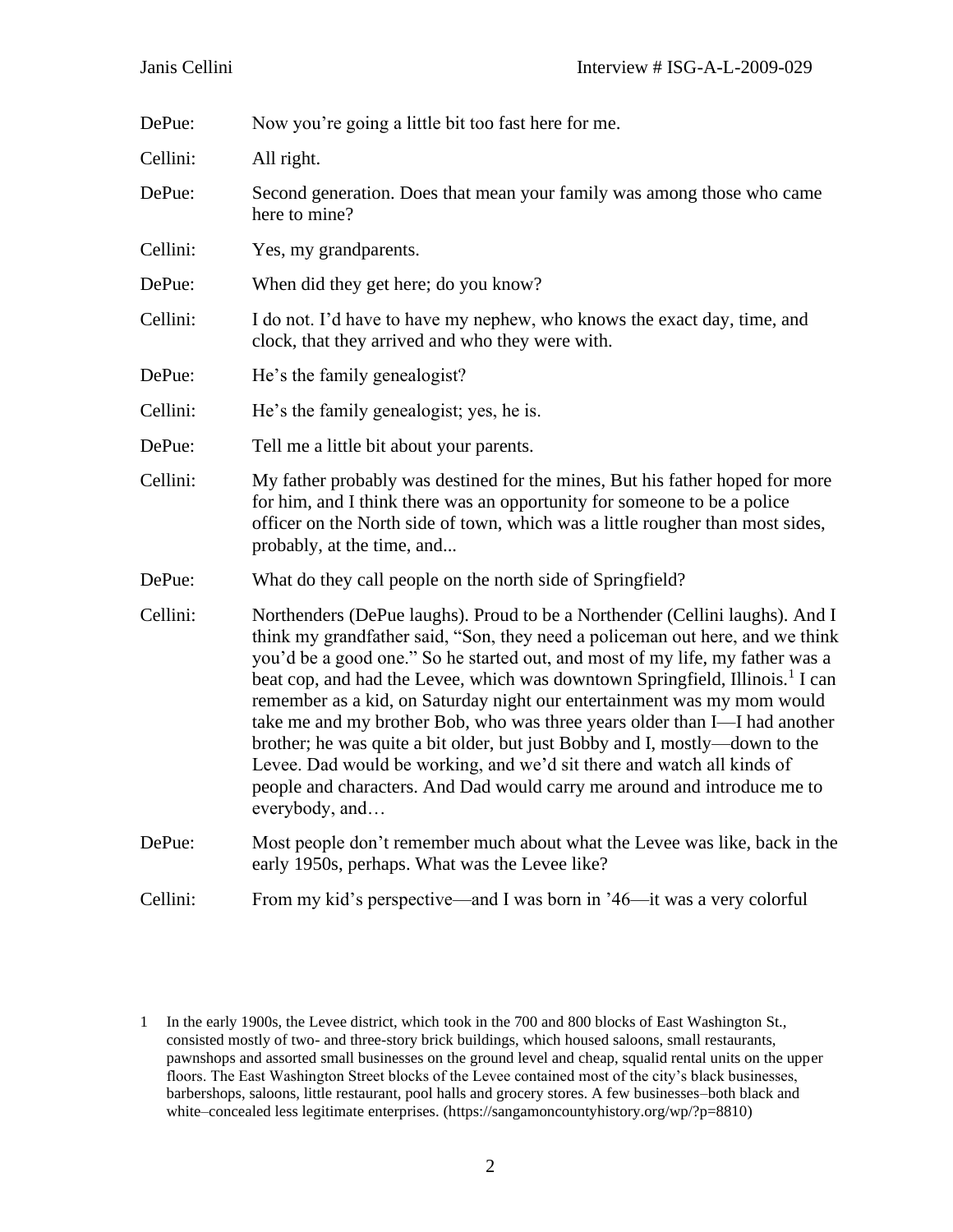DePue: Now you're going a little bit too fast here for me.

Cellini: All right.

DePue: Second generation. Does that mean your family was among those who came here to mine?

Cellini: Yes, my grandparents.

DePue: When did they get here; do you know?

Cellini: I do not. I'd have to have my nephew, who knows the exact day, time, and clock, that they arrived and who they were with.

DePue: He's the family genealogist?

Cellini: He's the family genealogist; yes, he is.

DePue: Tell me a little bit about your parents.

Cellini: My father probably was destined for the mines, But his father hoped for more for him, and I think there was an opportunity for someone to be a police officer on the North side of town, which was a little rougher than most sides, probably, at the time, and...

DePue: What do they call people on the north side of Springfield?

Cellini: Northenders (DePue laughs). Proud to be a Northender (Cellini laughs). And I think my grandfather said, "Son, they need a policeman out here, and we think you'd be a good one." So he started out, and most of my life, my father was a beat cop, and had the Levee, which was downtown Springfield, Illinois.[1] I can remember as a kid, on Saturday night our entertainment was my mom would take me and my brother Bob, who was three years older than I—I had another brother; he was quite a bit older, but just Bobby and I, mostly—down to the Levee. Dad would be working, and we'd sit there and watch all kinds of people and characters. And Dad would carry me around and introduce me to everybody, and…

DePue: Most people don't remember much about what the Levee was like, back in the early 1950s, perhaps. What was the Levee like?

Cellini: From my kid's perspective—and I was born in '46—it was a very colorful

---

1 In the early 1900s, the Levee district, which took in the 700 and 800 blocks of East Washington St., consisted mostly of two- and three-story brick buildings, which housed saloons, small restaurants, pawnshops and assorted small businesses on the ground level and cheap, squalid rental units on the upper floors. The East Washington Street blocks of the Levee contained most of the city's black businesses, barbershops, saloons, little restaurant, pool halls and grocery stores. A few businesses–both black and white–concealed less legitimate enterprises. (https://sangamoncountyhistory.org/wp/?p=8810)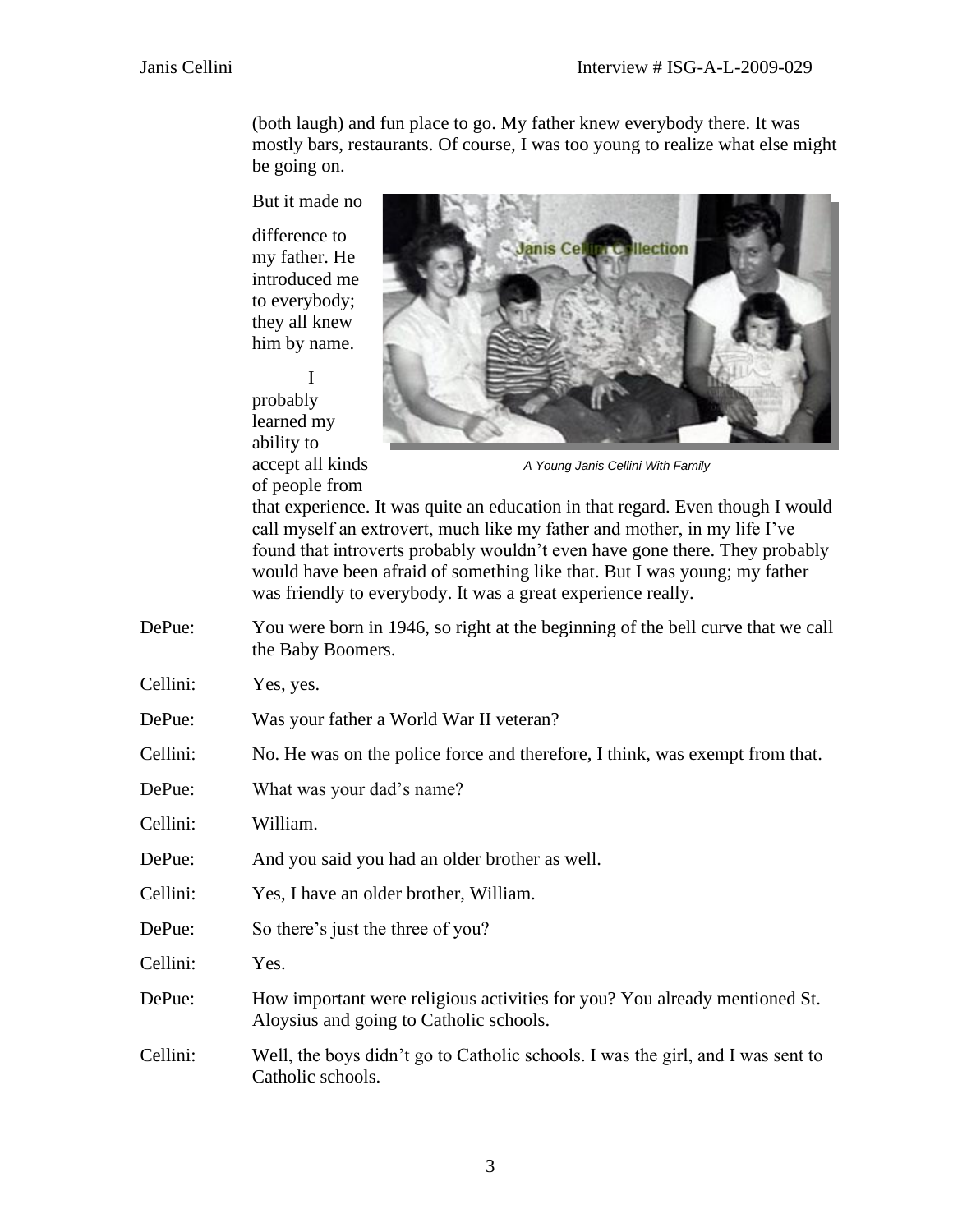(both laugh) and fun place to go. My father knew everybody there. It was mostly bars, restaurants. Of course, I was too young to realize what else might be going on.

But it made no difference to my father. He introduced me to everybody; they all knew him by name.

A Young Janis Cellini With Family

I probably learned my ability to accept all kinds of people from that experience. It was quite an education in that regard. Even though I would call myself an extrovert, much like my father and mother, in my life I've found that introverts probably wouldn't even have gone there. They probably would have been afraid of something like that. But I was young; my father was friendly to everybody. It was a great experience really.

DePue: You were born in 1946, so right at the beginning of the bell curve that we call the Baby Boomers.

Cellini: Yes, yes.

DePue: Was your father a World War II veteran?

Cellini: No. He was on the police force and therefore, I think, was exempt from that.

DePue: What was your dad's name?

Cellini: William.

DePue: And you said you had an older brother as well.

Cellini: Yes, I have an older brother, William.

DePue: So there's just the three of you?

Cellini: Yes.

DePue: How important were religious activities for you? You already mentioned St. Aloysius and going to Catholic schools.

Cellini: Well, the boys didn't go to Catholic schools. I was the girl, and I was sent to Catholic schools.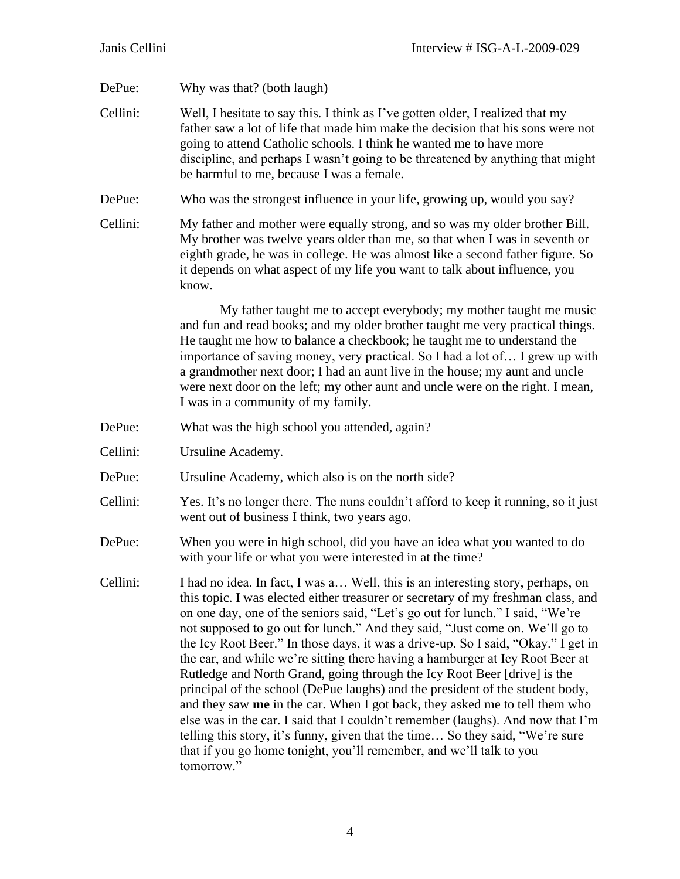DePue: Why was that? (both laugh)

Cellini: Well, I hesitate to say this. I think as I've gotten older, I realized that my father saw a lot of life that made him make the decision that his sons were not going to attend Catholic schools. I think he wanted me to have more discipline, and perhaps I wasn't going to be threatened by anything that might be harmful to me, because I was a female.

DePue: Who was the strongest influence in your life, growing up, would you say?

Cellini: My father and mother were equally strong, and so was my older brother Bill. My brother was twelve years older than me, so that when I was in seventh or eighth grade, he was in college. He was almost like a second father figure. So it depends on what aspect of my life you want to talk about influence, you know.

My father taught me to accept everybody; my mother taught me music and fun and read books; and my older brother taught me very practical things. He taught me how to balance a checkbook; he taught me to understand the importance of saving money, very practical. So I had a lot of… I grew up with a grandmother next door; I had an aunt live in the house; my aunt and uncle were next door on the left; my other aunt and uncle were on the right. I mean, I was in a community of my family.

DePue: What was the high school you attended, again?

Cellini: Ursuline Academy.

DePue: Ursuline Academy, which also is on the north side?

Cellini: Yes. It's no longer there. The nuns couldn't afford to keep it running, so it just went out of business I think, two years ago.

DePue: When you were in high school, did you have an idea what you wanted to do with your life or what you were interested in at the time?

Cellini: I had no idea. In fact, I was a… Well, this is an interesting story, perhaps, on this topic. I was elected either treasurer or secretary of my freshman class, and on one day, one of the seniors said, "Let's go out for lunch." I said, "We're not supposed to go out for lunch." And they said, "Just come on. We'll go to the Icy Root Beer." In those days, it was a drive-up. So I said, "Okay." I get in the car, and while we're sitting there having a hamburger at Icy Root Beer at Rutledge and North Grand, going through the Icy Root Beer [drive] is the principal of the school (DePue laughs) and the president of the student body, and they saw **me** in the car. When I got back, they asked me to tell them who else was in the car. I said that I couldn't remember (laughs). And now that I'm telling this story, it's funny, given that the time… So they said, "We're sure that if you go home tonight, you'll remember, and we'll talk to you tomorrow."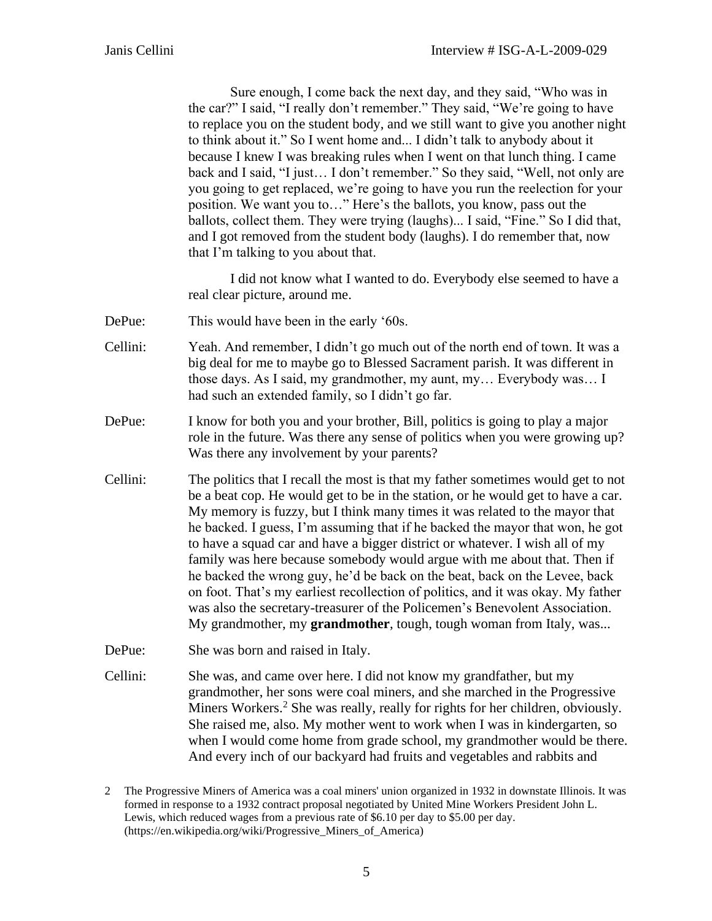Sure enough, I come back the next day, and they said, "Who was in the car?" I said, "I really don't remember." They said, "We're going to have to replace you on the student body, and we still want to give you another night to think about it." So I went home and... I didn't talk to anybody about it because I knew I was breaking rules when I went on that lunch thing. I came back and I said, "I just… I don't remember." So they said, "Well, not only are you going to get replaced, we're going to have you run the reelection for your position. We want you to…" Here's the ballots, you know, pass out the ballots, collect them. They were trying (laughs)... I said, "Fine." So I did that, and I got removed from the student body (laughs). I do remember that, now that I'm talking to you about that.

I did not know what I wanted to do. Everybody else seemed to have a real clear picture, around me.

DePue: This would have been in the early '60s.

Cellini: Yeah. And remember, I didn't go much out of the north end of town. It was a big deal for me to maybe go to Blessed Sacrament parish. It was different in those days. As I said, my grandmother, my aunt, my… Everybody was… I had such an extended family, so I didn't go far.

DePue: I know for both you and your brother, Bill, politics is going to play a major role in the future. Was there any sense of politics when you were growing up? Was there any involvement by your parents?

Cellini: The politics that I recall the most is that my father sometimes would get to not be a beat cop. He would get to be in the station, or he would get to have a car. My memory is fuzzy, but I think many times it was related to the mayor that he backed. I guess, I'm assuming that if he backed the mayor that won, he got to have a squad car and have a bigger district or whatever. I wish all of my family was here because somebody would argue with me about that. Then if he backed the wrong guy, he'd be back on the beat, back on the Levee, back on foot. That's my earliest recollection of politics, and it was okay. My father was also the secretary-treasurer of the Policemen's Benevolent Association. My grandmother, my **grandmother**, tough, tough woman from Italy, was...

DePue: She was born and raised in Italy.

Cellini: She was, and came over here. I did not know my grandfather, but my grandmother, her sons were coal miners, and she marched in the Progressive Miners Workers.[2] She was really, really for rights for her children, obviously. She raised me, also. My mother went to work when I was in kindergarten, so when I would come home from grade school, my grandmother would be there. And every inch of our backyard had fruits and vegetables and rabbits and

2 The Progressive Miners of America was a coal miners' union organized in 1932 in downstate Illinois. It was formed in response to a 1932 contract proposal negotiated by United Mine Workers President John L. Lewis, which reduced wages from a previous rate of $6.10 per day to $5.00 per day. (https://en.wikipedia.org/wiki/Progressive_Miners_of_America)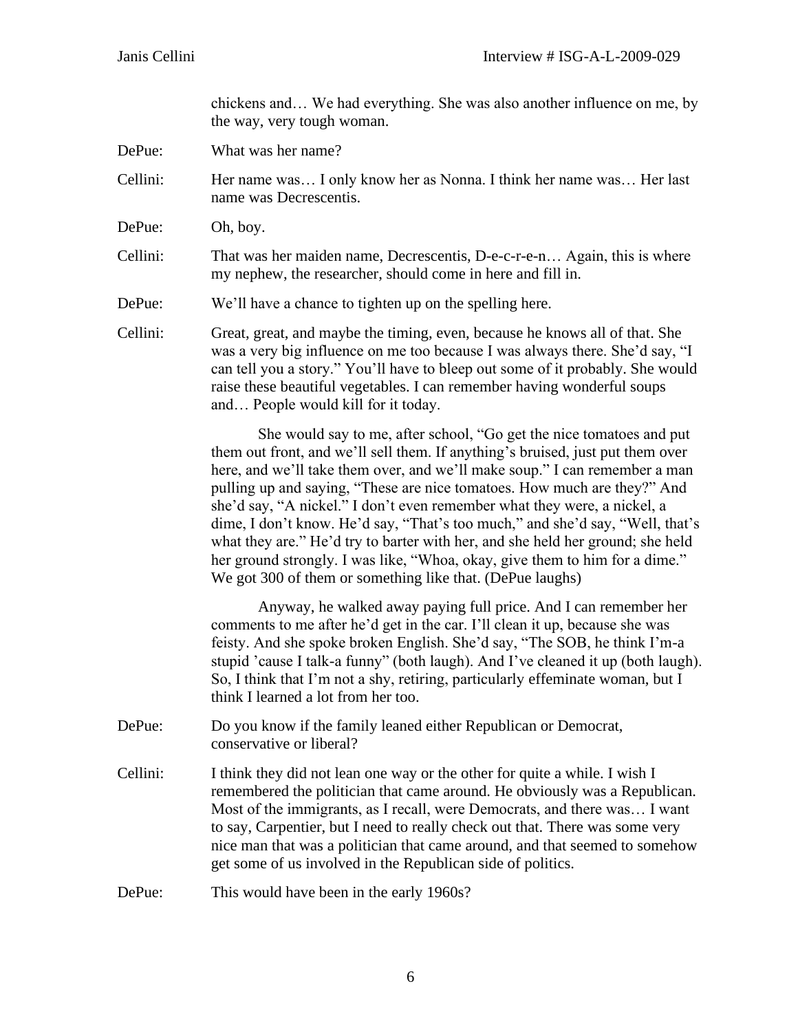chickens and… We had everything. She was also another influence on me, by the way, very tough woman.

DePue: What was her name?

Cellini: Her name was… I only know her as Nonna. I think her name was… Her last name was Decrescentis.

DePue: Oh, boy.

Cellini: That was her maiden name, Decrescentis, D-e-c-r-e-n… Again, this is where my nephew, the researcher, should come in here and fill in.

DePue: We'll have a chance to tighten up on the spelling here.

Cellini: Great, great, and maybe the timing, even, because he knows all of that. She was a very big influence on me too because I was always there. She'd say, "I can tell you a story." You'll have to bleep out some of it probably. She would raise these beautiful vegetables. I can remember having wonderful soups and… People would kill for it today.

She would say to me, after school, "Go get the nice tomatoes and put them out front, and we'll sell them. If anything's bruised, just put them over here, and we'll take them over, and we'll make soup." I can remember a man pulling up and saying, "These are nice tomatoes. How much are they?" And she'd say, "A nickel." I don't even remember what they were, a nickel, a dime, I don't know. He'd say, "That's too much," and she'd say, "Well, that's what they are." He'd try to barter with her, and she held her ground; she held her ground strongly. I was like, "Whoa, okay, give them to him for a dime." We got 300 of them or something like that. (DePue laughs)

Anyway, he walked away paying full price. And I can remember her comments to me after he'd get in the car. I'll clean it up, because she was feisty. And she spoke broken English. She'd say, "The SOB, he think I'm-a stupid 'cause I talk-a funny" (both laugh). And I've cleaned it up (both laugh). So, I think that I'm not a shy, retiring, particularly effeminate woman, but I think I learned a lot from her too.

DePue: Do you know if the family leaned either Republican or Democrat, conservative or liberal?

Cellini: I think they did not lean one way or the other for quite a while. I wish I remembered the politician that came around. He obviously was a Republican. Most of the immigrants, as I recall, were Democrats, and there was… I want to say, Carpentier, but I need to really check out that. There was some very nice man that was a politician that came around, and that seemed to somehow get some of us involved in the Republican side of politics.

DePue: This would have been in the early 1960s?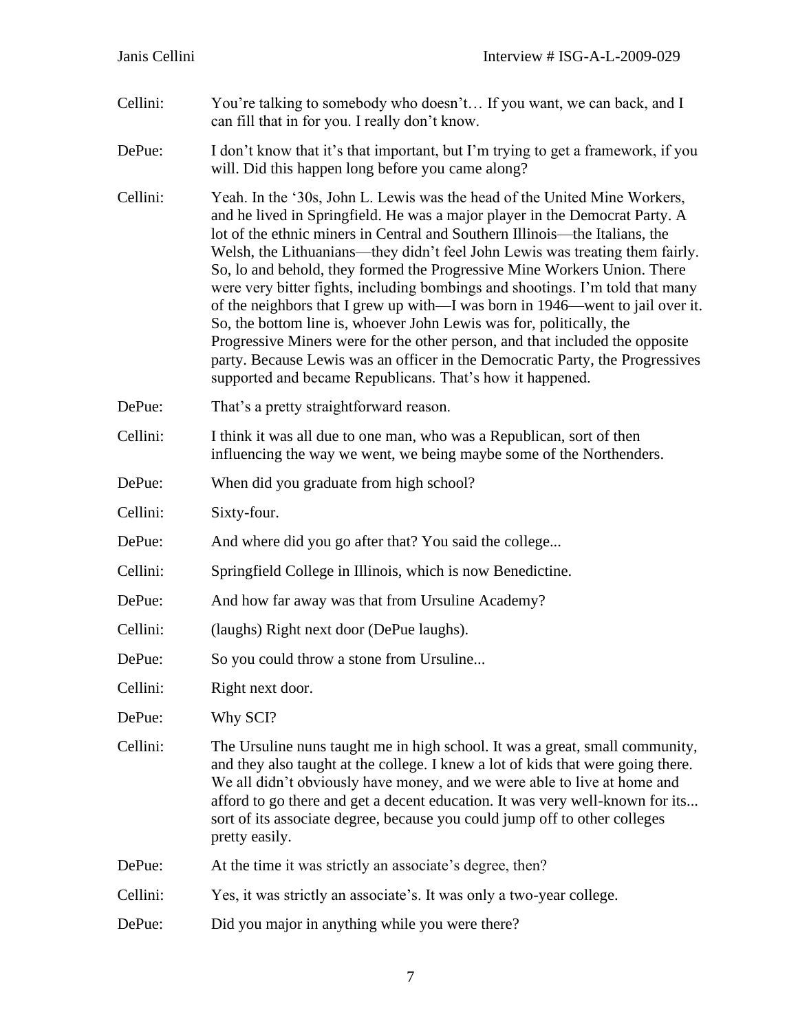Cellini: You're talking to somebody who doesn't… If you want, we can back, and I can fill that in for you. I really don't know.

DePue: I don't know that it's that important, but I'm trying to get a framework, if you will. Did this happen long before you came along?

Cellini: Yeah. In the '30s, John L. Lewis was the head of the United Mine Workers, and he lived in Springfield. He was a major player in the Democrat Party. A lot of the ethnic miners in Central and Southern Illinois—the Italians, the Welsh, the Lithuanians—they didn't feel John Lewis was treating them fairly. So, lo and behold, they formed the Progressive Mine Workers Union. There were very bitter fights, including bombings and shootings. I'm told that many of the neighbors that I grew up with—I was born in 1946—went to jail over it. So, the bottom line is, whoever John Lewis was for, politically, the Progressive Miners were for the other person, and that included the opposite party. Because Lewis was an officer in the Democratic Party, the Progressives supported and became Republicans. That's how it happened.

DePue: That's a pretty straightforward reason.

Cellini: I think it was all due to one man, who was a Republican, sort of then influencing the way we went, we being maybe some of the Northenders.

DePue: When did you graduate from high school?

Cellini: Sixty-four.

DePue: And where did you go after that? You said the college...

Cellini: Springfield College in Illinois, which is now Benedictine.

DePue: And how far away was that from Ursuline Academy?

Cellini: (laughs) Right next door (DePue laughs).

DePue: So you could throw a stone from Ursuline...

Cellini: Right next door.

DePue: Why SCI?

Cellini: The Ursuline nuns taught me in high school. It was a great, small community, and they also taught at the college. I knew a lot of kids that were going there. We all didn't obviously have money, and we were able to live at home and afford to go there and get a decent education. It was very well-known for its... sort of its associate degree, because you could jump off to other colleges pretty easily.

DePue: At the time it was strictly an associate's degree, then?

Cellini: Yes, it was strictly an associate's. It was only a two-year college.

DePue: Did you major in anything while you were there?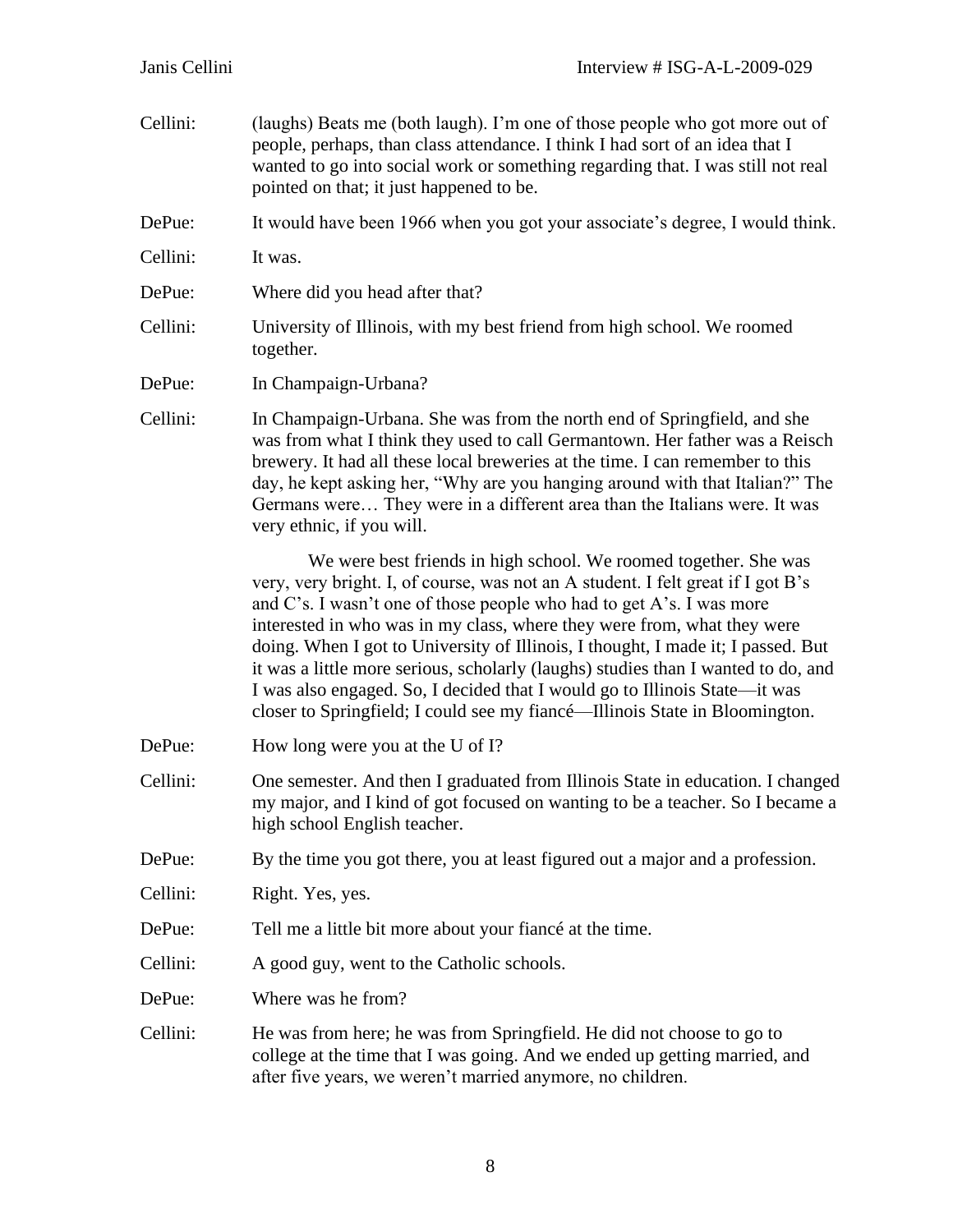Cellini: (laughs) Beats me (both laugh). I'm one of those people who got more out of people, perhaps, than class attendance. I think I had sort of an idea that I wanted to go into social work or something regarding that. I was still not real pointed on that; it just happened to be.

DePue: It would have been 1966 when you got your associate's degree, I would think.

Cellini: It was.

DePue: Where did you head after that?

Cellini: University of Illinois, with my best friend from high school. We roomed together.

DePue: In Champaign-Urbana?

Cellini: In Champaign-Urbana. She was from the north end of Springfield, and she was from what I think they used to call Germantown. Her father was a Reisch brewery. It had all these local breweries at the time. I can remember to this day, he kept asking her, "Why are you hanging around with that Italian?" The Germans were… They were in a different area than the Italians were. It was very ethnic, if you will.

We were best friends in high school. We roomed together. She was very, very bright. I, of course, was not an A student. I felt great if I got B's and C's. I wasn't one of those people who had to get A's. I was more interested in who was in my class, where they were from, what they were doing. When I got to University of Illinois, I thought, I made it; I passed. But it was a little more serious, scholarly (laughs) studies than I wanted to do, and I was also engaged. So, I decided that I would go to Illinois State—it was closer to Springfield; I could see my fiancé—Illinois State in Bloomington.

DePue: How long were you at the U of I?

Cellini: One semester. And then I graduated from Illinois State in education. I changed my major, and I kind of got focused on wanting to be a teacher. So I became a high school English teacher.

DePue: By the time you got there, you at least figured out a major and a profession.

Cellini: Right. Yes, yes.

DePue: Tell me a little bit more about your fiancé at the time.

Cellini: A good guy, went to the Catholic schools.

DePue: Where was he from?

Cellini: He was from here; he was from Springfield. He did not choose to go to college at the time that I was going. And we ended up getting married, and after five years, we weren't married anymore, no children.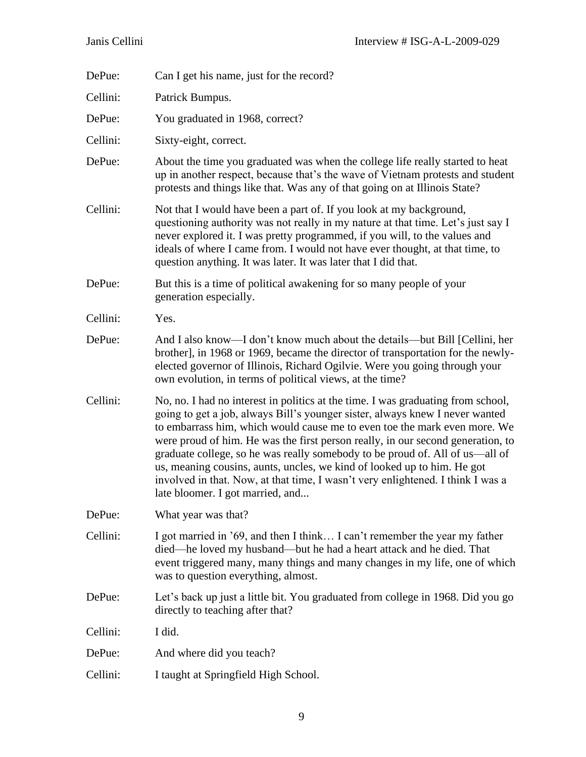DePue: Can I get his name, just for the record?

Cellini: Patrick Bumpus.

DePue: You graduated in 1968, correct?

Cellini: Sixty-eight, correct.

DePue: About the time you graduated was when the college life really started to heat up in another respect, because that's the wave of Vietnam protests and student protests and things like that. Was any of that going on at Illinois State?

Cellini: Not that I would have been a part of. If you look at my background, questioning authority was not really in my nature at that time. Let's just say I never explored it. I was pretty programmed, if you will, to the values and ideals of where I came from. I would not have ever thought, at that time, to question anything. It was later. It was later that I did that.

DePue: But this is a time of political awakening for so many people of your generation especially.

Cellini: Yes.

DePue: And I also know—I don't know much about the details—but Bill [Cellini, her brother], in 1968 or 1969, became the director of transportation for the newly-elected governor of Illinois, Richard Ogilvie. Were you going through your own evolution, in terms of political views, at the time?

Cellini: No, no. I had no interest in politics at the time. I was graduating from school, going to get a job, always Bill's younger sister, always knew I never wanted to embarrass him, which would cause me to even toe the mark even more. We were proud of him. He was the first person really, in our second generation, to graduate college, so he was really somebody to be proud of. All of us—all of us, meaning cousins, aunts, uncles, we kind of looked up to him. He got involved in that. Now, at that time, I wasn't very enlightened. I think I was a late bloomer. I got married, and...

DePue: What year was that?

Cellini: I got married in '69, and then I think… I can't remember the year my father died—he loved my husband—but he had a heart attack and he died. That event triggered many, many things and many changes in my life, one of which was to question everything, almost.

DePue: Let's back up just a little bit. You graduated from college in 1968. Did you go directly to teaching after that?

Cellini: I did.

DePue: And where did you teach?

Cellini: I taught at Springfield High School.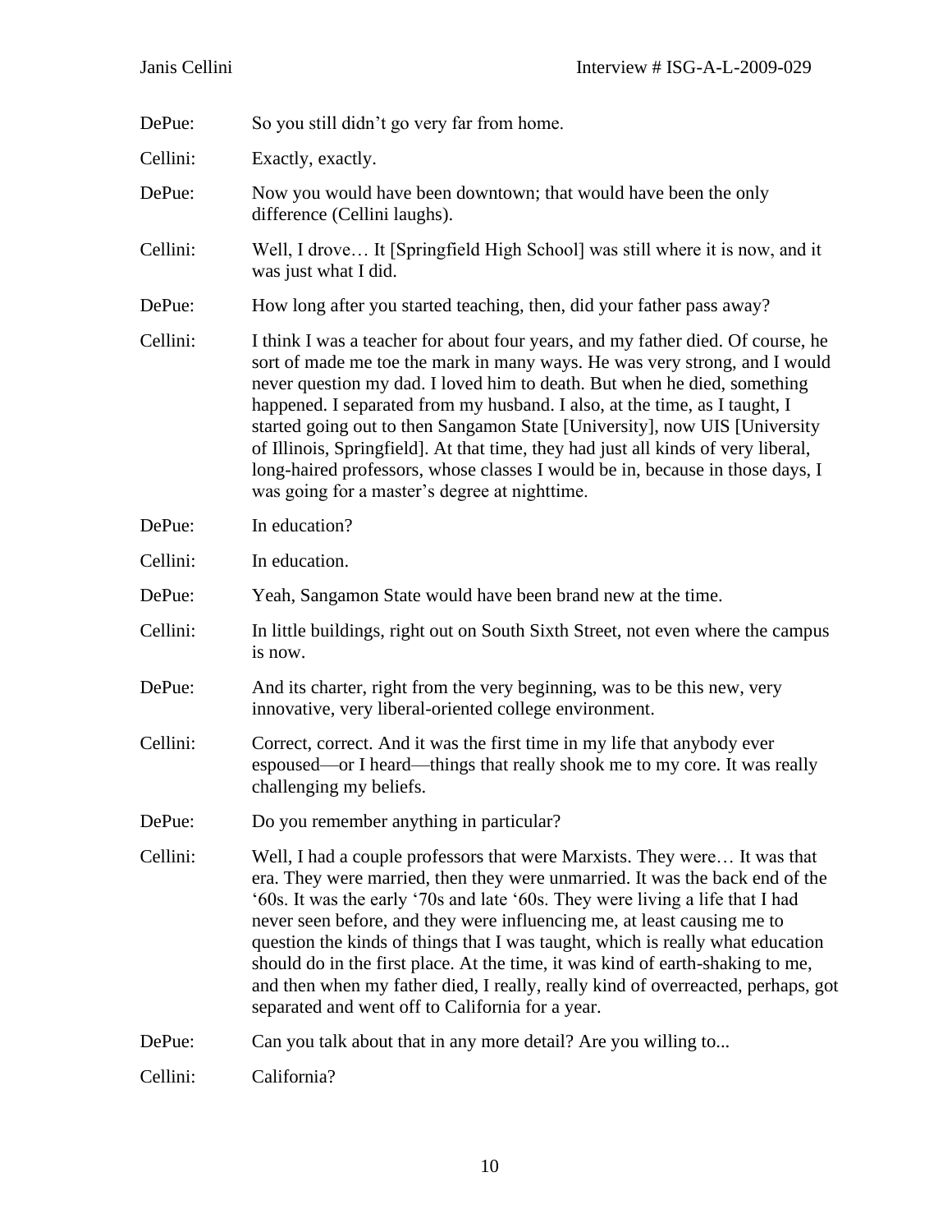DePue: So you still didn't go very far from home.

Cellini: Exactly, exactly.

DePue: Now you would have been downtown; that would have been the only difference (Cellini laughs).

Cellini: Well, I drove… It [Springfield High School] was still where it is now, and it was just what I did.

DePue: How long after you started teaching, then, did your father pass away?

Cellini: I think I was a teacher for about four years, and my father died. Of course, he sort of made me toe the mark in many ways. He was very strong, and I would never question my dad. I loved him to death. But when he died, something happened. I separated from my husband. I also, at the time, as I taught, I started going out to then Sangamon State [University], now UIS [University of Illinois, Springfield]. At that time, they had just all kinds of very liberal, long-haired professors, whose classes I would be in, because in those days, I was going for a master's degree at nighttime.

DePue: In education?

Cellini: In education.

DePue: Yeah, Sangamon State would have been brand new at the time.

Cellini: In little buildings, right out on South Sixth Street, not even where the campus is now.

DePue: And its charter, right from the very beginning, was to be this new, very innovative, very liberal-oriented college environment.

Cellini: Correct, correct. And it was the first time in my life that anybody ever espoused—or I heard—things that really shook me to my core. It was really challenging my beliefs.

DePue: Do you remember anything in particular?

Cellini: Well, I had a couple professors that were Marxists. They were… It was that era. They were married, then they were unmarried. It was the back end of the '60s. It was the early '70s and late '60s. They were living a life that I had never seen before, and they were influencing me, at least causing me to question the kinds of things that I was taught, which is really what education should do in the first place. At the time, it was kind of earth-shaking to me, and then when my father died, I really, really kind of overreacted, perhaps, got separated and went off to California for a year.

DePue: Can you talk about that in any more detail? Are you willing to...

Cellini: California?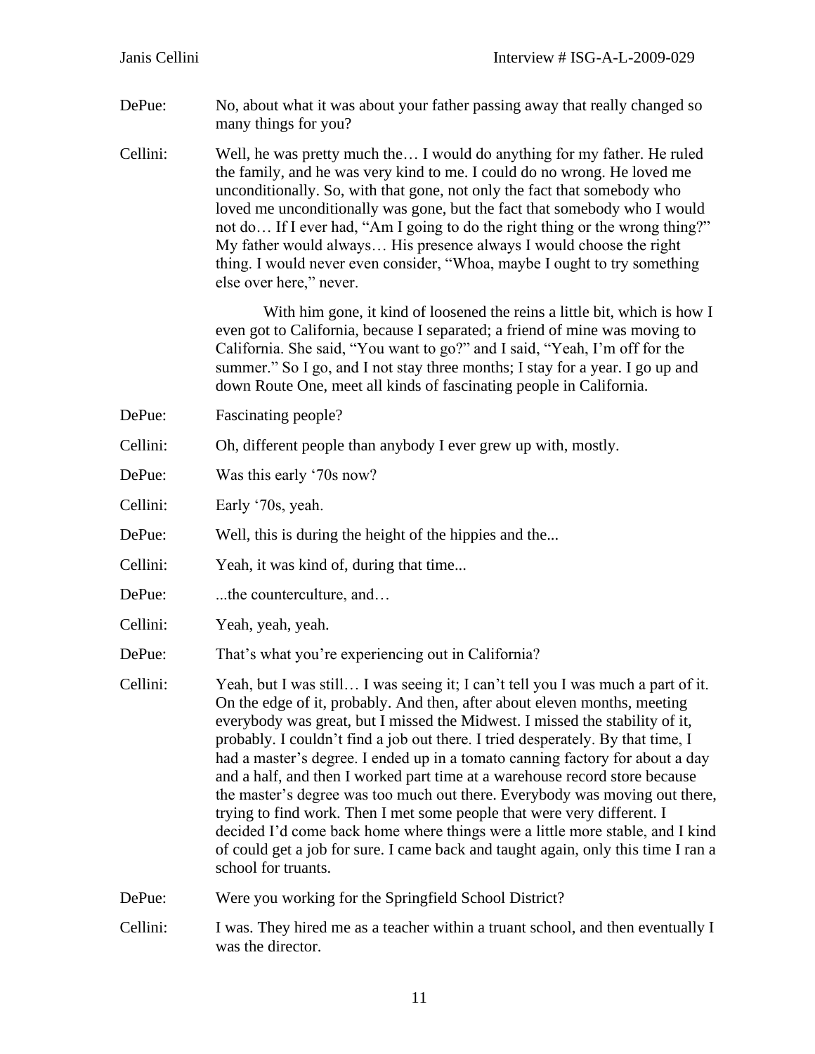DePue: No, about what it was about your father passing away that really changed so many things for you?

Cellini: Well, he was pretty much the… I would do anything for my father. He ruled the family, and he was very kind to me. I could do no wrong. He loved me unconditionally. So, with that gone, not only the fact that somebody who loved me unconditionally was gone, but the fact that somebody who I would not do… If I ever had, "Am I going to do the right thing or the wrong thing?" My father would always… His presence always I would choose the right thing. I would never even consider, "Whoa, maybe I ought to try something else over here," never.

With him gone, it kind of loosened the reins a little bit, which is how I even got to California, because I separated; a friend of mine was moving to California. She said, "You want to go?" and I said, "Yeah, I'm off for the summer." So I go, and I not stay three months; I stay for a year. I go up and down Route One, meet all kinds of fascinating people in California.

DePue: Fascinating people?

Cellini: Oh, different people than anybody I ever grew up with, mostly.

DePue: Was this early '70s now?

Cellini: Early '70s, yeah.

DePue: Well, this is during the height of the hippies and the...

Cellini: Yeah, it was kind of, during that time...

DePue: ...the counterculture, and…

Cellini: Yeah, yeah, yeah.

DePue: That's what you're experiencing out in California?

Cellini: Yeah, but I was still… I was seeing it; I can't tell you I was much a part of it. On the edge of it, probably. And then, after about eleven months, meeting everybody was great, but I missed the Midwest. I missed the stability of it, probably. I couldn't find a job out there. I tried desperately. By that time, I had a master's degree. I ended up in a tomato canning factory for about a day and a half, and then I worked part time at a warehouse record store because the master's degree was too much out there. Everybody was moving out there, trying to find work. Then I met some people that were very different. I decided I'd come back home where things were a little more stable, and I kind of could get a job for sure. I came back and taught again, only this time I ran a school for truants.

DePue: Were you working for the Springfield School District?

Cellini: I was. They hired me as a teacher within a truant school, and then eventually I was the director.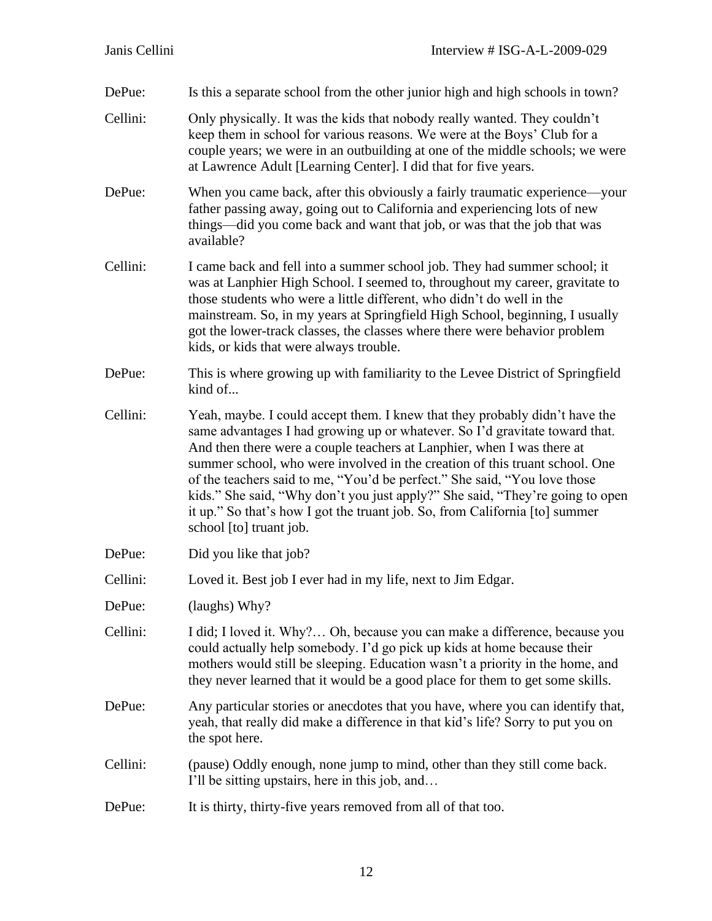DePue: Is this a separate school from the other junior high and high schools in town?

Cellini: Only physically. It was the kids that nobody really wanted. They couldn't keep them in school for various reasons. We were at the Boys' Club for a couple years; we were in an outbuilding at one of the middle schools; we were at Lawrence Adult [Learning Center]. I did that for five years.

DePue: When you came back, after this obviously a fairly traumatic experience—your father passing away, going out to California and experiencing lots of new things—did you come back and want that job, or was that the job that was available?

Cellini: I came back and fell into a summer school job. They had summer school; it was at Lanphier High School. I seemed to, throughout my career, gravitate to those students who were a little different, who didn't do well in the mainstream. So, in my years at Springfield High School, beginning, I usually got the lower-track classes, the classes where there were behavior problem kids, or kids that were always trouble.

DePue: This is where growing up with familiarity to the Levee District of Springfield kind of...

Cellini: Yeah, maybe. I could accept them. I knew that they probably didn't have the same advantages I had growing up or whatever. So I'd gravitate toward that. And then there were a couple teachers at Lanphier, when I was there at summer school, who were involved in the creation of this truant school. One of the teachers said to me, "You'd be perfect." She said, "You love those kids." She said, "Why don't you just apply?" She said, "They're going to open it up." So that's how I got the truant job. So, from California [to] summer school [to] truant job.

DePue: Did you like that job?

Cellini: Loved it. Best job I ever had in my life, next to Jim Edgar.

DePue: (laughs) Why?

Cellini: I did; I loved it. Why?… Oh, because you can make a difference, because you could actually help somebody. I'd go pick up kids at home because their mothers would still be sleeping. Education wasn't a priority in the home, and they never learned that it would be a good place for them to get some skills.

DePue: Any particular stories or anecdotes that you have, where you can identify that, yeah, that really did make a difference in that kid's life? Sorry to put you on the spot here.

Cellini: (pause) Oddly enough, none jump to mind, other than they still come back. I'll be sitting upstairs, here in this job, and…

DePue: It is thirty, thirty-five years removed from all of that too.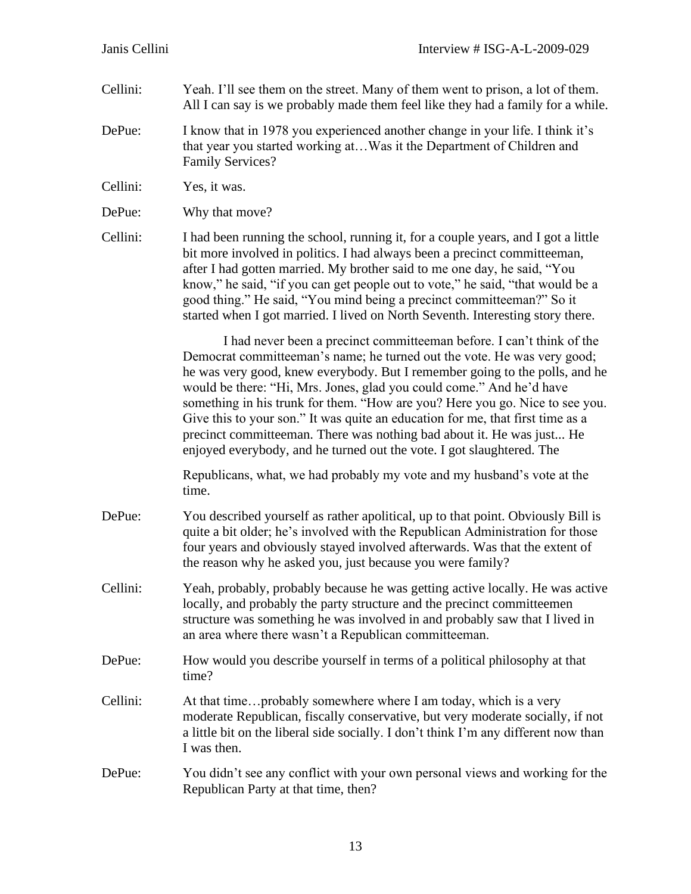Cellini: Yeah. I'll see them on the street. Many of them went to prison, a lot of them. All I can say is we probably made them feel like they had a family for a while.

DePue: I know that in 1978 you experienced another change in your life. I think it's that year you started working at…Was it the Department of Children and Family Services?

Cellini: Yes, it was.

DePue: Why that move?

Cellini: I had been running the school, running it, for a couple years, and I got a little bit more involved in politics. I had always been a precinct committeeman, after I had gotten married. My brother said to me one day, he said, "You know," he said, "if you can get people out to vote," he said, "that would be a good thing." He said, "You mind being a precinct committeeman?" So it started when I got married. I lived on North Seventh. Interesting story there.

I had never been a precinct committeeman before. I can't think of the Democrat committeeman's name; he turned out the vote. He was very good; he was very good, knew everybody. But I remember going to the polls, and he would be there: "Hi, Mrs. Jones, glad you could come." And he'd have something in his trunk for them. "How are you? Here you go. Nice to see you. Give this to your son." It was quite an education for me, that first time as a precinct committeeman. There was nothing bad about it. He was just... He enjoyed everybody, and he turned out the vote. I got slaughtered. The Republicans, what, we had probably my vote and my husband's vote at the time.

DePue: You described yourself as rather apolitical, up to that point. Obviously Bill is quite a bit older; he's involved with the Republican Administration for those four years and obviously stayed involved afterwards. Was that the extent of the reason why he asked you, just because you were family?

Cellini: Yeah, probably, probably because he was getting active locally. He was active locally, and probably the party structure and the precinct committeemen structure was something he was involved in and probably saw that I lived in an area where there wasn't a Republican committeeman.

DePue: How would you describe yourself in terms of a political philosophy at that time?

Cellini: At that time…probably somewhere where I am today, which is a very moderate Republican, fiscally conservative, but very moderate socially, if not a little bit on the liberal side socially. I don't think I'm any different now than I was then.

DePue: You didn't see any conflict with your own personal views and working for the Republican Party at that time, then?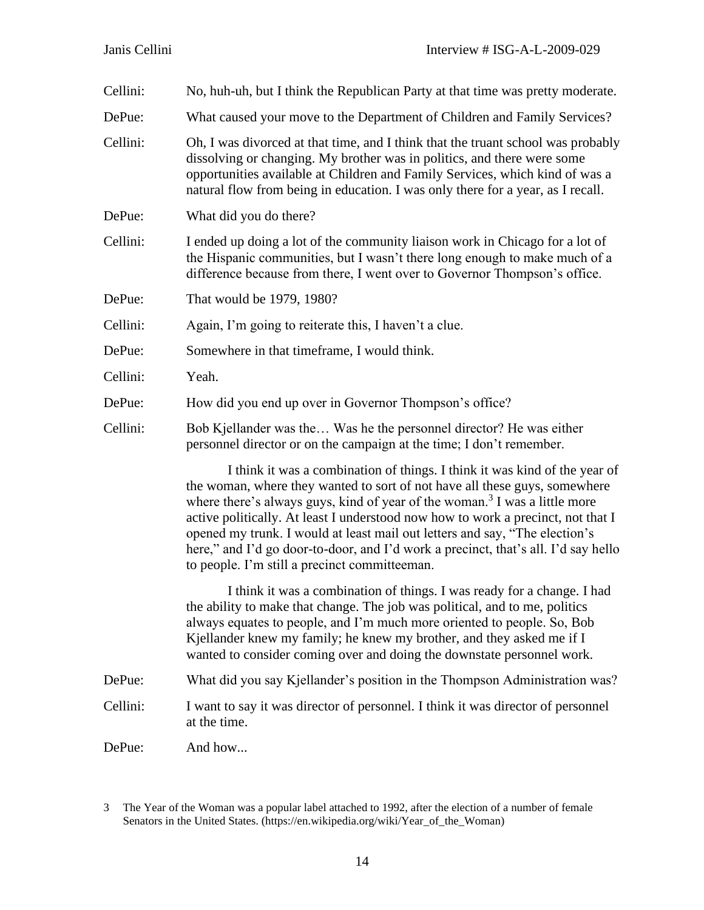Cellini: No, huh-uh, but I think the Republican Party at that time was pretty moderate.

DePue: What caused your move to the Department of Children and Family Services?

Cellini: Oh, I was divorced at that time, and I think that the truant school was probably dissolving or changing. My brother was in politics, and there were some opportunities available at Children and Family Services, which kind of was a natural flow from being in education. I was only there for a year, as I recall.

DePue: What did you do there?

Cellini: I ended up doing a lot of the community liaison work in Chicago for a lot of the Hispanic communities, but I wasn't there long enough to make much of a difference because from there, I went over to Governor Thompson's office.

DePue: That would be 1979, 1980?

Cellini: Again, I'm going to reiterate this, I haven't a clue.

DePue: Somewhere in that timeframe, I would think.

Cellini: Yeah.

DePue: How did you end up over in Governor Thompson's office?

Cellini: Bob Kjellander was the… Was he the personnel director? He was either personnel director or on the campaign at the time; I don't remember.

I think it was a combination of things. I think it was kind of the year of the woman, where they wanted to sort of not have all these guys, somewhere where there's always guys, kind of year of the woman.[3] I was a little more active politically. At least I understood now how to work a precinct, not that I opened my trunk. I would at least mail out letters and say, "The election's here," and I'd go door-to-door, and I'd work a precinct, that's all. I'd say hello to people. I'm still a precinct committeeman.

I think it was a combination of things. I was ready for a change. I had the ability to make that change. The job was political, and to me, politics always equates to people, and I'm much more oriented to people. So, Bob Kjellander knew my family; he knew my brother, and they asked me if I wanted to consider coming over and doing the downstate personnel work.

DePue: What did you say Kjellander's position in the Thompson Administration was?

Cellini: I want to say it was director of personnel. I think it was director of personnel at the time.

DePue: And how...

3 The Year of the Woman was a popular label attached to 1992, after the election of a number of female Senators in the United States. (https://en.wikipedia.org/wiki/Year_of_the_Woman)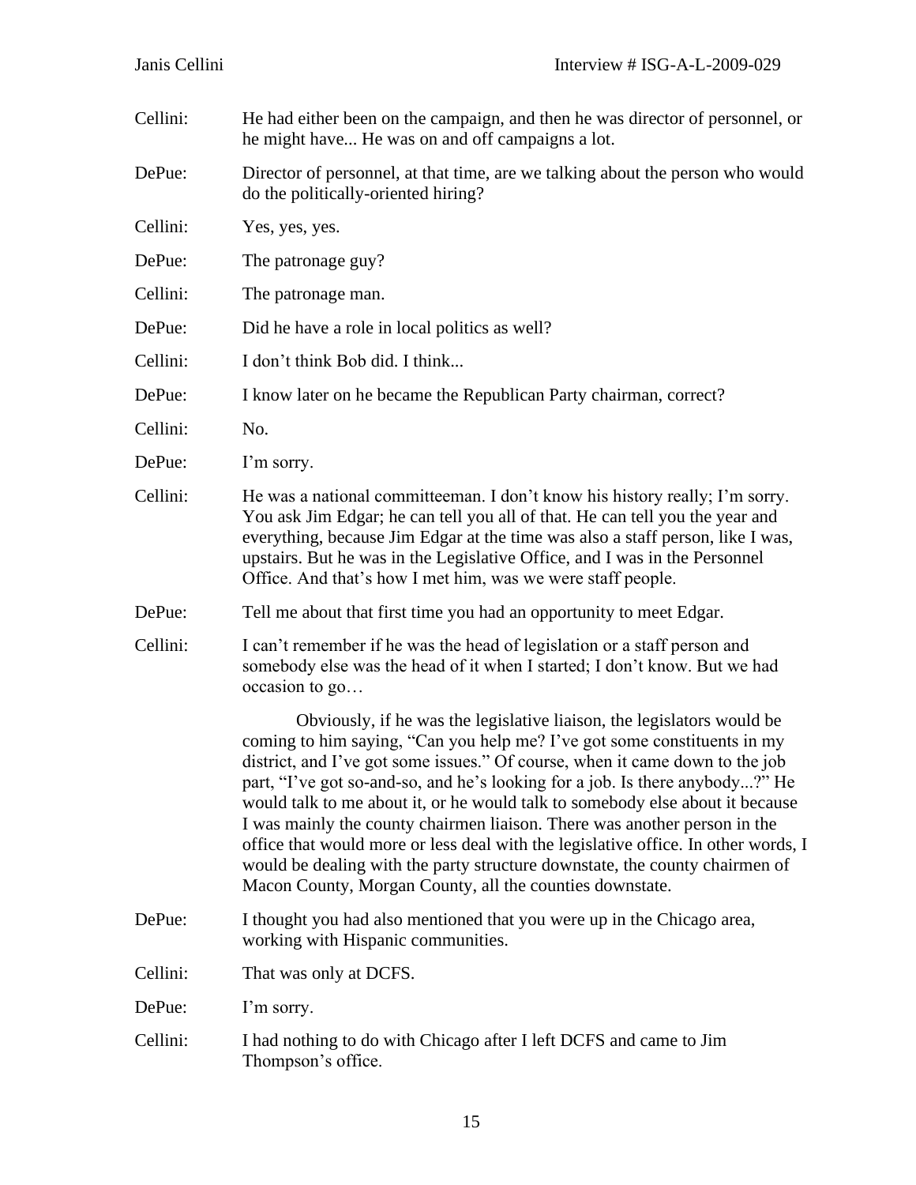Cellini: He had either been on the campaign, and then he was director of personnel, or he might have... He was on and off campaigns a lot.

DePue: Director of personnel, at that time, are we talking about the person who would do the politically-oriented hiring?

Cellini: Yes, yes, yes.

DePue: The patronage guy?

Cellini: The patronage man.

DePue: Did he have a role in local politics as well?

Cellini: I don't think Bob did. I think...

DePue: I know later on he became the Republican Party chairman, correct?

Cellini: No.

DePue: I'm sorry.

Cellini: He was a national committeeman. I don't know his history really; I'm sorry. You ask Jim Edgar; he can tell you all of that. He can tell you the year and everything, because Jim Edgar at the time was also a staff person, like I was, upstairs. But he was in the Legislative Office, and I was in the Personnel Office. And that's how I met him, was we were staff people.

DePue: Tell me about that first time you had an opportunity to meet Edgar.

Cellini: I can't remember if he was the head of legislation or a staff person and somebody else was the head of it when I started; I don't know. But we had occasion to go…

Obviously, if he was the legislative liaison, the legislators would be coming to him saying, "Can you help me? I've got some constituents in my district, and I've got some issues." Of course, when it came down to the job part, "I've got so-and-so, and he's looking for a job. Is there anybody...?" He would talk to me about it, or he would talk to somebody else about it because I was mainly the county chairmen liaison. There was another person in the office that would more or less deal with the legislative office. In other words, I would be dealing with the party structure downstate, the county chairmen of Macon County, Morgan County, all the counties downstate.

DePue: I thought you had also mentioned that you were up in the Chicago area, working with Hispanic communities.

Cellini: That was only at DCFS.

DePue: I'm sorry.

Cellini: I had nothing to do with Chicago after I left DCFS and came to Jim Thompson's office.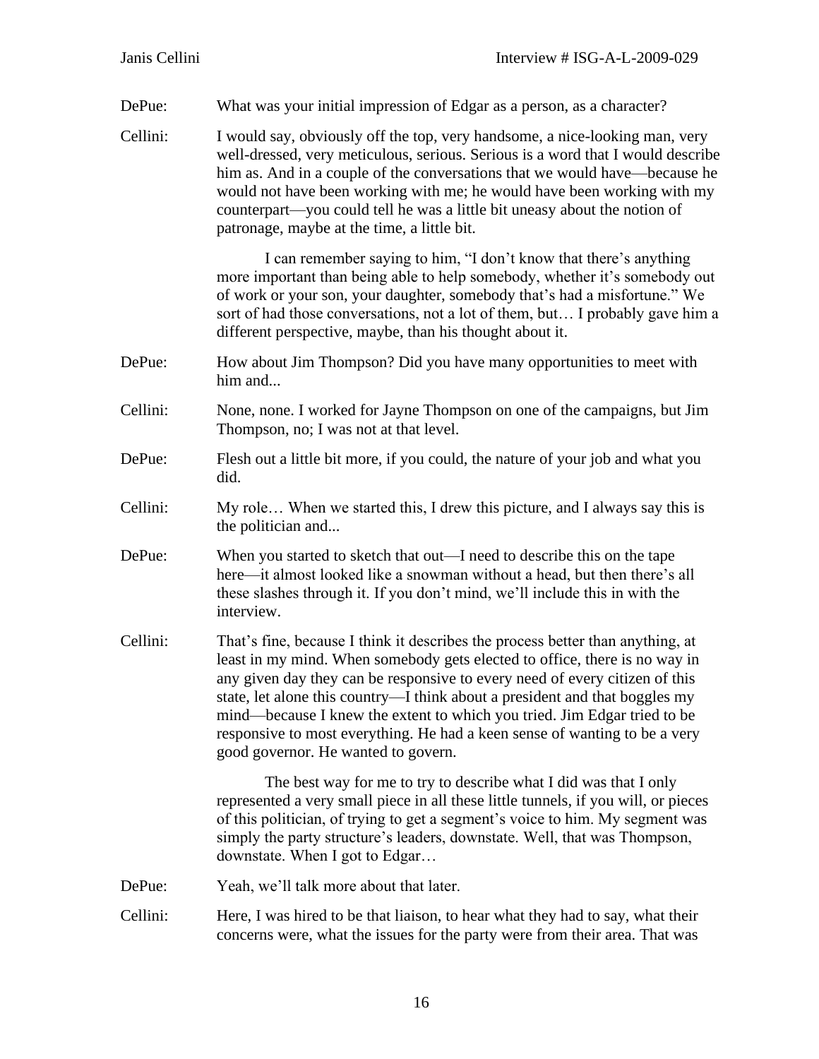DePue: What was your initial impression of Edgar as a person, as a character?

Cellini: I would say, obviously off the top, very handsome, a nice-looking man, very well-dressed, very meticulous, serious. Serious is a word that I would describe him as. And in a couple of the conversations that we would have—because he would not have been working with me; he would have been working with my counterpart—you could tell he was a little bit uneasy about the notion of patronage, maybe at the time, a little bit.

I can remember saying to him, "I don't know that there's anything more important than being able to help somebody, whether it's somebody out of work or your son, your daughter, somebody that's had a misfortune." We sort of had those conversations, not a lot of them, but… I probably gave him a different perspective, maybe, than his thought about it.

DePue: How about Jim Thompson? Did you have many opportunities to meet with him and...

Cellini: None, none. I worked for Jayne Thompson on one of the campaigns, but Jim Thompson, no; I was not at that level.

DePue: Flesh out a little bit more, if you could, the nature of your job and what you did.

Cellini: My role… When we started this, I drew this picture, and I always say this is the politician and...

DePue: When you started to sketch that out—I need to describe this on the tape here—it almost looked like a snowman without a head, but then there's all these slashes through it. If you don't mind, we'll include this in with the interview.

Cellini: That's fine, because I think it describes the process better than anything, at least in my mind. When somebody gets elected to office, there is no way in any given day they can be responsive to every need of every citizen of this state, let alone this country—I think about a president and that boggles my mind—because I knew the extent to which you tried. Jim Edgar tried to be responsive to most everything. He had a keen sense of wanting to be a very good governor. He wanted to govern.

The best way for me to try to describe what I did was that I only represented a very small piece in all these little tunnels, if you will, or pieces of this politician, of trying to get a segment's voice to him. My segment was simply the party structure's leaders, downstate. Well, that was Thompson, downstate. When I got to Edgar…

DePue: Yeah, we'll talk more about that later.

Cellini: Here, I was hired to be that liaison, to hear what they had to say, what their concerns were, what the issues for the party were from their area. That was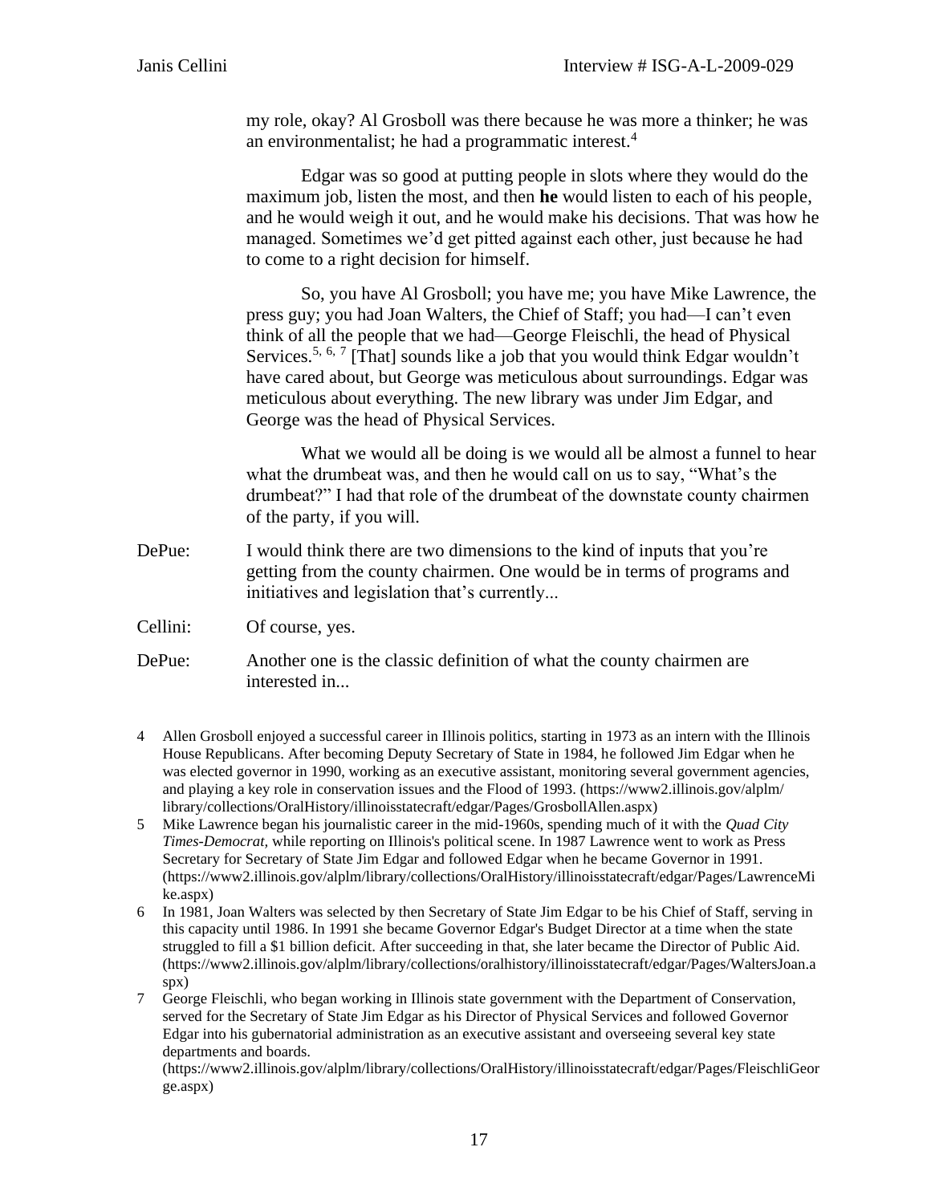my role, okay? Al Grosboll was there because he was more a thinker; he was an environmentalist; he had a programmatic interest.[4]

Edgar was so good at putting people in slots where they would do the maximum job, listen the most, and then **he** would listen to each of his people, and he would weigh it out, and he would make his decisions. That was how he managed. Sometimes we'd get pitted against each other, just because he had to come to a right decision for himself.

So, you have Al Grosboll; you have me; you have Mike Lawrence, the press guy; you had Joan Walters, the Chief of Staff; you had—I can't even think of all the people that we had—George Fleischli, the head of Physical Services.[5, 6, 7] [That] sounds like a job that you would think Edgar wouldn't have cared about, but George was meticulous about surroundings. Edgar was meticulous about everything. The new library was under Jim Edgar, and George was the head of Physical Services.

What we would all be doing is we would all be almost a funnel to hear what the drumbeat was, and then he would call on us to say, "What's the drumbeat?" I had that role of the drumbeat of the downstate county chairmen of the party, if you will.

DePue: I would think there are two dimensions to the kind of inputs that you're getting from the county chairmen. One would be in terms of programs and initiatives and legislation that's currently...

Cellini: Of course, yes.

DePue: Another one is the classic definition of what the county chairmen are interested in...

---

4 Allen Grosboll enjoyed a successful career in Illinois politics, starting in 1973 as an intern with the Illinois House Republicans. After becoming Deputy Secretary of State in 1984, he followed Jim Edgar when he was elected governor in 1990, working as an executive assistant, monitoring several government agencies, and playing a key role in conservation issues and the Flood of 1993. (https://www2.illinois.gov/alplm/library/collections/OralHistory/illinoisstatecraft/edgar/Pages/GrosbollAllen.aspx)

5 Mike Lawrence began his journalistic career in the mid-1960s, spending much of it with the *Quad City Times-Democrat,* while reporting on Illinois's political scene. In 1987 Lawrence went to work as Press Secretary for Secretary of State Jim Edgar and followed Edgar when he became Governor in 1991. (https://www2.illinois.gov/alplm/library/collections/OralHistory/illinoisstatecraft/edgar/Pages/LawrenceMike.aspx)

6 In 1981, Joan Walters was selected by then Secretary of State Jim Edgar to be his Chief of Staff, serving in this capacity until 1986. In 1991 she became Governor Edgar's Budget Director at a time when the state struggled to fill a $1 billion deficit. After succeeding in that, she later became the Director of Public Aid. (https://www2.illinois.gov/alplm/library/collections/oralhistory/illinoisstatecraft/edgar/Pages/WaltersJoan.aspx)

7 George Fleischli, who began working in Illinois state government with the Department of Conservation, served for the Secretary of State Jim Edgar as his Director of Physical Services and followed Governor Edgar into his gubernatorial administration as an executive assistant and overseeing several key state departments and boards. (https://www2.illinois.gov/alplm/library/collections/OralHistory/illinoisstatecraft/edgar/Pages/FleischliGeorge.aspx)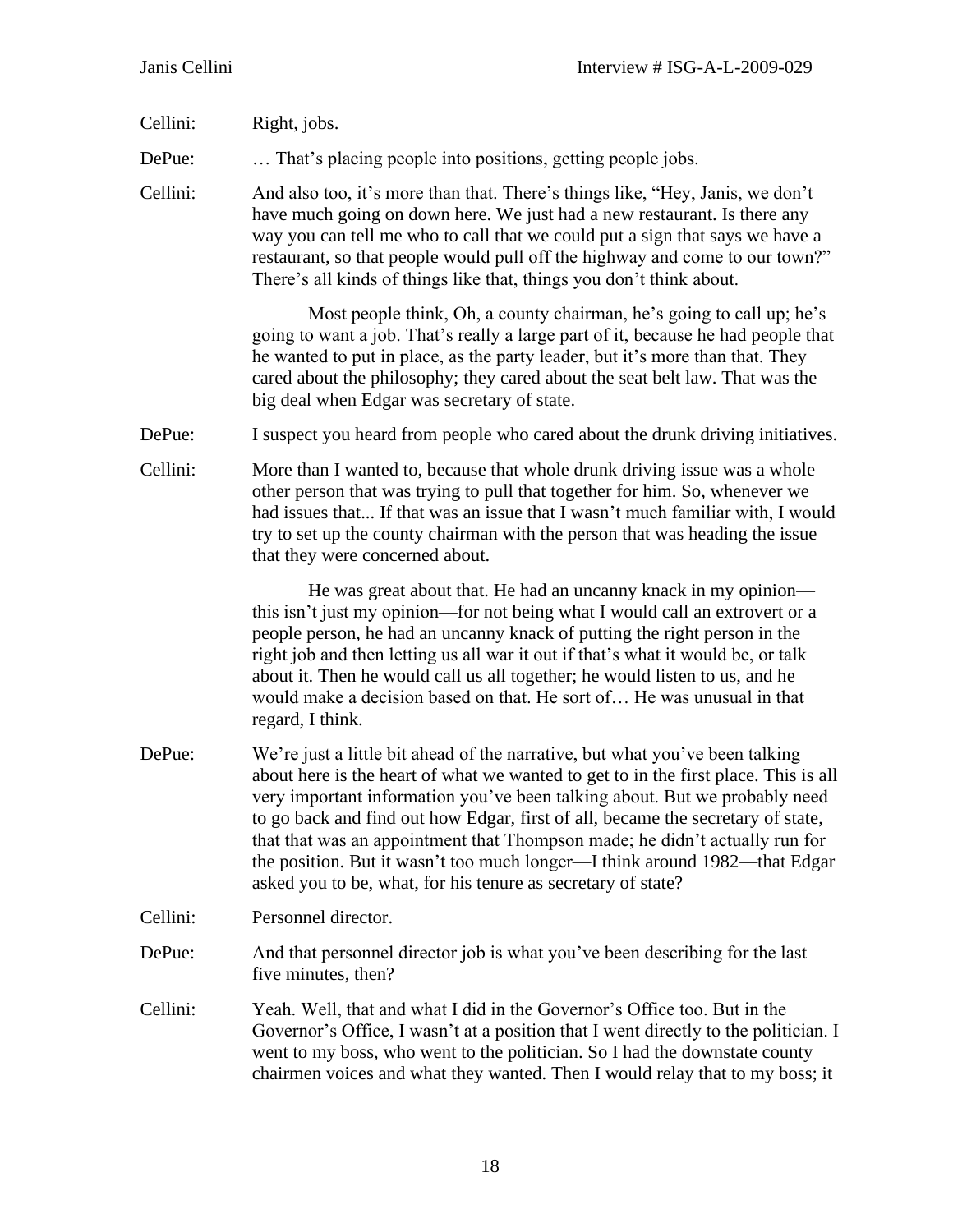Cellini: Right, jobs.

DePue: … That's placing people into positions, getting people jobs.

Cellini: And also too, it's more than that. There's things like, "Hey, Janis, we don't have much going on down here. We just had a new restaurant. Is there any way you can tell me who to call that we could put a sign that says we have a restaurant, so that people would pull off the highway and come to our town?" There's all kinds of things like that, things you don't think about.

Most people think, Oh, a county chairman, he's going to call up; he's going to want a job. That's really a large part of it, because he had people that he wanted to put in place, as the party leader, but it's more than that. They cared about the philosophy; they cared about the seat belt law. That was the big deal when Edgar was secretary of state.

DePue: I suspect you heard from people who cared about the drunk driving initiatives.

Cellini: More than I wanted to, because that whole drunk driving issue was a whole other person that was trying to pull that together for him. So, whenever we had issues that... If that was an issue that I wasn't much familiar with, I would try to set up the county chairman with the person that was heading the issue that they were concerned about.

He was great about that. He had an uncanny knack in my opinion—this isn't just my opinion—for not being what I would call an extrovert or a people person, he had an uncanny knack of putting the right person in the right job and then letting us all war it out if that's what it would be, or talk about it. Then he would call us all together; he would listen to us, and he would make a decision based on that. He sort of… He was unusual in that regard, I think.

DePue: We're just a little bit ahead of the narrative, but what you've been talking about here is the heart of what we wanted to get to in the first place. This is all very important information you've been talking about. But we probably need to go back and find out how Edgar, first of all, became the secretary of state, that that was an appointment that Thompson made; he didn't actually run for the position. But it wasn't too much longer—I think around 1982—that Edgar asked you to be, what, for his tenure as secretary of state?

Cellini: Personnel director.

DePue: And that personnel director job is what you've been describing for the last five minutes, then?

Cellini: Yeah. Well, that and what I did in the Governor's Office too. But in the Governor's Office, I wasn't at a position that I went directly to the politician. I went to my boss, who went to the politician. So I had the downstate county chairmen voices and what they wanted. Then I would relay that to my boss; it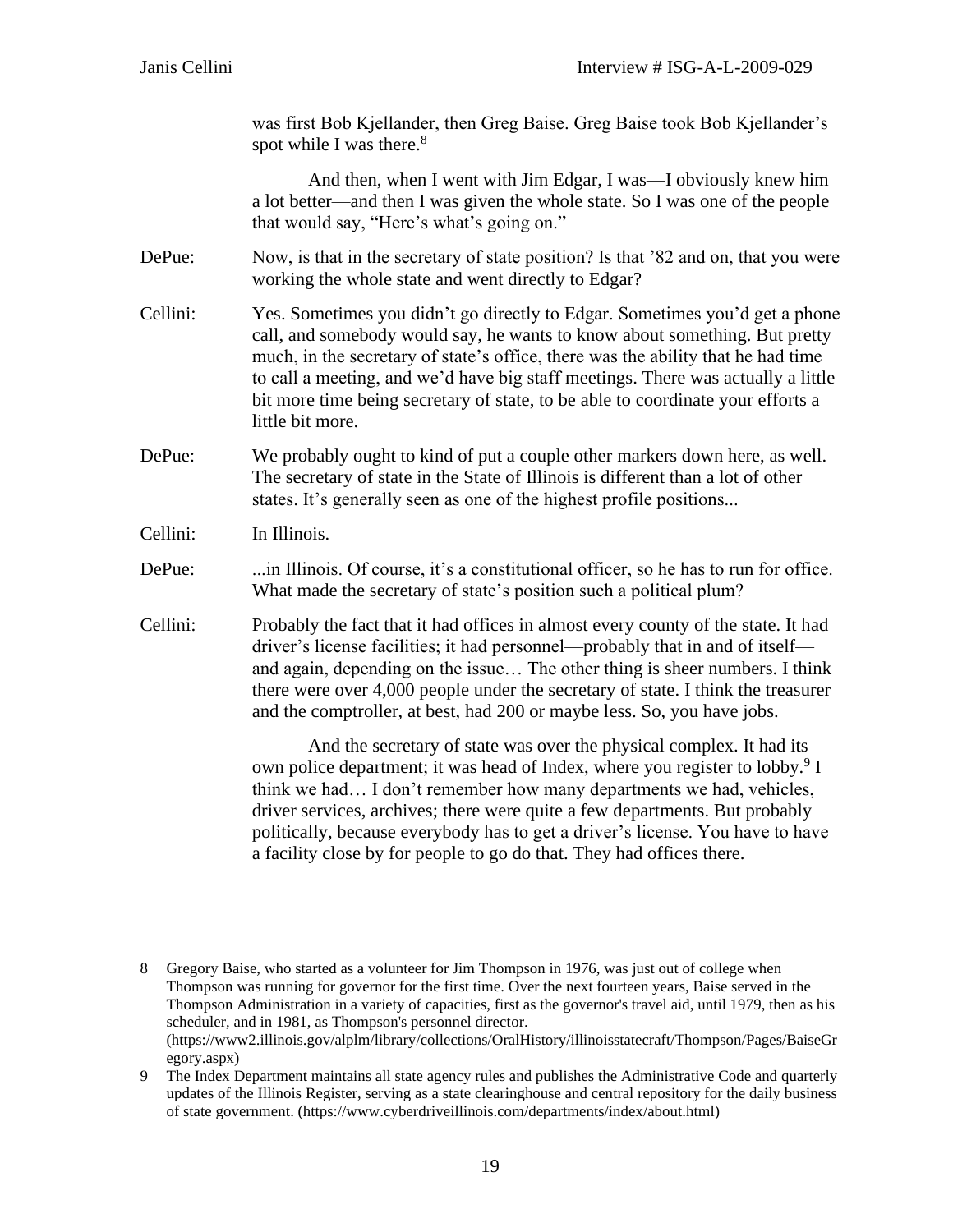was first Bob Kjellander, then Greg Baise. Greg Baise took Bob Kjellander's spot while I was there.[8]

And then, when I went with Jim Edgar, I was—I obviously knew him a lot better—and then I was given the whole state. So I was one of the people that would say, "Here's what's going on."

DePue: Now, is that in the secretary of state position? Is that '82 and on, that you were working the whole state and went directly to Edgar?

Cellini: Yes. Sometimes you didn't go directly to Edgar. Sometimes you'd get a phone call, and somebody would say, he wants to know about something. But pretty much, in the secretary of state's office, there was the ability that he had time to call a meeting, and we'd have big staff meetings. There was actually a little bit more time being secretary of state, to be able to coordinate your efforts a little bit more.

DePue: We probably ought to kind of put a couple other markers down here, as well. The secretary of state in the State of Illinois is different than a lot of other states. It's generally seen as one of the highest profile positions...

Cellini: In Illinois.

DePue: ...in Illinois. Of course, it's a constitutional officer, so he has to run for office. What made the secretary of state's position such a political plum?

Cellini: Probably the fact that it had offices in almost every county of the state. It had driver's license facilities; it had personnel—probably that in and of itself—and again, depending on the issue… The other thing is sheer numbers. I think there were over 4,000 people under the secretary of state. I think the treasurer and the comptroller, at best, had 200 or maybe less. So, you have jobs.

And the secretary of state was over the physical complex. It had its own police department; it was head of Index, where you register to lobby.[9] I think we had… I don't remember how many departments we had, vehicles, driver services, archives; there were quite a few departments. But probably politically, because everybody has to get a driver's license. You have to have a facility close by for people to go do that. They had offices there.

---

8 Gregory Baise, who started as a volunteer for Jim Thompson in 1976, was just out of college when Thompson was running for governor for the first time. Over the next fourteen years, Baise served in the Thompson Administration in a variety of capacities, first as the governor's travel aid, until 1979, then as his scheduler, and in 1981, as Thompson's personnel director. (https://www2.illinois.gov/alplm/library/collections/OralHistory/illinoisstatecraft/Thompson/Pages/BaiseGregory.aspx)

9 The Index Department maintains all state agency rules and publishes the Administrative Code and quarterly updates of the Illinois Register, serving as a state clearinghouse and central repository for the daily business of state government. (https://www.cyberdriveillinois.com/departments/index/about.html)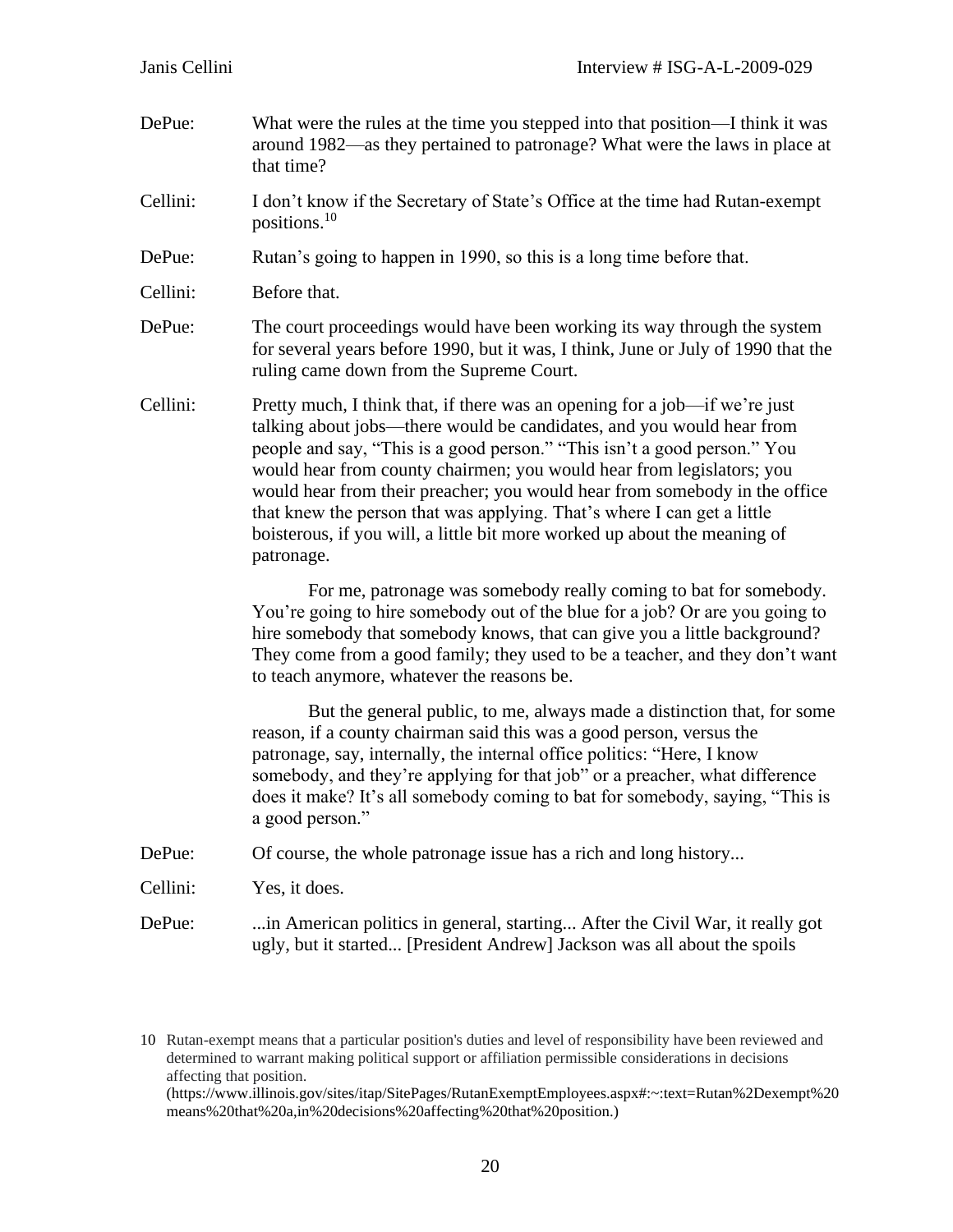DePue: What were the rules at the time you stepped into that position—I think it was around 1982—as they pertained to patronage? What were the laws in place at that time?

Cellini: I don't know if the Secretary of State's Office at the time had Rutan-exempt positions.[10]

DePue: Rutan's going to happen in 1990, so this is a long time before that.

Cellini: Before that.

DePue: The court proceedings would have been working its way through the system for several years before 1990, but it was, I think, June or July of 1990 that the ruling came down from the Supreme Court.

Cellini: Pretty much, I think that, if there was an opening for a job—if we're just talking about jobs—there would be candidates, and you would hear from people and say, "This is a good person." "This isn't a good person." You would hear from county chairmen; you would hear from legislators; you would hear from their preacher; you would hear from somebody in the office that knew the person that was applying. That's where I can get a little boisterous, if you will, a little bit more worked up about the meaning of patronage.

For me, patronage was somebody really coming to bat for somebody. You're going to hire somebody out of the blue for a job? Or are you going to hire somebody that somebody knows, that can give you a little background? They come from a good family; they used to be a teacher, and they don't want to teach anymore, whatever the reasons be.

But the general public, to me, always made a distinction that, for some reason, if a county chairman said this was a good person, versus the patronage, say, internally, the internal office politics: "Here, I know somebody, and they're applying for that job" or a preacher, what difference does it make? It's all somebody coming to bat for somebody, saying, "This is a good person."

DePue: Of course, the whole patronage issue has a rich and long history...

Cellini: Yes, it does.

DePue: ...in American politics in general, starting... After the Civil War, it really got ugly, but it started... [President Andrew] Jackson was all about the spoils

---

10 Rutan-exempt means that a particular position's duties and level of responsibility have been reviewed and determined to warrant making political support or affiliation permissible considerations in decisions affecting that position. (https://www.illinois.gov/sites/itap/SitePages/RutanExemptEmployees.aspx#:~:text=Rutan%2Dexempt%20means%20that%20a,in%20decisions%20affecting%20that%20position.)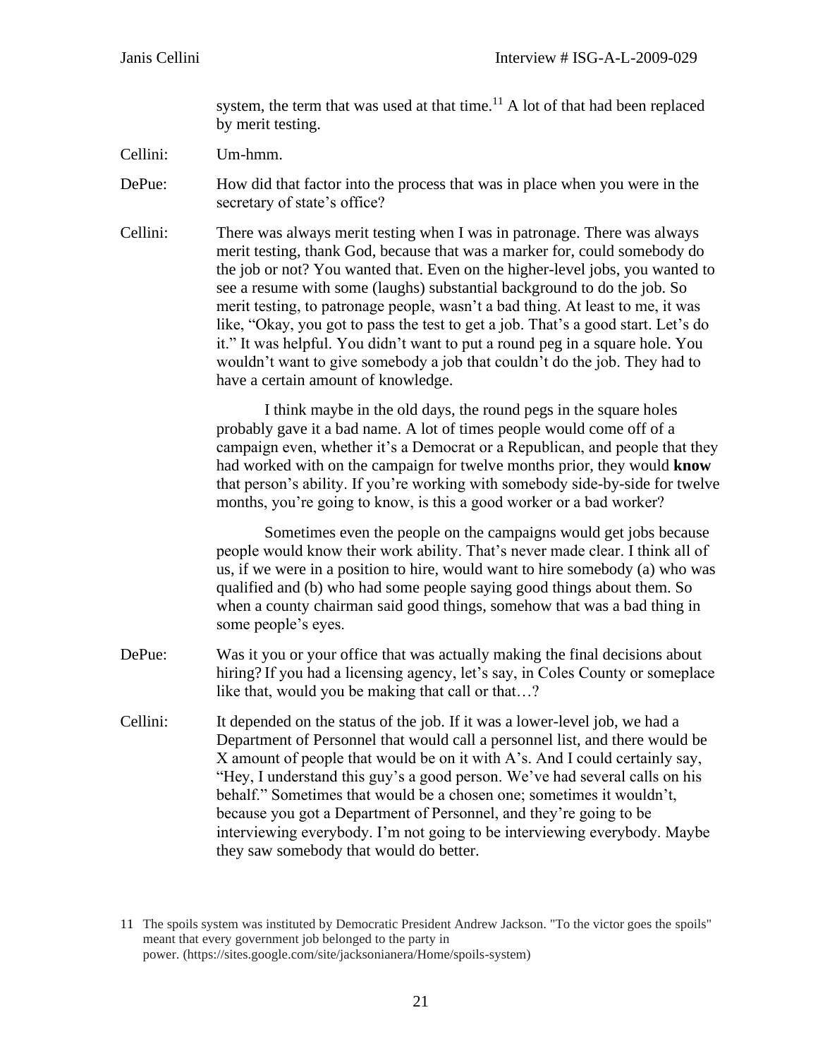system, the term that was used at that time.[11] A lot of that had been replaced by merit testing.

Cellini: Um-hmm.

DePue: How did that factor into the process that was in place when you were in the secretary of state's office?

Cellini: There was always merit testing when I was in patronage. There was always merit testing, thank God, because that was a marker for, could somebody do the job or not? You wanted that. Even on the higher-level jobs, you wanted to see a resume with some (laughs) substantial background to do the job. So merit testing, to patronage people, wasn't a bad thing. At least to me, it was like, "Okay, you got to pass the test to get a job. That's a good start. Let's do it." It was helpful. You didn't want to put a round peg in a square hole. You wouldn't want to give somebody a job that couldn't do the job. They had to have a certain amount of knowledge.

I think maybe in the old days, the round pegs in the square holes probably gave it a bad name. A lot of times people would come off of a campaign even, whether it's a Democrat or a Republican, and people that they had worked with on the campaign for twelve months prior, they would **know** that person's ability. If you're working with somebody side-by-side for twelve months, you're going to know, is this a good worker or a bad worker?

Sometimes even the people on the campaigns would get jobs because people would know their work ability. That's never made clear. I think all of us, if we were in a position to hire, would want to hire somebody (a) who was qualified and (b) who had some people saying good things about them. So when a county chairman said good things, somehow that was a bad thing in some people's eyes.

DePue: Was it you or your office that was actually making the final decisions about hiring? If you had a licensing agency, let's say, in Coles County or someplace like that, would you be making that call or that…?

Cellini: It depended on the status of the job. If it was a lower-level job, we had a Department of Personnel that would call a personnel list, and there would be X amount of people that would be on it with A's. And I could certainly say, "Hey, I understand this guy's a good person. We've had several calls on his behalf." Sometimes that would be a chosen one; sometimes it wouldn't, because you got a Department of Personnel, and they're going to be interviewing everybody. I'm not going to be interviewing everybody. Maybe they saw somebody that would do better.

11 The spoils system was instituted by Democratic President Andrew Jackson. "To the victor goes the spoils" meant that every government job belonged to the party in power. (https://sites.google.com/site/jacksonianera/Home/spoils-system)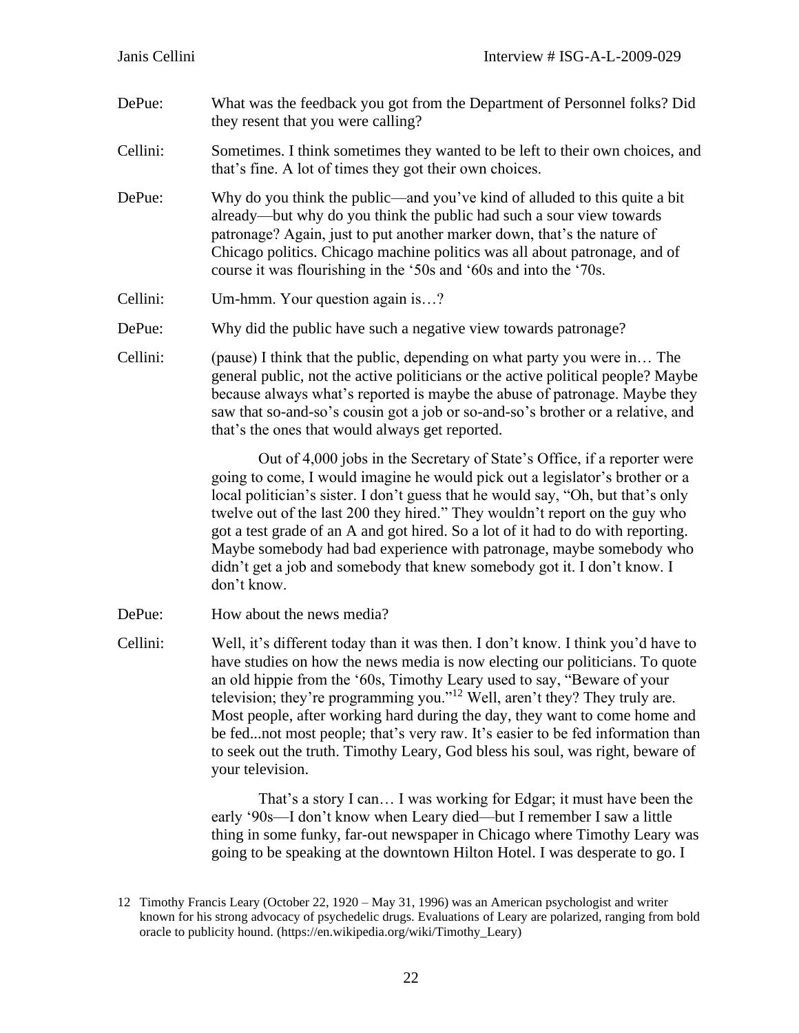DePue: What was the feedback you got from the Department of Personnel folks? Did they resent that you were calling?

Cellini: Sometimes. I think sometimes they wanted to be left to their own choices, and that's fine. A lot of times they got their own choices.

DePue: Why do you think the public—and you've kind of alluded to this quite a bit already—but why do you think the public had such a sour view towards patronage? Again, just to put another marker down, that's the nature of Chicago politics. Chicago machine politics was all about patronage, and of course it was flourishing in the '50s and '60s and into the '70s.

Cellini: Um-hmm. Your question again is…?

DePue: Why did the public have such a negative view towards patronage?

Cellini: (pause) I think that the public, depending on what party you were in… The general public, not the active politicians or the active political people? Maybe because always what's reported is maybe the abuse of patronage. Maybe they saw that so-and-so's cousin got a job or so-and-so's brother or a relative, and that's the ones that would always get reported.

Out of 4,000 jobs in the Secretary of State's Office, if a reporter were going to come, I would imagine he would pick out a legislator's brother or a local politician's sister. I don't guess that he would say, "Oh, but that's only twelve out of the last 200 they hired." They wouldn't report on the guy who got a test grade of an A and got hired. So a lot of it had to do with reporting. Maybe somebody had bad experience with patronage, maybe somebody who didn't get a job and somebody that knew somebody got it. I don't know. I don't know.

DePue: How about the news media?

Cellini: Well, it's different today than it was then. I don't know. I think you'd have to have studies on how the news media is now electing our politicians. To quote an old hippie from the '60s, Timothy Leary used to say, "Beware of your television; they're programming you."[12] Well, aren't they? They truly are. Most people, after working hard during the day, they want to come home and be fed...not most people; that's very raw. It's easier to be fed information than to seek out the truth. Timothy Leary, God bless his soul, was right, beware of your television.

That's a story I can… I was working for Edgar; it must have been the early '90s—I don't know when Leary died—but I remember I saw a little thing in some funky, far-out newspaper in Chicago where Timothy Leary was going to be speaking at the downtown Hilton Hotel. I was desperate to go. I

---

12 Timothy Francis Leary (October 22, 1920 – May 31, 1996) was an American psychologist and writer known for his strong advocacy of psychedelic drugs. Evaluations of Leary are polarized, ranging from bold oracle to publicity hound. (https://en.wikipedia.org/wiki/Timothy_Leary)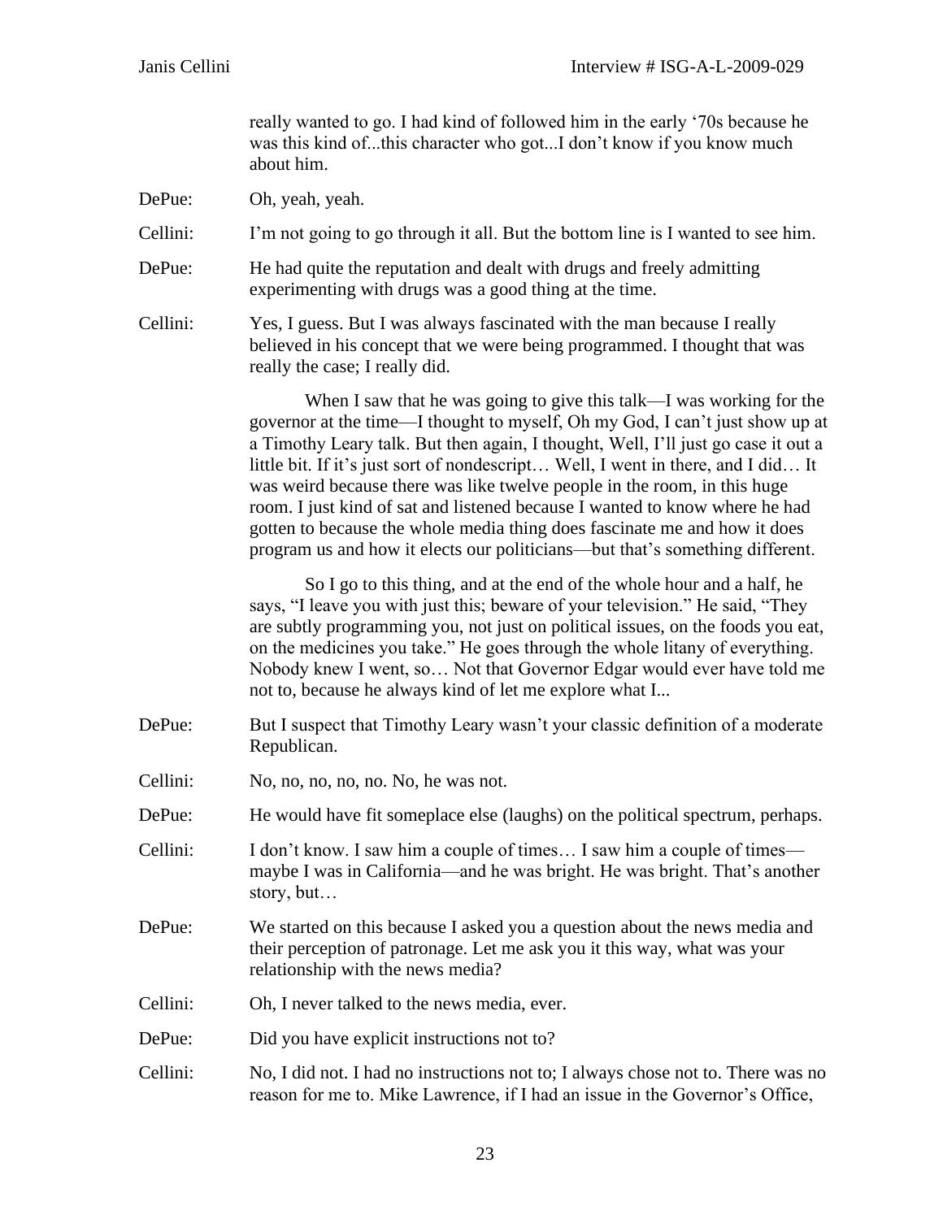really wanted to go. I had kind of followed him in the early '70s because he was this kind of...this character who got...I don't know if you know much about him.

DePue: Oh, yeah, yeah.

Cellini: I'm not going to go through it all. But the bottom line is I wanted to see him.

DePue: He had quite the reputation and dealt with drugs and freely admitting experimenting with drugs was a good thing at the time.

Cellini: Yes, I guess. But I was always fascinated with the man because I really believed in his concept that we were being programmed. I thought that was really the case; I really did.

When I saw that he was going to give this talk—I was working for the governor at the time—I thought to myself, Oh my God, I can't just show up at a Timothy Leary talk. But then again, I thought, Well, I'll just go case it out a little bit. If it's just sort of nondescript… Well, I went in there, and I did… It was weird because there was like twelve people in the room, in this huge room. I just kind of sat and listened because I wanted to know where he had gotten to because the whole media thing does fascinate me and how it does program us and how it elects our politicians—but that's something different.

So I go to this thing, and at the end of the whole hour and a half, he says, "I leave you with just this; beware of your television." He said, "They are subtly programming you, not just on political issues, on the foods you eat, on the medicines you take." He goes through the whole litany of everything. Nobody knew I went, so… Not that Governor Edgar would ever have told me not to, because he always kind of let me explore what I...

DePue: But I suspect that Timothy Leary wasn't your classic definition of a moderate Republican.

Cellini: No, no, no, no, no. No, he was not.

DePue: He would have fit someplace else (laughs) on the political spectrum, perhaps.

Cellini: I don't know. I saw him a couple of times… I saw him a couple of times—maybe I was in California—and he was bright. He was bright. That's another story, but…

DePue: We started on this because I asked you a question about the news media and their perception of patronage. Let me ask you it this way, what was your relationship with the news media?

Cellini: Oh, I never talked to the news media, ever.

DePue: Did you have explicit instructions not to?

Cellini: No, I did not. I had no instructions not to; I always chose not to. There was no reason for me to. Mike Lawrence, if I had an issue in the Governor's Office,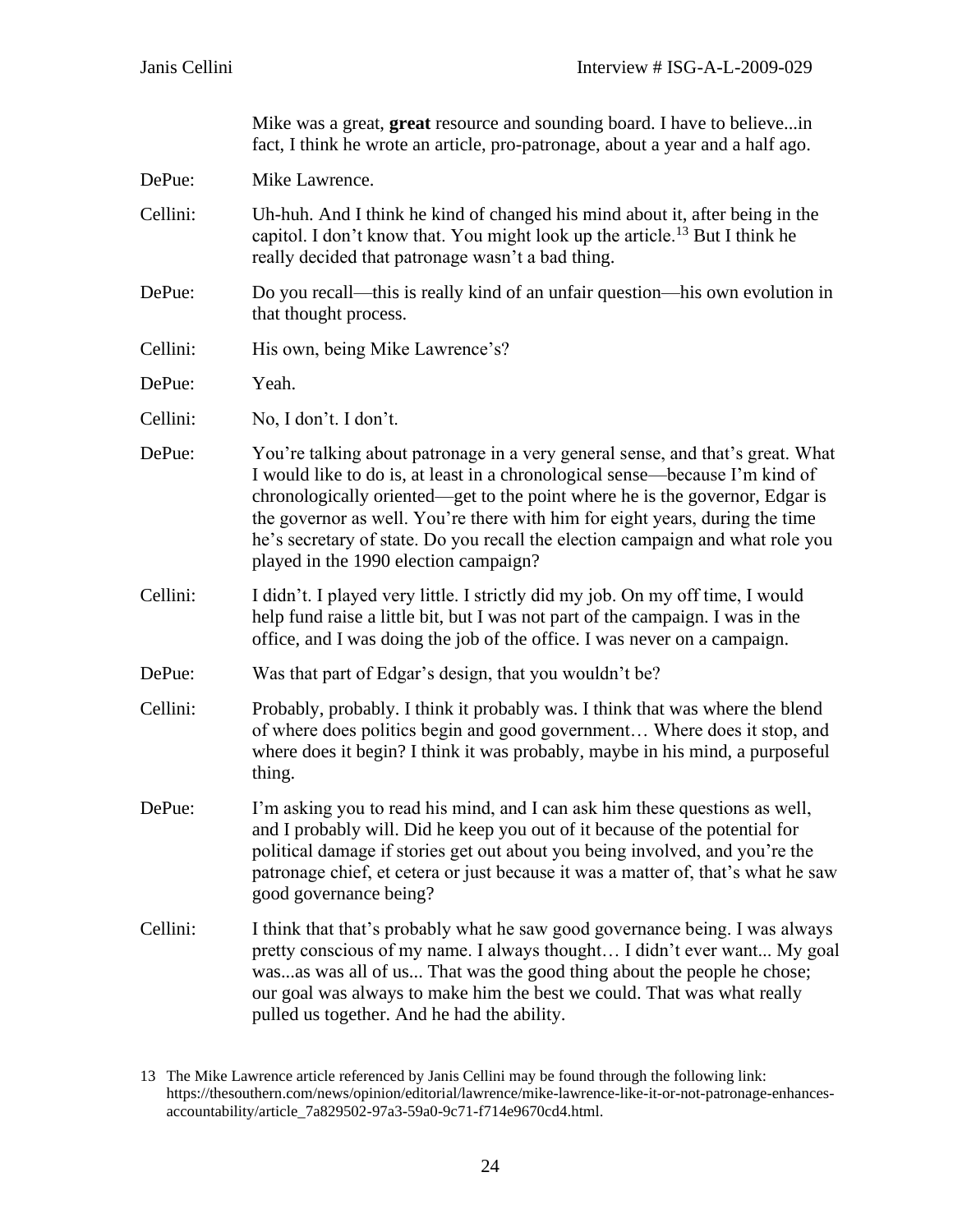Mike was a great, **great** resource and sounding board. I have to believe...in fact, I think he wrote an article, pro-patronage, about a year and a half ago.

DePue: Mike Lawrence.

Cellini: Uh-huh. And I think he kind of changed his mind about it, after being in the capitol. I don't know that. You might look up the article.[13] But I think he really decided that patronage wasn't a bad thing.

DePue: Do you recall—this is really kind of an unfair question—his own evolution in that thought process.

Cellini: His own, being Mike Lawrence's?

DePue: Yeah.

Cellini: No, I don't. I don't.

DePue: You're talking about patronage in a very general sense, and that's great. What I would like to do is, at least in a chronological sense—because I'm kind of chronologically oriented—get to the point where he is the governor, Edgar is the governor as well. You're there with him for eight years, during the time he's secretary of state. Do you recall the election campaign and what role you played in the 1990 election campaign?

Cellini: I didn't. I played very little. I strictly did my job. On my off time, I would help fund raise a little bit, but I was not part of the campaign. I was in the office, and I was doing the job of the office. I was never on a campaign.

DePue: Was that part of Edgar's design, that you wouldn't be?

Cellini: Probably, probably. I think it probably was. I think that was where the blend of where does politics begin and good government… Where does it stop, and where does it begin? I think it was probably, maybe in his mind, a purposeful thing.

DePue: I'm asking you to read his mind, and I can ask him these questions as well, and I probably will. Did he keep you out of it because of the potential for political damage if stories get out about you being involved, and you're the patronage chief, et cetera or just because it was a matter of, that's what he saw good governance being?

Cellini: I think that that's probably what he saw good governance being. I was always pretty conscious of my name. I always thought… I didn't ever want... My goal was...as was all of us... That was the good thing about the people he chose; our goal was always to make him the best we could. That was what really pulled us together. And he had the ability.

13 The Mike Lawrence article referenced by Janis Cellini may be found through the following link: https://thesouthern.com/news/opinion/editorial/lawrence/mike-lawrence-like-it-or-not-patronage-enhances-accountability/article_7a829502-97a3-59a0-9c71-f714e9670cd4.html.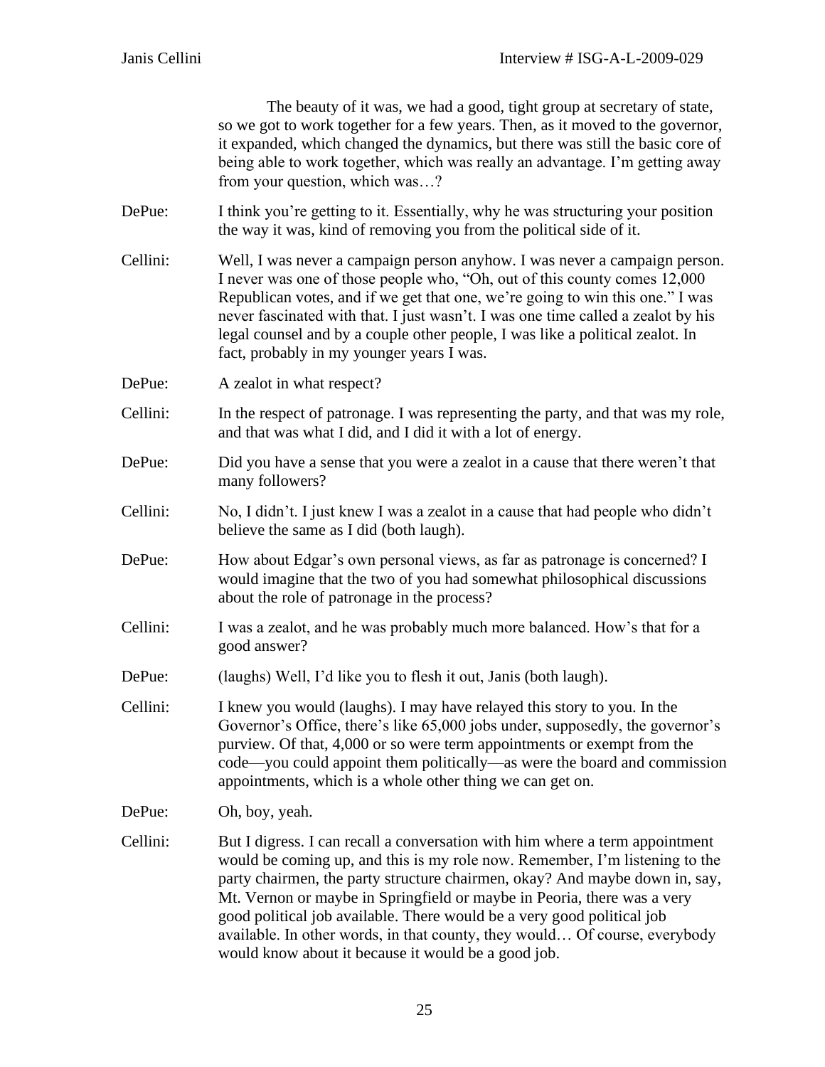The beauty of it was, we had a good, tight group at secretary of state, so we got to work together for a few years. Then, as it moved to the governor, it expanded, which changed the dynamics, but there was still the basic core of being able to work together, which was really an advantage. I'm getting away from your question, which was…?

DePue: I think you're getting to it. Essentially, why he was structuring your position the way it was, kind of removing you from the political side of it.

Cellini: Well, I was never a campaign person anyhow. I was never a campaign person. I never was one of those people who, "Oh, out of this county comes 12,000 Republican votes, and if we get that one, we're going to win this one." I was never fascinated with that. I just wasn't. I was one time called a zealot by his legal counsel and by a couple other people, I was like a political zealot. In fact, probably in my younger years I was.

DePue: A zealot in what respect?

Cellini: In the respect of patronage. I was representing the party, and that was my role, and that was what I did, and I did it with a lot of energy.

DePue: Did you have a sense that you were a zealot in a cause that there weren't that many followers?

Cellini: No, I didn't. I just knew I was a zealot in a cause that had people who didn't believe the same as I did (both laugh).

DePue: How about Edgar's own personal views, as far as patronage is concerned? I would imagine that the two of you had somewhat philosophical discussions about the role of patronage in the process?

Cellini: I was a zealot, and he was probably much more balanced. How's that for a good answer?

DePue: (laughs) Well, I'd like you to flesh it out, Janis (both laugh).

Cellini: I knew you would (laughs). I may have relayed this story to you. In the Governor's Office, there's like 65,000 jobs under, supposedly, the governor's purview. Of that, 4,000 or so were term appointments or exempt from the code—you could appoint them politically—as were the board and commission appointments, which is a whole other thing we can get on.

DePue: Oh, boy, yeah.

Cellini: But I digress. I can recall a conversation with him where a term appointment would be coming up, and this is my role now. Remember, I'm listening to the party chairmen, the party structure chairmen, okay? And maybe down in, say, Mt. Vernon or maybe in Springfield or maybe in Peoria, there was a very good political job available. There would be a very good political job available. In other words, in that county, they would… Of course, everybody would know about it because it would be a good job.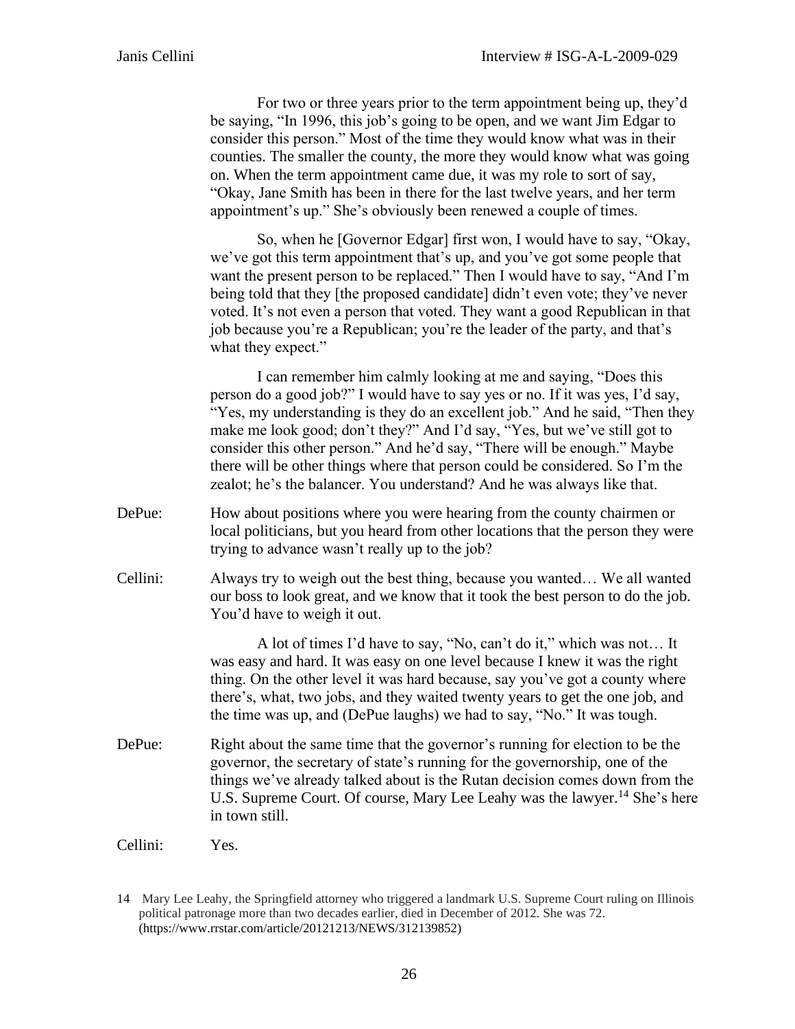For two or three years prior to the term appointment being up, they'd be saying, "In 1996, this job's going to be open, and we want Jim Edgar to consider this person." Most of the time they would know what was in their counties. The smaller the county, the more they would know what was going on. When the term appointment came due, it was my role to sort of say, "Okay, Jane Smith has been in there for the last twelve years, and her term appointment's up." She's obviously been renewed a couple of times.

So, when he [Governor Edgar] first won, I would have to say, "Okay, we've got this term appointment that's up, and you've got some people that want the present person to be replaced." Then I would have to say, "And I'm being told that they [the proposed candidate] didn't even vote; they've never voted. It's not even a person that voted. They want a good Republican in that job because you're a Republican; you're the leader of the party, and that's what they expect."

I can remember him calmly looking at me and saying, "Does this person do a good job?" I would have to say yes or no. If it was yes, I'd say, "Yes, my understanding is they do an excellent job." And he said, "Then they make me look good; don't they?" And I'd say, "Yes, but we've still got to consider this other person." And he'd say, "There will be enough." Maybe there will be other things where that person could be considered. So I'm the zealot; he's the balancer. You understand? And he was always like that.

DePue: How about positions where you were hearing from the county chairmen or local politicians, but you heard from other locations that the person they were trying to advance wasn't really up to the job?

Cellini: Always try to weigh out the best thing, because you wanted… We all wanted our boss to look great, and we know that it took the best person to do the job. You'd have to weigh it out.

A lot of times I'd have to say, "No, can't do it," which was not… It was easy and hard. It was easy on one level because I knew it was the right thing. On the other level it was hard because, say you've got a county where there's, what, two jobs, and they waited twenty years to get the one job, and the time was up, and (DePue laughs) we had to say, "No." It was tough.

DePue: Right about the same time that the governor's running for election to be the governor, the secretary of state's running for the governorship, one of the things we've already talked about is the Rutan decision comes down from the U.S. Supreme Court. Of course, Mary Lee Leahy was the lawyer.[14] She's here in town still.

Cellini: Yes.

---

14 Mary Lee Leahy, the Springfield attorney who triggered a landmark U.S. Supreme Court ruling on Illinois political patronage more than two decades earlier, died in December of 2012. She was 72. (https://www.rrstar.com/article/20121213/NEWS/312139852)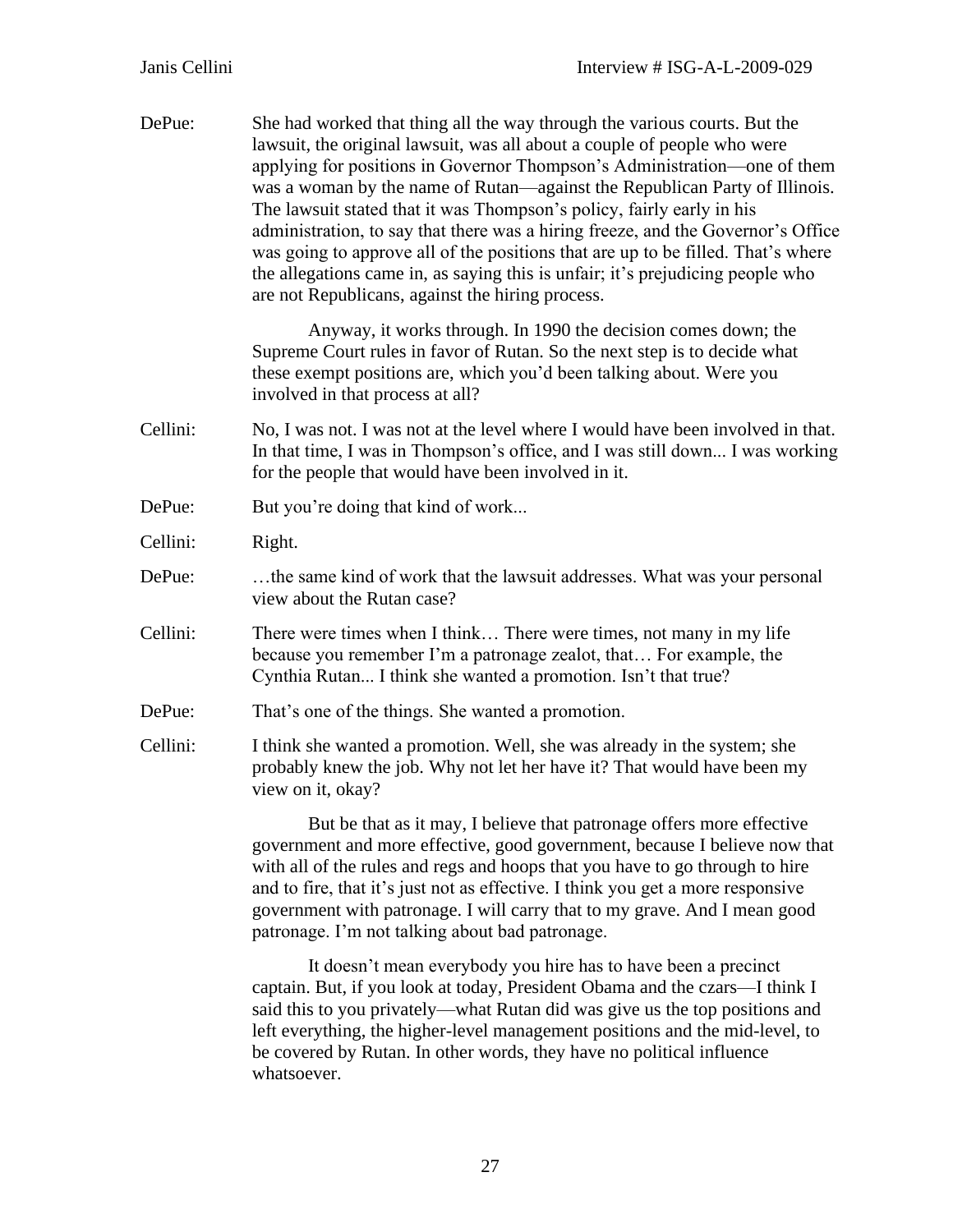DePue: She had worked that thing all the way through the various courts. But the lawsuit, the original lawsuit, was all about a couple of people who were applying for positions in Governor Thompson's Administration—one of them was a woman by the name of Rutan—against the Republican Party of Illinois. The lawsuit stated that it was Thompson's policy, fairly early in his administration, to say that there was a hiring freeze, and the Governor's Office was going to approve all of the positions that are up to be filled. That's where the allegations came in, as saying this is unfair; it's prejudicing people who are not Republicans, against the hiring process.

Anyway, it works through. In 1990 the decision comes down; the Supreme Court rules in favor of Rutan. So the next step is to decide what these exempt positions are, which you'd been talking about. Were you involved in that process at all?

Cellini: No, I was not. I was not at the level where I would have been involved in that. In that time, I was in Thompson's office, and I was still down... I was working for the people that would have been involved in it.

DePue: But you're doing that kind of work...

Cellini: Right.

DePue: …the same kind of work that the lawsuit addresses. What was your personal view about the Rutan case?

Cellini: There were times when I think… There were times, not many in my life because you remember I'm a patronage zealot, that… For example, the Cynthia Rutan... I think she wanted a promotion. Isn't that true?

DePue: That's one of the things. She wanted a promotion.

Cellini: I think she wanted a promotion. Well, she was already in the system; she probably knew the job. Why not let her have it? That would have been my view on it, okay?

But be that as it may, I believe that patronage offers more effective government and more effective, good government, because I believe now that with all of the rules and regs and hoops that you have to go through to hire and to fire, that it's just not as effective. I think you get a more responsive government with patronage. I will carry that to my grave. And I mean good patronage. I'm not talking about bad patronage.

It doesn't mean everybody you hire has to have been a precinct captain. But, if you look at today, President Obama and the czars—I think I said this to you privately—what Rutan did was give us the top positions and left everything, the higher-level management positions and the mid-level, to be covered by Rutan. In other words, they have no political influence whatsoever.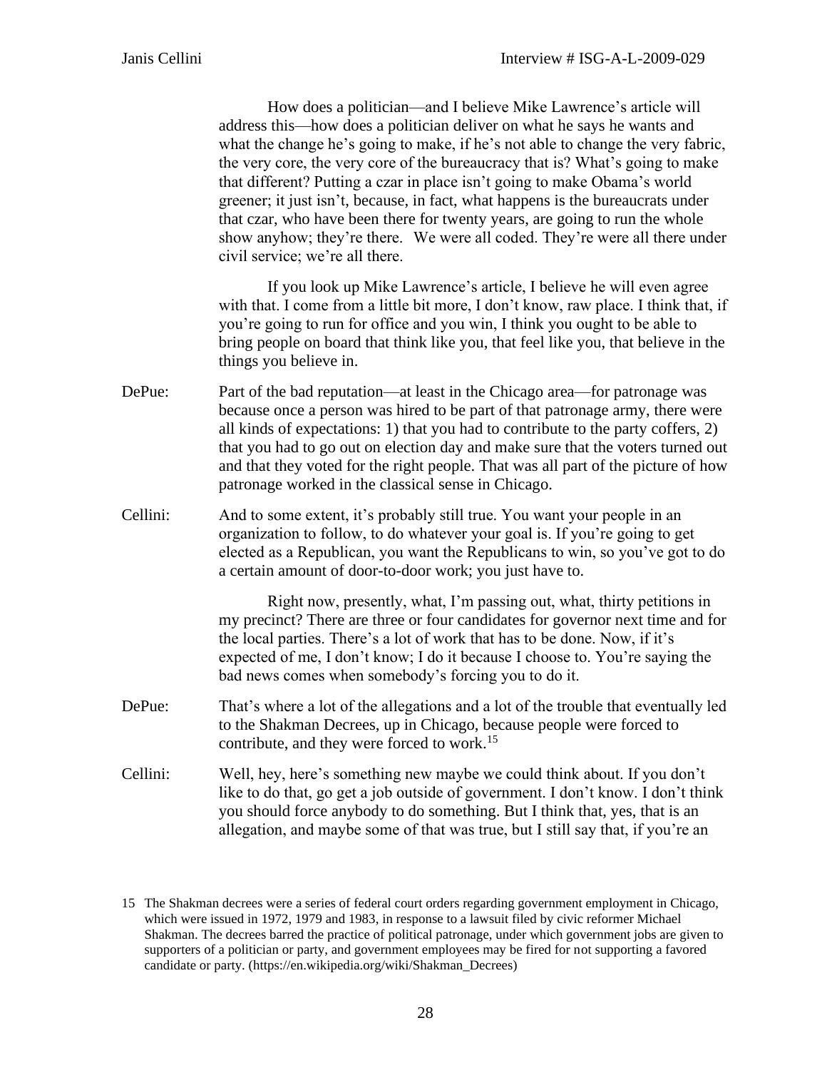How does a politician—and I believe Mike Lawrence's article will address this—how does a politician deliver on what he says he wants and what the change he's going to make, if he's not able to change the very fabric, the very core, the very core of the bureaucracy that is? What's going to make that different? Putting a czar in place isn't going to make Obama's world greener; it just isn't, because, in fact, what happens is the bureaucrats under that czar, who have been there for twenty years, are going to run the whole show anyhow; they're there. We were all coded. They're were all there under civil service; we're all there.

If you look up Mike Lawrence's article, I believe he will even agree with that. I come from a little bit more, I don't know, raw place. I think that, if you're going to run for office and you win, I think you ought to be able to bring people on board that think like you, that feel like you, that believe in the things you believe in.

DePue: Part of the bad reputation—at least in the Chicago area—for patronage was because once a person was hired to be part of that patronage army, there were all kinds of expectations: 1) that you had to contribute to the party coffers, 2) that you had to go out on election day and make sure that the voters turned out and that they voted for the right people. That was all part of the picture of how patronage worked in the classical sense in Chicago.

Cellini: And to some extent, it's probably still true. You want your people in an organization to follow, to do whatever your goal is. If you're going to get elected as a Republican, you want the Republicans to win, so you've got to do a certain amount of door-to-door work; you just have to.

Right now, presently, what, I'm passing out, what, thirty petitions in my precinct? There are three or four candidates for governor next time and for the local parties. There's a lot of work that has to be done. Now, if it's expected of me, I don't know; I do it because I choose to. You're saying the bad news comes when somebody's forcing you to do it.

DePue: That's where a lot of the allegations and a lot of the trouble that eventually led to the Shakman Decrees, up in Chicago, because people were forced to contribute, and they were forced to work.[15]

Cellini: Well, hey, here's something new maybe we could think about. If you don't like to do that, go get a job outside of government. I don't know. I don't think you should force anybody to do something. But I think that, yes, that is an allegation, and maybe some of that was true, but I still say that, if you're an

---

15 The Shakman decrees were a series of federal court orders regarding government employment in Chicago, which were issued in 1972, 1979 and 1983, in response to a lawsuit filed by civic reformer Michael Shakman. The decrees barred the practice of political patronage, under which government jobs are given to supporters of a politician or party, and government employees may be fired for not supporting a favored candidate or party. (https://en.wikipedia.org/wiki/Shakman_Decrees)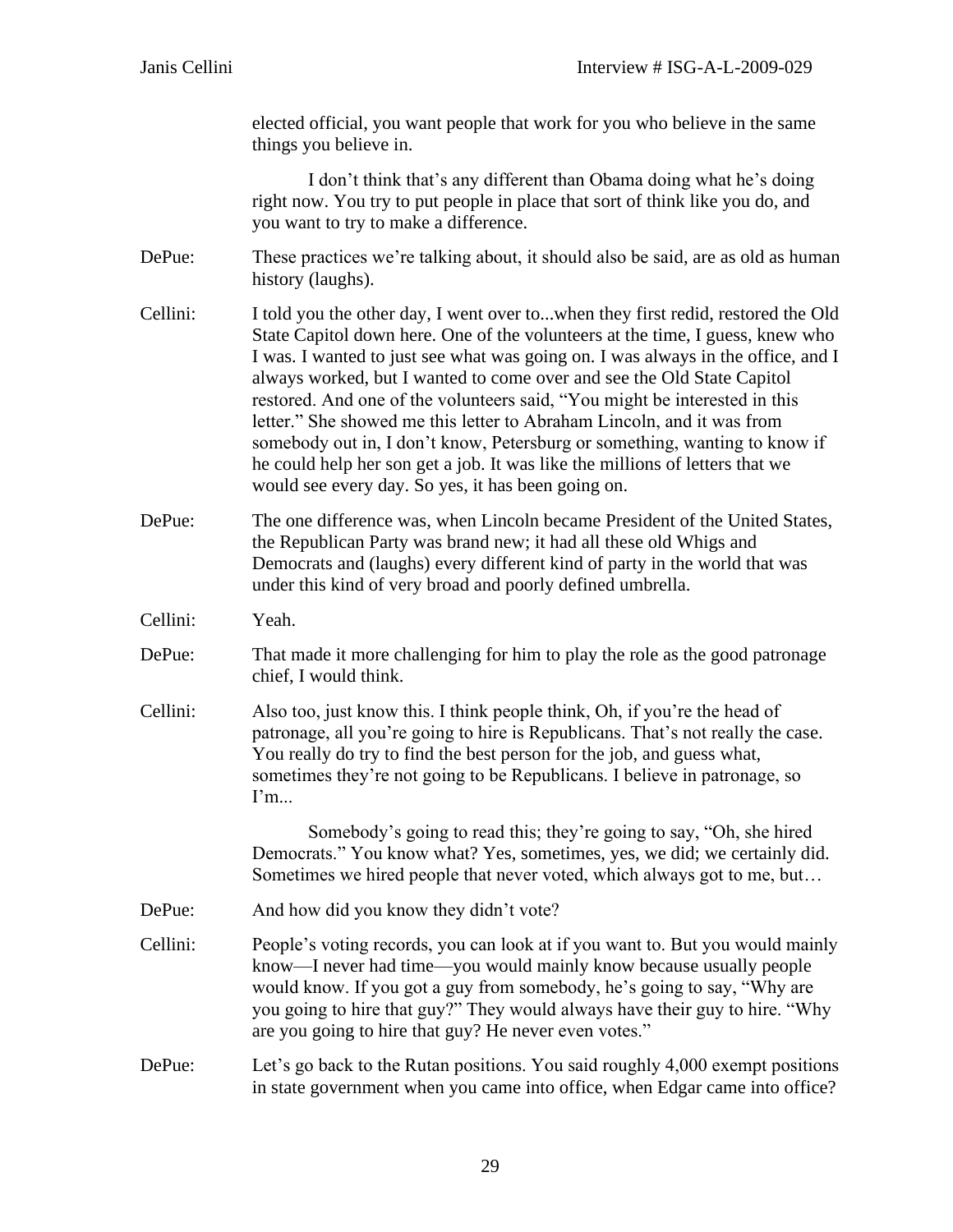elected official, you want people that work for you who believe in the same things you believe in.

I don't think that's any different than Obama doing what he's doing right now. You try to put people in place that sort of think like you do, and you want to try to make a difference.

DePue: These practices we're talking about, it should also be said, are as old as human history (laughs).

Cellini: I told you the other day, I went over to...when they first redid, restored the Old State Capitol down here. One of the volunteers at the time, I guess, knew who I was. I wanted to just see what was going on. I was always in the office, and I always worked, but I wanted to come over and see the Old State Capitol restored. And one of the volunteers said, "You might be interested in this letter." She showed me this letter to Abraham Lincoln, and it was from somebody out in, I don't know, Petersburg or something, wanting to know if he could help her son get a job. It was like the millions of letters that we would see every day. So yes, it has been going on.

DePue: The one difference was, when Lincoln became President of the United States, the Republican Party was brand new; it had all these old Whigs and Democrats and (laughs) every different kind of party in the world that was under this kind of very broad and poorly defined umbrella.

Cellini: Yeah.

DePue: That made it more challenging for him to play the role as the good patronage chief, I would think.

Cellini: Also too, just know this. I think people think, Oh, if you're the head of patronage, all you're going to hire is Republicans. That's not really the case. You really do try to find the best person for the job, and guess what, sometimes they're not going to be Republicans. I believe in patronage, so I'm...

Somebody's going to read this; they're going to say, "Oh, she hired Democrats." You know what? Yes, sometimes, yes, we did; we certainly did. Sometimes we hired people that never voted, which always got to me, but…

DePue: And how did you know they didn't vote?

Cellini: People's voting records, you can look at if you want to. But you would mainly know—I never had time—you would mainly know because usually people would know. If you got a guy from somebody, he's going to say, "Why are you going to hire that guy?" They would always have their guy to hire. "Why are you going to hire that guy? He never even votes."

DePue: Let's go back to the Rutan positions. You said roughly 4,000 exempt positions in state government when you came into office, when Edgar came into office?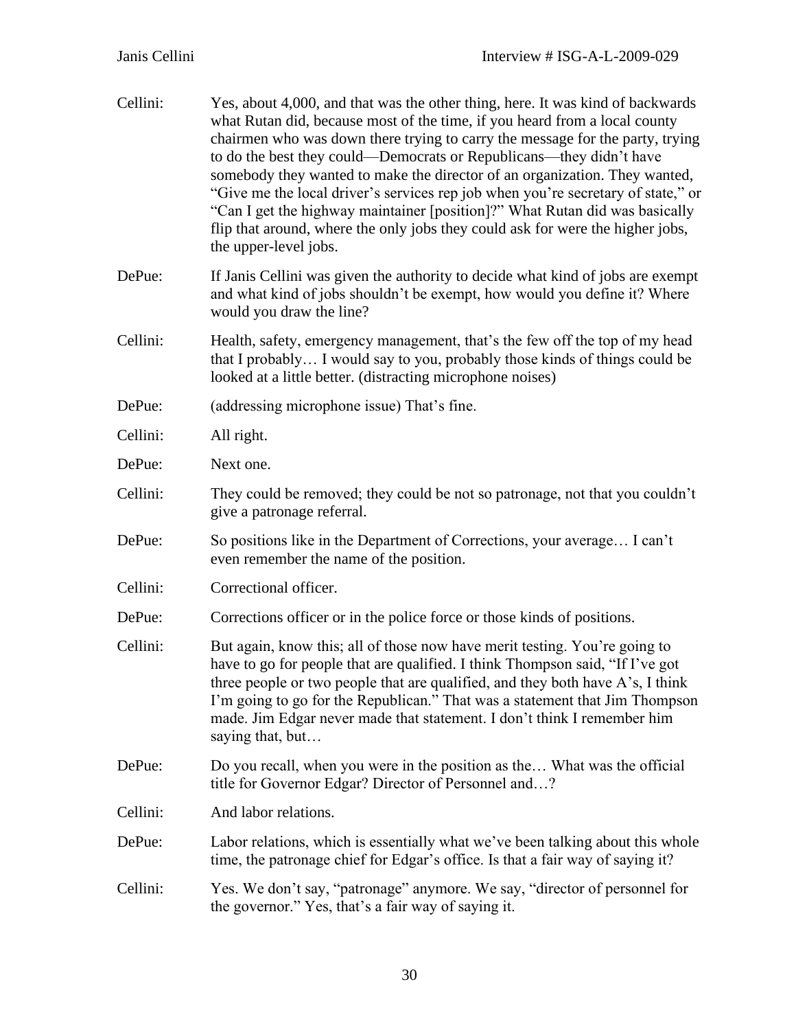Cellini: Yes, about 4,000, and that was the other thing, here. It was kind of backwards what Rutan did, because most of the time, if you heard from a local county chairmen who was down there trying to carry the message for the party, trying to do the best they could—Democrats or Republicans—they didn't have somebody they wanted to make the director of an organization. They wanted, "Give me the local driver's services rep job when you're secretary of state," or "Can I get the highway maintainer [position]?" What Rutan did was basically flip that around, where the only jobs they could ask for were the higher jobs, the upper-level jobs.

DePue: If Janis Cellini was given the authority to decide what kind of jobs are exempt and what kind of jobs shouldn't be exempt, how would you define it? Where would you draw the line?

Cellini: Health, safety, emergency management, that's the few off the top of my head that I probably… I would say to you, probably those kinds of things could be looked at a little better. (distracting microphone noises)

DePue: (addressing microphone issue) That's fine.

Cellini: All right.

DePue: Next one.

Cellini: They could be removed; they could be not so patronage, not that you couldn't give a patronage referral.

DePue: So positions like in the Department of Corrections, your average… I can't even remember the name of the position.

Cellini: Correctional officer.

DePue: Corrections officer or in the police force or those kinds of positions.

Cellini: But again, know this; all of those now have merit testing. You're going to have to go for people that are qualified. I think Thompson said, "If I've got three people or two people that are qualified, and they both have A's, I think I'm going to go for the Republican." That was a statement that Jim Thompson made. Jim Edgar never made that statement. I don't think I remember him saying that, but…

DePue: Do you recall, when you were in the position as the… What was the official title for Governor Edgar? Director of Personnel and…?

Cellini: And labor relations.

DePue: Labor relations, which is essentially what we've been talking about this whole time, the patronage chief for Edgar's office. Is that a fair way of saying it?

Cellini: Yes. We don't say, "patronage" anymore. We say, "director of personnel for the governor." Yes, that's a fair way of saying it.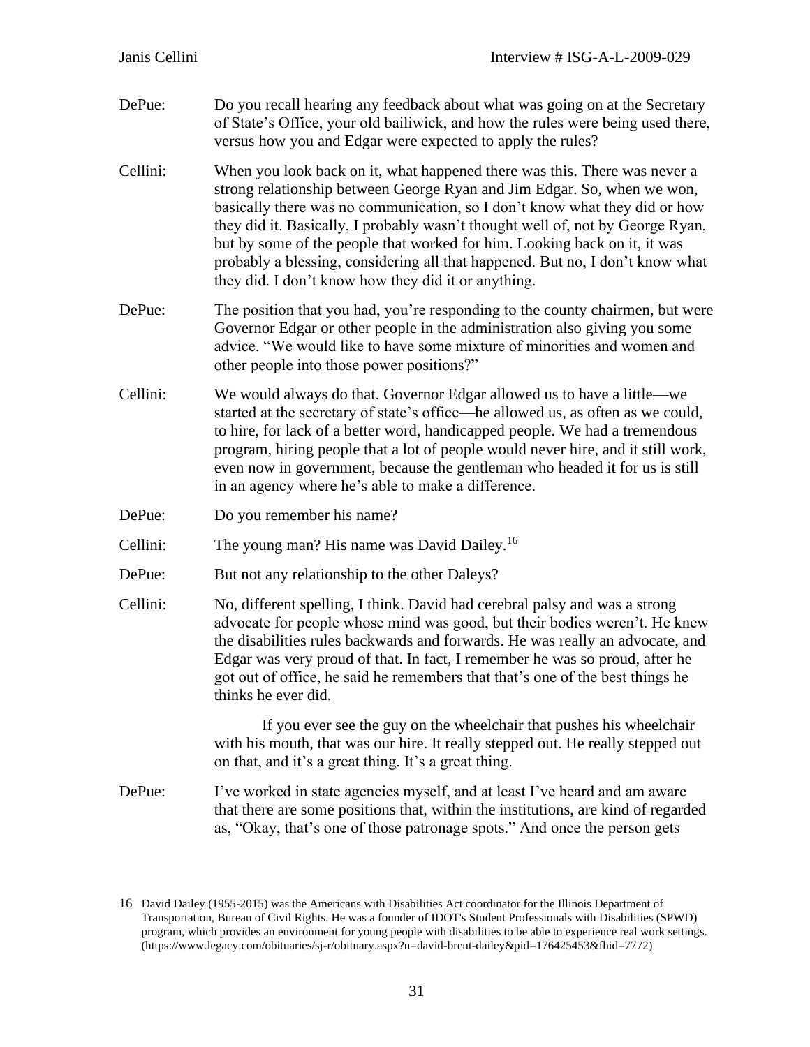DePue: Do you recall hearing any feedback about what was going on at the Secretary of State's Office, your old bailiwick, and how the rules were being used there, versus how you and Edgar were expected to apply the rules?

Cellini: When you look back on it, what happened there was this. There was never a strong relationship between George Ryan and Jim Edgar. So, when we won, basically there was no communication, so I don't know what they did or how they did it. Basically, I probably wasn't thought well of, not by George Ryan, but by some of the people that worked for him. Looking back on it, it was probably a blessing, considering all that happened. But no, I don't know what they did. I don't know how they did it or anything.

DePue: The position that you had, you're responding to the county chairmen, but were Governor Edgar or other people in the administration also giving you some advice. "We would like to have some mixture of minorities and women and other people into those power positions?"

Cellini: We would always do that. Governor Edgar allowed us to have a little—we started at the secretary of state's office—he allowed us, as often as we could, to hire, for lack of a better word, handicapped people. We had a tremendous program, hiring people that a lot of people would never hire, and it still work, even now in government, because the gentleman who headed it for us is still in an agency where he's able to make a difference.

DePue: Do you remember his name?

Cellini: The young man? His name was David Dailey.[16]

DePue: But not any relationship to the other Daleys?

Cellini: No, different spelling, I think. David had cerebral palsy and was a strong advocate for people whose mind was good, but their bodies weren't. He knew the disabilities rules backwards and forwards. He was really an advocate, and Edgar was very proud of that. In fact, I remember he was so proud, after he got out of office, he said he remembers that that's one of the best things he thinks he ever did.

If you ever see the guy on the wheelchair that pushes his wheelchair with his mouth, that was our hire. It really stepped out. He really stepped out on that, and it's a great thing. It's a great thing.

DePue: I've worked in state agencies myself, and at least I've heard and am aware that there are some positions that, within the institutions, are kind of regarded as, "Okay, that's one of those patronage spots." And once the person gets

---

16 David Dailey (1955-2015) was the Americans with Disabilities Act coordinator for the Illinois Department of Transportation, Bureau of Civil Rights. He was a founder of IDOT's Student Professionals with Disabilities (SPWD) program, which provides an environment for young people with disabilities to be able to experience real work settings. (https://www.legacy.com/obituaries/sj-r/obituary.aspx?n=david-brent-dailey&pid=176425453&fhid=7772)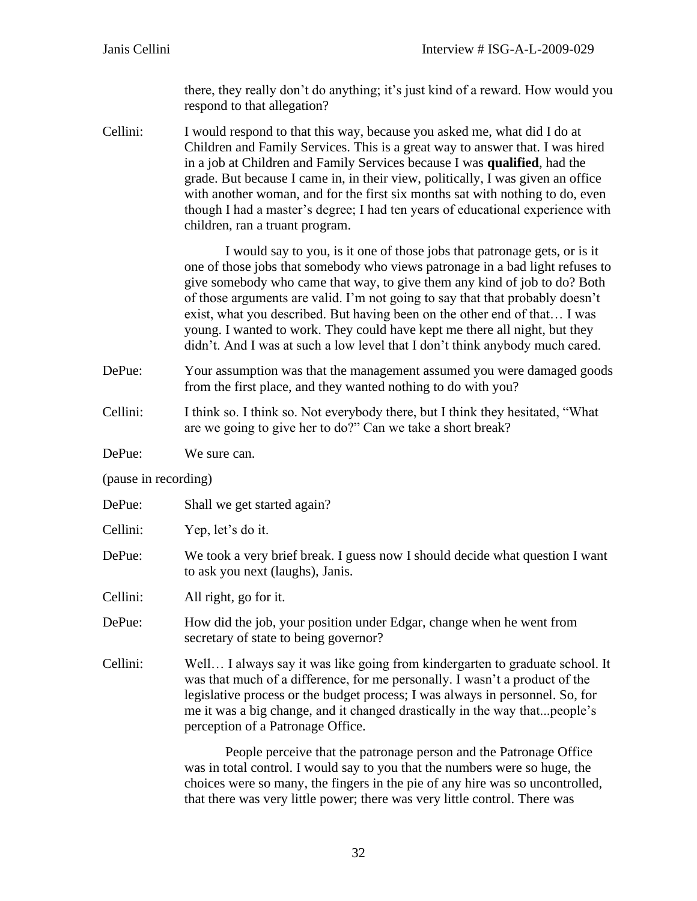there, they really don't do anything; it's just kind of a reward. How would you respond to that allegation?

Cellini: I would respond to that this way, because you asked me, what did I do at Children and Family Services. This is a great way to answer that. I was hired in a job at Children and Family Services because I was **qualified**, had the grade. But because I came in, in their view, politically, I was given an office with another woman, and for the first six months sat with nothing to do, even though I had a master's degree; I had ten years of educational experience with children, ran a truant program.

I would say to you, is it one of those jobs that patronage gets, or is it one of those jobs that somebody who views patronage in a bad light refuses to give somebody who came that way, to give them any kind of job to do? Both of those arguments are valid. I'm not going to say that that probably doesn't exist, what you described. But having been on the other end of that… I was young. I wanted to work. They could have kept me there all night, but they didn't. And I was at such a low level that I don't think anybody much cared.

DePue: Your assumption was that the management assumed you were damaged goods from the first place, and they wanted nothing to do with you?

Cellini: I think so. I think so. Not everybody there, but I think they hesitated, "What are we going to give her to do?" Can we take a short break?

DePue: We sure can.

(pause in recording)

DePue: Shall we get started again?

Cellini: Yep, let's do it.

DePue: We took a very brief break. I guess now I should decide what question I want to ask you next (laughs), Janis.

Cellini: All right, go for it.

DePue: How did the job, your position under Edgar, change when he went from secretary of state to being governor?

Cellini: Well… I always say it was like going from kindergarten to graduate school. It was that much of a difference, for me personally. I wasn't a product of the legislative process or the budget process; I was always in personnel. So, for me it was a big change, and it changed drastically in the way that...people's perception of a Patronage Office.

People perceive that the patronage person and the Patronage Office was in total control. I would say to you that the numbers were so huge, the choices were so many, the fingers in the pie of any hire was so uncontrolled, that there was very little power; there was very little control. There was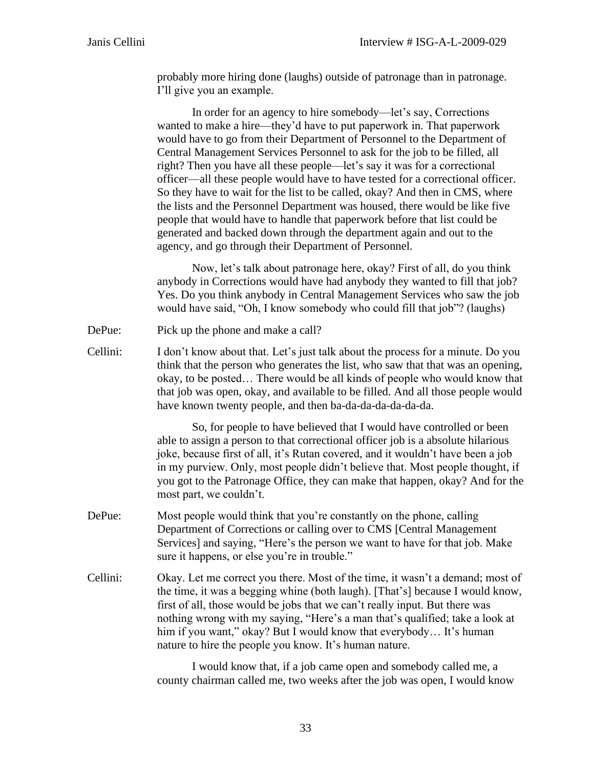probably more hiring done (laughs) outside of patronage than in patronage. I'll give you an example.

In order for an agency to hire somebody—let's say, Corrections wanted to make a hire—they'd have to put paperwork in. That paperwork would have to go from their Department of Personnel to the Department of Central Management Services Personnel to ask for the job to be filled, all right? Then you have all these people—let's say it was for a correctional officer—all these people would have to have tested for a correctional officer. So they have to wait for the list to be called, okay? And then in CMS, where the lists and the Personnel Department was housed, there would be like five people that would have to handle that paperwork before that list could be generated and backed down through the department again and out to the agency, and go through their Department of Personnel.

Now, let's talk about patronage here, okay? First of all, do you think anybody in Corrections would have had anybody they wanted to fill that job? Yes. Do you think anybody in Central Management Services who saw the job would have said, "Oh, I know somebody who could fill that job"? (laughs)

DePue: Pick up the phone and make a call?

Cellini: I don't know about that. Let's just talk about the process for a minute. Do you think that the person who generates the list, who saw that that was an opening, okay, to be posted… There would be all kinds of people who would know that that job was open, okay, and available to be filled. And all those people would have known twenty people, and then ba-da-da-da-da-da-da.

So, for people to have believed that I would have controlled or been able to assign a person to that correctional officer job is a absolute hilarious joke, because first of all, it's Rutan covered, and it wouldn't have been a job in my purview. Only, most people didn't believe that. Most people thought, if you got to the Patronage Office, they can make that happen, okay? And for the most part, we couldn't.

DePue: Most people would think that you're constantly on the phone, calling Department of Corrections or calling over to CMS [Central Management Services] and saying, "Here's the person we want to have for that job. Make sure it happens, or else you're in trouble."

Cellini: Okay. Let me correct you there. Most of the time, it wasn't a demand; most of the time, it was a begging whine (both laugh). [That's] because I would know, first of all, those would be jobs that we can't really input. But there was nothing wrong with my saying, "Here's a man that's qualified; take a look at him if you want," okay? But I would know that everybody… It's human nature to hire the people you know. It's human nature.

I would know that, if a job came open and somebody called me, a county chairman called me, two weeks after the job was open, I would know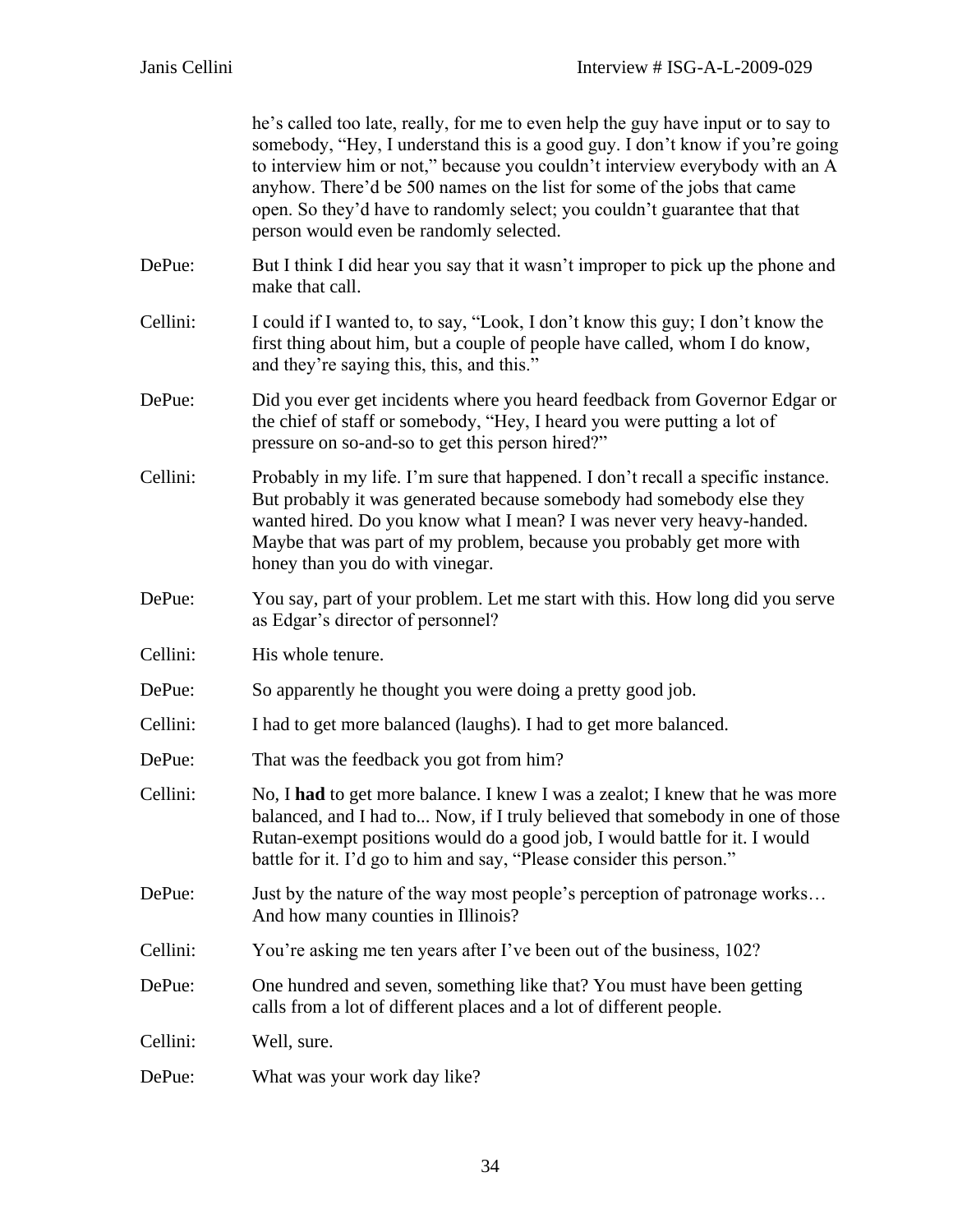he's called too late, really, for me to even help the guy have input or to say to somebody, "Hey, I understand this is a good guy. I don't know if you're going to interview him or not," because you couldn't interview everybody with an A anyhow. There'd be 500 names on the list for some of the jobs that came open. So they'd have to randomly select; you couldn't guarantee that that person would even be randomly selected.

DePue: But I think I did hear you say that it wasn't improper to pick up the phone and make that call.

Cellini: I could if I wanted to, to say, "Look, I don't know this guy; I don't know the first thing about him, but a couple of people have called, whom I do know, and they're saying this, this, and this."

DePue: Did you ever get incidents where you heard feedback from Governor Edgar or the chief of staff or somebody, "Hey, I heard you were putting a lot of pressure on so-and-so to get this person hired?"

Cellini: Probably in my life. I'm sure that happened. I don't recall a specific instance. But probably it was generated because somebody had somebody else they wanted hired. Do you know what I mean? I was never very heavy-handed. Maybe that was part of my problem, because you probably get more with honey than you do with vinegar.

DePue: You say, part of your problem. Let me start with this. How long did you serve as Edgar's director of personnel?

Cellini: His whole tenure.

DePue: So apparently he thought you were doing a pretty good job.

Cellini: I had to get more balanced (laughs). I had to get more balanced.

DePue: That was the feedback you got from him?

Cellini: No, I **had** to get more balance. I knew I was a zealot; I knew that he was more balanced, and I had to... Now, if I truly believed that somebody in one of those Rutan-exempt positions would do a good job, I would battle for it. I would battle for it. I'd go to him and say, "Please consider this person."

DePue: Just by the nature of the way most people's perception of patronage works… And how many counties in Illinois?

Cellini: You're asking me ten years after I've been out of the business, 102?

DePue: One hundred and seven, something like that? You must have been getting calls from a lot of different places and a lot of different people.

Cellini: Well, sure.

DePue: What was your work day like?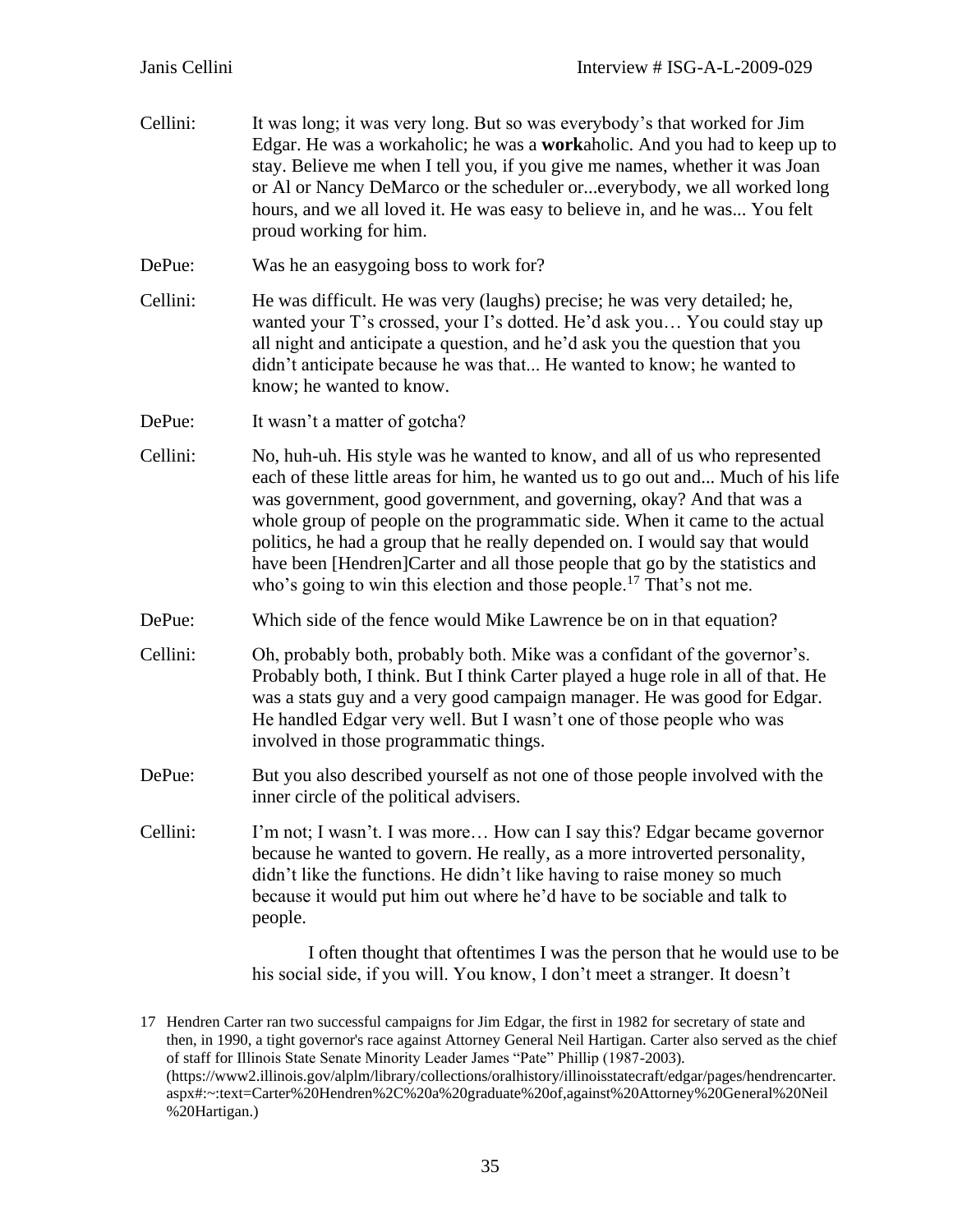Cellini: It was long; it was very long. But so was everybody's that worked for Jim Edgar. He was a workaholic; he was a **work**aholic. And you had to keep up to stay. Believe me when I tell you, if you give me names, whether it was Joan or Al or Nancy DeMarco or the scheduler or...everybody, we all worked long hours, and we all loved it. He was easy to believe in, and he was... You felt proud working for him.

DePue: Was he an easygoing boss to work for?

Cellini: He was difficult. He was very (laughs) precise; he was very detailed; he, wanted your T's crossed, your I's dotted. He'd ask you… You could stay up all night and anticipate a question, and he'd ask you the question that you didn't anticipate because he was that... He wanted to know; he wanted to know; he wanted to know.

DePue: It wasn't a matter of gotcha?

Cellini: No, huh-uh. His style was he wanted to know, and all of us who represented each of these little areas for him, he wanted us to go out and... Much of his life was government, good government, and governing, okay? And that was a whole group of people on the programmatic side. When it came to the actual politics, he had a group that he really depended on. I would say that would have been [Hendren]Carter and all those people that go by the statistics and who's going to win this election and those people.[17] That's not me.

DePue: Which side of the fence would Mike Lawrence be on in that equation?

Cellini: Oh, probably both, probably both. Mike was a confidant of the governor's. Probably both, I think. But I think Carter played a huge role in all of that. He was a stats guy and a very good campaign manager. He was good for Edgar. He handled Edgar very well. But I wasn't one of those people who was involved in those programmatic things.

DePue: But you also described yourself as not one of those people involved with the inner circle of the political advisers.

Cellini: I'm not; I wasn't. I was more… How can I say this? Edgar became governor because he wanted to govern. He really, as a more introverted personality, didn't like the functions. He didn't like having to raise money so much because it would put him out where he'd have to be sociable and talk to people.

I often thought that oftentimes I was the person that he would use to be his social side, if you will. You know, I don't meet a stranger. It doesn't

17 Hendren Carter ran two successful campaigns for Jim Edgar, the first in 1982 for secretary of state and then, in 1990, a tight governor's race against Attorney General Neil Hartigan. Carter also served as the chief of staff for Illinois State Senate Minority Leader James "Pate" Phillip (1987-2003). (https://www2.illinois.gov/alplm/library/collections/oralhistory/illinoisstatecraft/edgar/pages/hendrencarter.aspx#:~:text=Carter%20Hendren%2C%20a%20graduate%20of,against%20Attorney%20General%20Neil%20Hartigan.)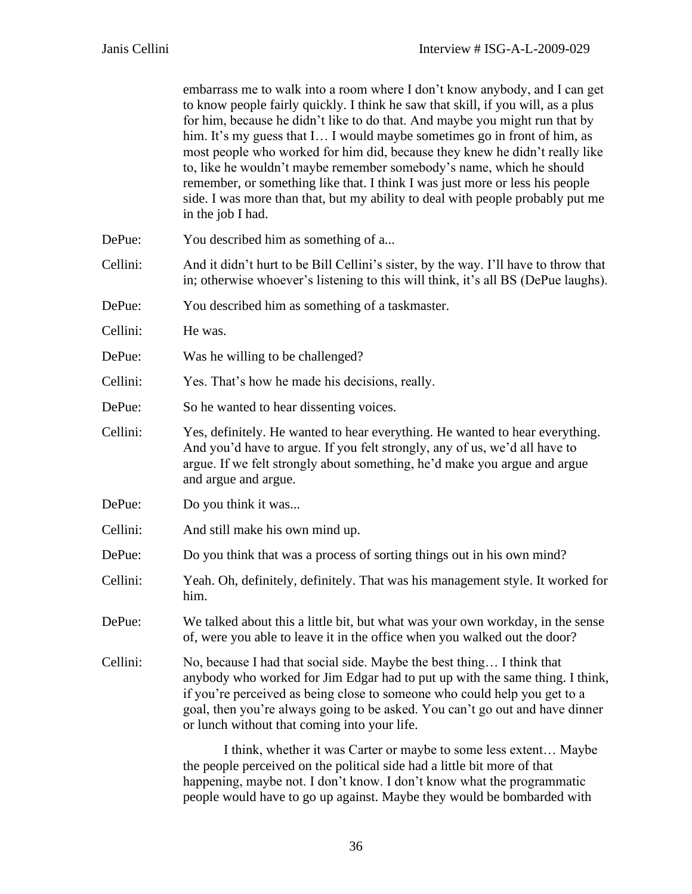embarrass me to walk into a room where I don't know anybody, and I can get to know people fairly quickly. I think he saw that skill, if you will, as a plus for him, because he didn't like to do that. And maybe you might run that by him. It's my guess that I… I would maybe sometimes go in front of him, as most people who worked for him did, because they knew he didn't really like to, like he wouldn't maybe remember somebody's name, which he should remember, or something like that. I think I was just more or less his people side. I was more than that, but my ability to deal with people probably put me in the job I had.

DePue: You described him as something of a...

Cellini: And it didn't hurt to be Bill Cellini's sister, by the way. I'll have to throw that in; otherwise whoever's listening to this will think, it's all BS (DePue laughs).

DePue: You described him as something of a taskmaster.

Cellini: He was.

DePue: Was he willing to be challenged?

Cellini: Yes. That's how he made his decisions, really.

DePue: So he wanted to hear dissenting voices.

Cellini: Yes, definitely. He wanted to hear everything. He wanted to hear everything. And you'd have to argue. If you felt strongly, any of us, we'd all have to argue. If we felt strongly about something, he'd make you argue and argue and argue and argue.

DePue: Do you think it was...

Cellini: And still make his own mind up.

DePue: Do you think that was a process of sorting things out in his own mind?

Cellini: Yeah. Oh, definitely, definitely. That was his management style. It worked for him.

DePue: We talked about this a little bit, but what was your own workday, in the sense of, were you able to leave it in the office when you walked out the door?

Cellini: No, because I had that social side. Maybe the best thing… I think that anybody who worked for Jim Edgar had to put up with the same thing. I think, if you're perceived as being close to someone who could help you get to a goal, then you're always going to be asked. You can't go out and have dinner or lunch without that coming into your life.

I think, whether it was Carter or maybe to some less extent… Maybe the people perceived on the political side had a little bit more of that happening, maybe not. I don't know. I don't know what the programmatic people would have to go up against. Maybe they would be bombarded with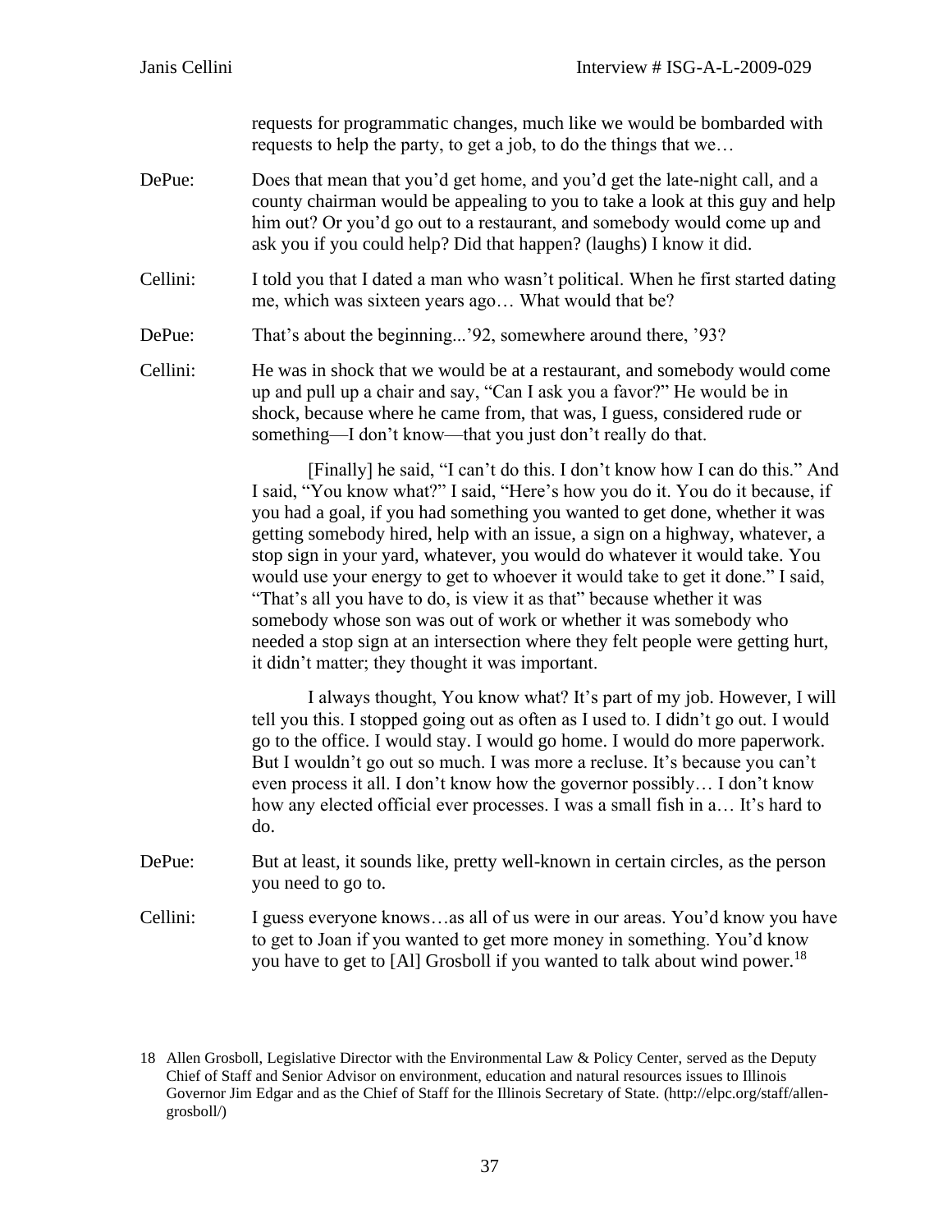requests for programmatic changes, much like we would be bombarded with requests to help the party, to get a job, to do the things that we…

DePue: Does that mean that you'd get home, and you'd get the late-night call, and a county chairman would be appealing to you to take a look at this guy and help him out? Or you'd go out to a restaurant, and somebody would come up and ask you if you could help? Did that happen? (laughs) I know it did.

Cellini: I told you that I dated a man who wasn't political. When he first started dating me, which was sixteen years ago… What would that be?

DePue: That's about the beginning...'92, somewhere around there, '93?

Cellini: He was in shock that we would be at a restaurant, and somebody would come up and pull up a chair and say, "Can I ask you a favor?" He would be in shock, because where he came from, that was, I guess, considered rude or something—I don't know—that you just don't really do that.

[Finally] he said, "I can't do this. I don't know how I can do this." And I said, "You know what?" I said, "Here's how you do it. You do it because, if you had a goal, if you had something you wanted to get done, whether it was getting somebody hired, help with an issue, a sign on a highway, whatever, a stop sign in your yard, whatever, you would do whatever it would take. You would use your energy to get to whoever it would take to get it done." I said, "That's all you have to do, is view it as that" because whether it was somebody whose son was out of work or whether it was somebody who needed a stop sign at an intersection where they felt people were getting hurt, it didn't matter; they thought it was important.

I always thought, You know what? It's part of my job. However, I will tell you this. I stopped going out as often as I used to. I didn't go out. I would go to the office. I would stay. I would go home. I would do more paperwork. But I wouldn't go out so much. I was more a recluse. It's because you can't even process it all. I don't know how the governor possibly… I don't know how any elected official ever processes. I was a small fish in a… It's hard to do.

DePue: But at least, it sounds like, pretty well-known in certain circles, as the person you need to go to.

Cellini: I guess everyone knows…as all of us were in our areas. You'd know you have to get to Joan if you wanted to get more money in something. You'd know you have to get to [Al] Grosboll if you wanted to talk about wind power.[18]

---

18 Allen Grosboll, Legislative Director with the Environmental Law & Policy Center, served as the Deputy Chief of Staff and Senior Advisor on environment, education and natural resources issues to Illinois Governor Jim Edgar and as the Chief of Staff for the Illinois Secretary of State. (http://elpc.org/staff/allen-grosboll/)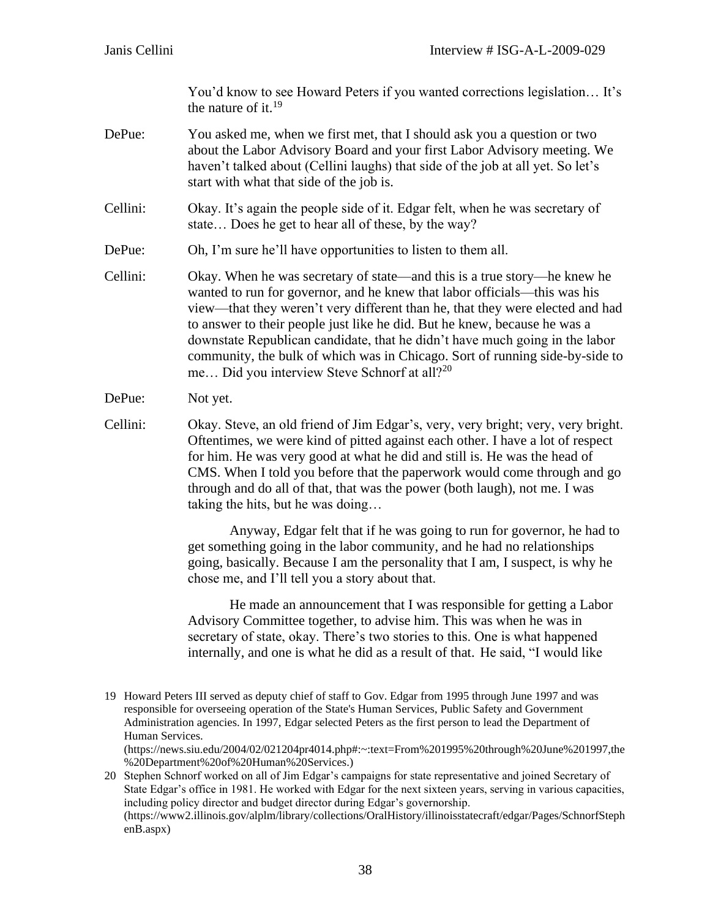You'd know to see Howard Peters if you wanted corrections legislation… It's the nature of it.[19]

DePue: You asked me, when we first met, that I should ask you a question or two about the Labor Advisory Board and your first Labor Advisory meeting. We haven't talked about (Cellini laughs) that side of the job at all yet. So let's start with what that side of the job is.

Cellini: Okay. It's again the people side of it. Edgar felt, when he was secretary of state… Does he get to hear all of these, by the way?

DePue: Oh, I'm sure he'll have opportunities to listen to them all.

Cellini: Okay. When he was secretary of state—and this is a true story—he knew he wanted to run for governor, and he knew that labor officials—this was his view—that they weren't very different than he, that they were elected and had to answer to their people just like he did. But he knew, because he was a downstate Republican candidate, that he didn't have much going in the labor community, the bulk of which was in Chicago. Sort of running side-by-side to me… Did you interview Steve Schnorf at all?[20]

DePue: Not yet.

Cellini: Okay. Steve, an old friend of Jim Edgar's, very, very bright; very, very bright. Oftentimes, we were kind of pitted against each other. I have a lot of respect for him. He was very good at what he did and still is. He was the head of CMS. When I told you before that the paperwork would come through and go through and do all of that, that was the power (both laugh), not me. I was taking the hits, but he was doing…

Anyway, Edgar felt that if he was going to run for governor, he had to get something going in the labor community, and he had no relationships going, basically. Because I am the personality that I am, I suspect, is why he chose me, and I'll tell you a story about that.

He made an announcement that I was responsible for getting a Labor Advisory Committee together, to advise him. This was when he was in secretary of state, okay. There's two stories to this. One is what happened internally, and one is what he did as a result of that. He said, "I would like

---

19 Howard Peters III served as deputy chief of staff to Gov. Edgar from 1995 through June 1997 and was responsible for overseeing operation of the State's Human Services, Public Safety and Government Administration agencies. In 1997, Edgar selected Peters as the first person to lead the Department of Human Services. (https://news.siu.edu/2004/02/021204pr4014.php#:~:text=From%201995%20through%20June%201997,the%20Department%20of%20Human%20Services.)

20 Stephen Schnorf worked on all of Jim Edgar's campaigns for state representative and joined Secretary of State Edgar's office in 1981. He worked with Edgar for the next sixteen years, serving in various capacities, including policy director and budget director during Edgar's governorship. (https://www2.illinois.gov/alplm/library/collections/OralHistory/illinoisstatecraft/edgar/Pages/SchnorfStephenB.aspx)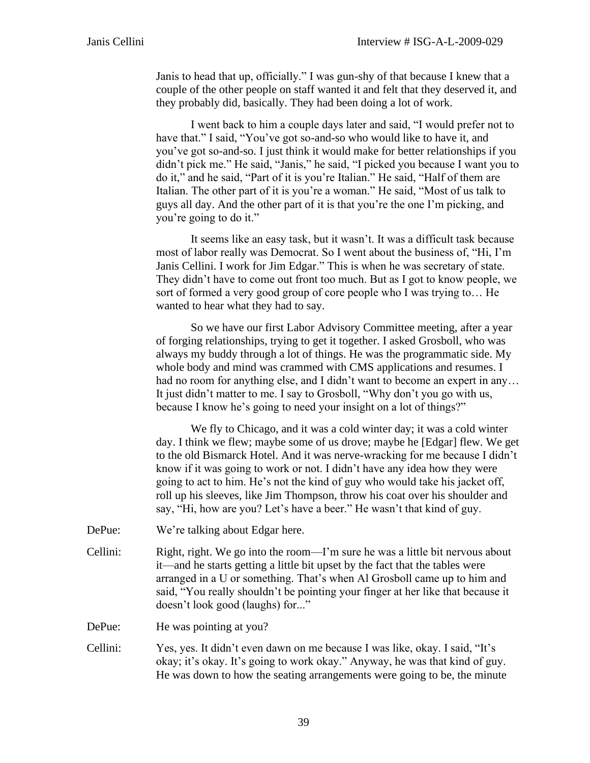Janis to head that up, officially." I was gun-shy of that because I knew that a couple of the other people on staff wanted it and felt that they deserved it, and they probably did, basically. They had been doing a lot of work.

I went back to him a couple days later and said, "I would prefer not to have that." I said, "You've got so-and-so who would like to have it, and you've got so-and-so. I just think it would make for better relationships if you didn't pick me." He said, "Janis," he said, "I picked you because I want you to do it," and he said, "Part of it is you're Italian." He said, "Half of them are Italian. The other part of it is you're a woman." He said, "Most of us talk to guys all day. And the other part of it is that you're the one I'm picking, and you're going to do it."

It seems like an easy task, but it wasn't. It was a difficult task because most of labor really was Democrat. So I went about the business of, "Hi, I'm Janis Cellini. I work for Jim Edgar." This is when he was secretary of state. They didn't have to come out front too much. But as I got to know people, we sort of formed a very good group of core people who I was trying to… He wanted to hear what they had to say.

So we have our first Labor Advisory Committee meeting, after a year of forging relationships, trying to get it together. I asked Grosboll, who was always my buddy through a lot of things. He was the programmatic side. My whole body and mind was crammed with CMS applications and resumes. I had no room for anything else, and I didn't want to become an expert in any… It just didn't matter to me. I say to Grosboll, "Why don't you go with us, because I know he's going to need your insight on a lot of things?"

We fly to Chicago, and it was a cold winter day; it was a cold winter day. I think we flew; maybe some of us drove; maybe he [Edgar] flew. We get to the old Bismarck Hotel. And it was nerve-wracking for me because I didn't know if it was going to work or not. I didn't have any idea how they were going to act to him. He's not the kind of guy who would take his jacket off, roll up his sleeves, like Jim Thompson, throw his coat over his shoulder and say, "Hi, how are you? Let's have a beer." He wasn't that kind of guy.

DePue: We're talking about Edgar here.

Cellini: Right, right. We go into the room—I'm sure he was a little bit nervous about it—and he starts getting a little bit upset by the fact that the tables were arranged in a U or something. That's when Al Grosboll came up to him and said, "You really shouldn't be pointing your finger at her like that because it doesn't look good (laughs) for..."

DePue: He was pointing at you?

Cellini: Yes, yes. It didn't even dawn on me because I was like, okay. I said, "It's okay; it's okay. It's going to work okay." Anyway, he was that kind of guy. He was down to how the seating arrangements were going to be, the minute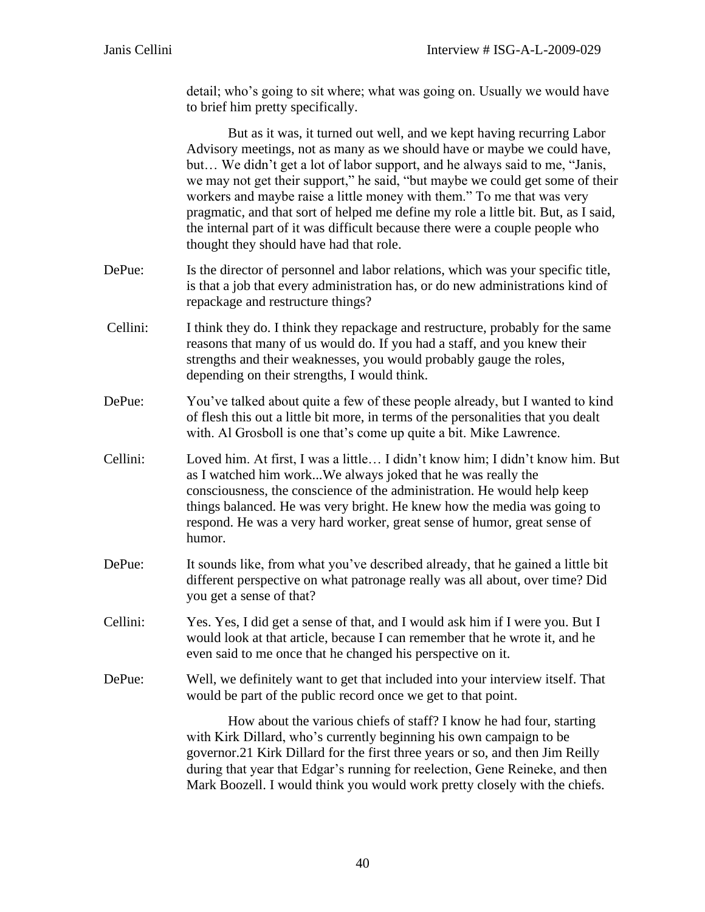detail; who's going to sit where; what was going on. Usually we would have to brief him pretty specifically.

But as it was, it turned out well, and we kept having recurring Labor Advisory meetings, not as many as we should have or maybe we could have, but… We didn't get a lot of labor support, and he always said to me, "Janis, we may not get their support," he said, "but maybe we could get some of their workers and maybe raise a little money with them." To me that was very pragmatic, and that sort of helped me define my role a little bit. But, as I said, the internal part of it was difficult because there were a couple people who thought they should have had that role.

DePue: Is the director of personnel and labor relations, which was your specific title, is that a job that every administration has, or do new administrations kind of repackage and restructure things?

Cellini: I think they do. I think they repackage and restructure, probably for the same reasons that many of us would do. If you had a staff, and you knew their strengths and their weaknesses, you would probably gauge the roles, depending on their strengths, I would think.

DePue: You've talked about quite a few of these people already, but I wanted to kind of flesh this out a little bit more, in terms of the personalities that you dealt with. Al Grosboll is one that's come up quite a bit. Mike Lawrence.

Cellini: Loved him. At first, I was a little… I didn't know him; I didn't know him. But as I watched him work...We always joked that he was really the consciousness, the conscience of the administration. He would help keep things balanced. He was very bright. He knew how the media was going to respond. He was a very hard worker, great sense of humor, great sense of humor.

DePue: It sounds like, from what you've described already, that he gained a little bit different perspective on what patronage really was all about, over time? Did you get a sense of that?

Cellini: Yes. Yes, I did get a sense of that, and I would ask him if I were you. But I would look at that article, because I can remember that he wrote it, and he even said to me once that he changed his perspective on it.

DePue: Well, we definitely want to get that included into your interview itself. That would be part of the public record once we get to that point.

How about the various chiefs of staff? I know he had four, starting with Kirk Dillard, who's currently beginning his own campaign to be governor.[21] Kirk Dillard for the first three years or so, and then Jim Reilly during that year that Edgar's running for reelection, Gene Reineke, and then Mark Boozell. I would think you would work pretty closely with the chiefs.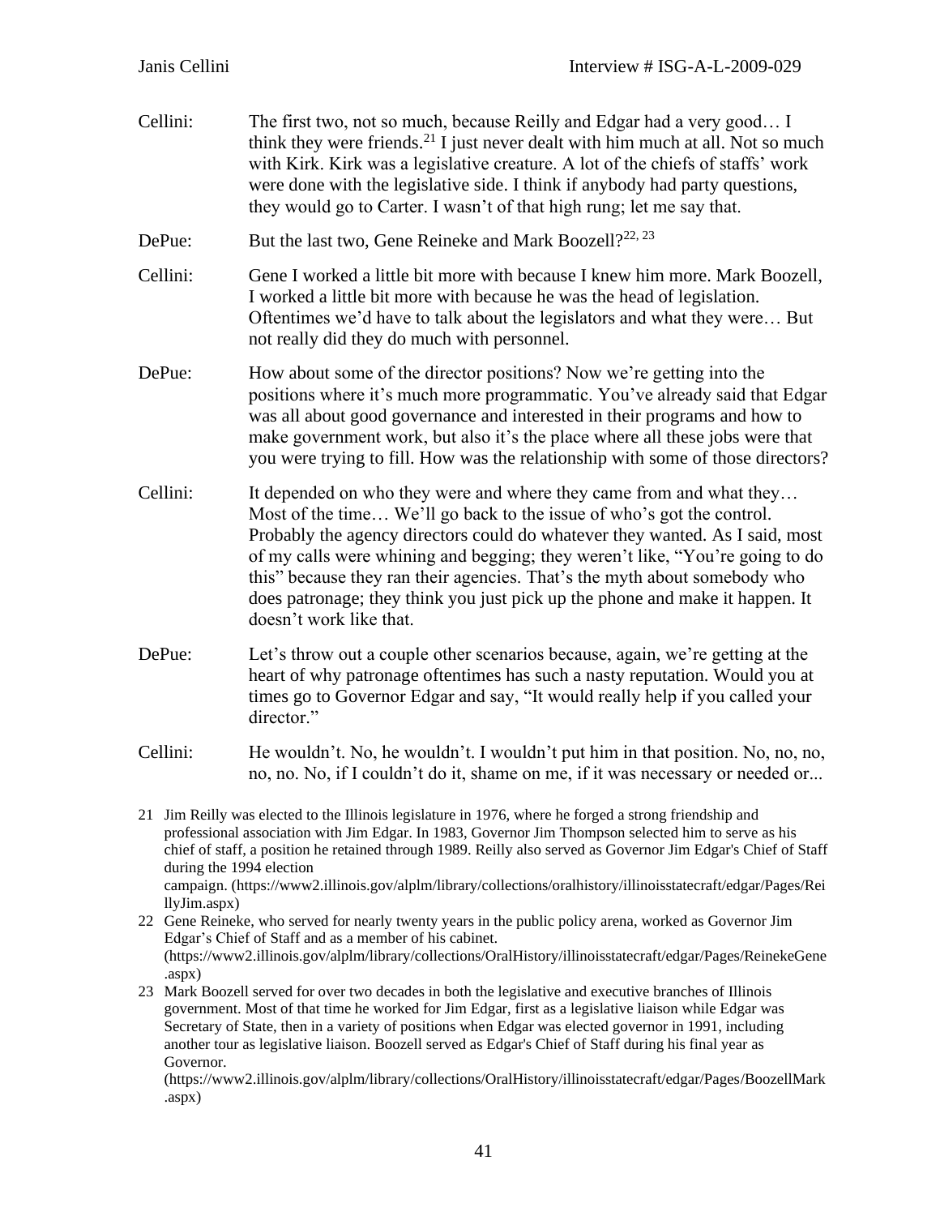Cellini: The first two, not so much, because Reilly and Edgar had a very good… I think they were friends.[21] I just never dealt with him much at all. Not so much with Kirk. Kirk was a legislative creature. A lot of the chiefs of staffs' work were done with the legislative side. I think if anybody had party questions, they would go to Carter. I wasn't of that high rung; let me say that.

DePue: But the last two, Gene Reineke and Mark Boozell?[22, 23]

Cellini: Gene I worked a little bit more with because I knew him more. Mark Boozell, I worked a little bit more with because he was the head of legislation. Oftentimes we'd have to talk about the legislators and what they were… But not really did they do much with personnel.

DePue: How about some of the director positions? Now we're getting into the positions where it's much more programmatic. You've already said that Edgar was all about good governance and interested in their programs and how to make government work, but also it's the place where all these jobs were that you were trying to fill. How was the relationship with some of those directors?

Cellini: It depended on who they were and where they came from and what they… Most of the time… We'll go back to the issue of who's got the control. Probably the agency directors could do whatever they wanted. As I said, most of my calls were whining and begging; they weren't like, "You're going to do this" because they ran their agencies. That's the myth about somebody who does patronage; they think you just pick up the phone and make it happen. It doesn't work like that.

DePue: Let's throw out a couple other scenarios because, again, we're getting at the heart of why patronage oftentimes has such a nasty reputation. Would you at times go to Governor Edgar and say, "It would really help if you called your director."

Cellini: He wouldn't. No, he wouldn't. I wouldn't put him in that position. No, no, no, no, no. No, if I couldn't do it, shame on me, if it was necessary or needed or...

---

21 Jim Reilly was elected to the Illinois legislature in 1976, where he forged a strong friendship and professional association with Jim Edgar. In 1983, Governor Jim Thompson selected him to serve as his chief of staff, a position he retained through 1989. Reilly also served as Governor Jim Edgar's Chief of Staff during the 1994 election campaign. (https://www2.illinois.gov/alplm/library/collections/oralhistory/illinoisstatecraft/edgar/Pages/ReillyJim.aspx)

22 Gene Reineke, who served for nearly twenty years in the public policy arena, worked as Governor Jim Edgar's Chief of Staff and as a member of his cabinet. (https://www2.illinois.gov/alplm/library/collections/OralHistory/illinoisstatecraft/edgar/Pages/ReinekeGene.aspx)

23 Mark Boozell served for over two decades in both the legislative and executive branches of Illinois government. Most of that time he worked for Jim Edgar, first as a legislative liaison while Edgar was Secretary of State, then in a variety of positions when Edgar was elected governor in 1991, including another tour as legislative liaison. Boozell served as Edgar's Chief of Staff during his final year as Governor. (https://www2.illinois.gov/alplm/library/collections/OralHistory/illinoisstatecraft/edgar/Pages/BoozellMark.aspx)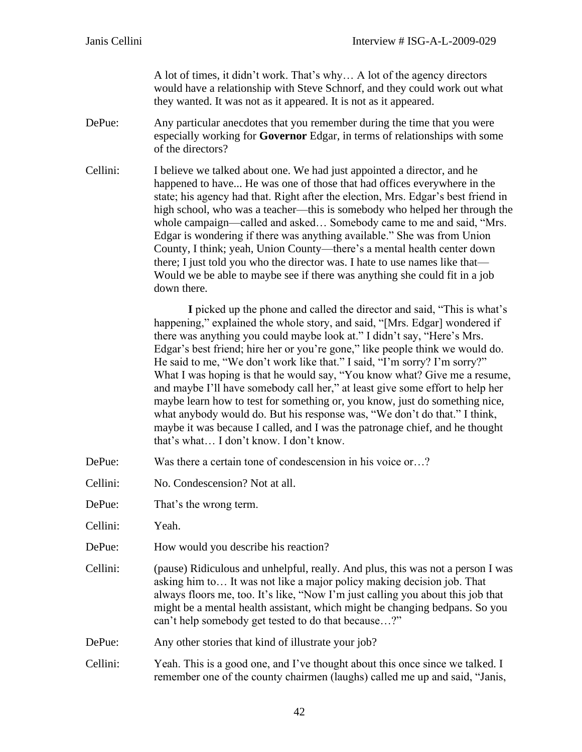A lot of times, it didn't work. That's why… A lot of the agency directors would have a relationship with Steve Schnorf, and they could work out what they wanted. It was not as it appeared. It is not as it appeared.

DePue: Any particular anecdotes that you remember during the time that you were especially working for **Governor** Edgar, in terms of relationships with some of the directors?

Cellini: I believe we talked about one. We had just appointed a director, and he happened to have... He was one of those that had offices everywhere in the state; his agency had that. Right after the election, Mrs. Edgar's best friend in high school, who was a teacher—this is somebody who helped her through the whole campaign—called and asked… Somebody came to me and said, "Mrs. Edgar is wondering if there was anything available." She was from Union County, I think; yeah, Union County—there's a mental health center down there; I just told you who the director was. I hate to use names like that—Would we be able to maybe see if there was anything she could fit in a job down there.

**I** picked up the phone and called the director and said, "This is what's happening," explained the whole story, and said, "[Mrs. Edgar] wondered if there was anything you could maybe look at." I didn't say, "Here's Mrs. Edgar's best friend; hire her or you're gone," like people think we would do. He said to me, "We don't work like that." I said, "I'm sorry? I'm sorry?" What I was hoping is that he would say, "You know what? Give me a resume, and maybe I'll have somebody call her," at least give some effort to help her maybe learn how to test for something or, you know, just do something nice, what anybody would do. But his response was, "We don't do that." I think, maybe it was because I called, and I was the patronage chief, and he thought that's what… I don't know. I don't know.

DePue: Was there a certain tone of condescension in his voice or…?

Cellini: No. Condescension? Not at all.

DePue: That's the wrong term.

Cellini: Yeah.

DePue: How would you describe his reaction?

Cellini: (pause) Ridiculous and unhelpful, really. And plus, this was not a person I was asking him to… It was not like a major policy making decision job. That always floors me, too. It's like, "Now I'm just calling you about this job that might be a mental health assistant, which might be changing bedpans. So you can't help somebody get tested to do that because…?"

DePue: Any other stories that kind of illustrate your job?

Cellini: Yeah. This is a good one, and I've thought about this once since we talked. I remember one of the county chairmen (laughs) called me up and said, "Janis,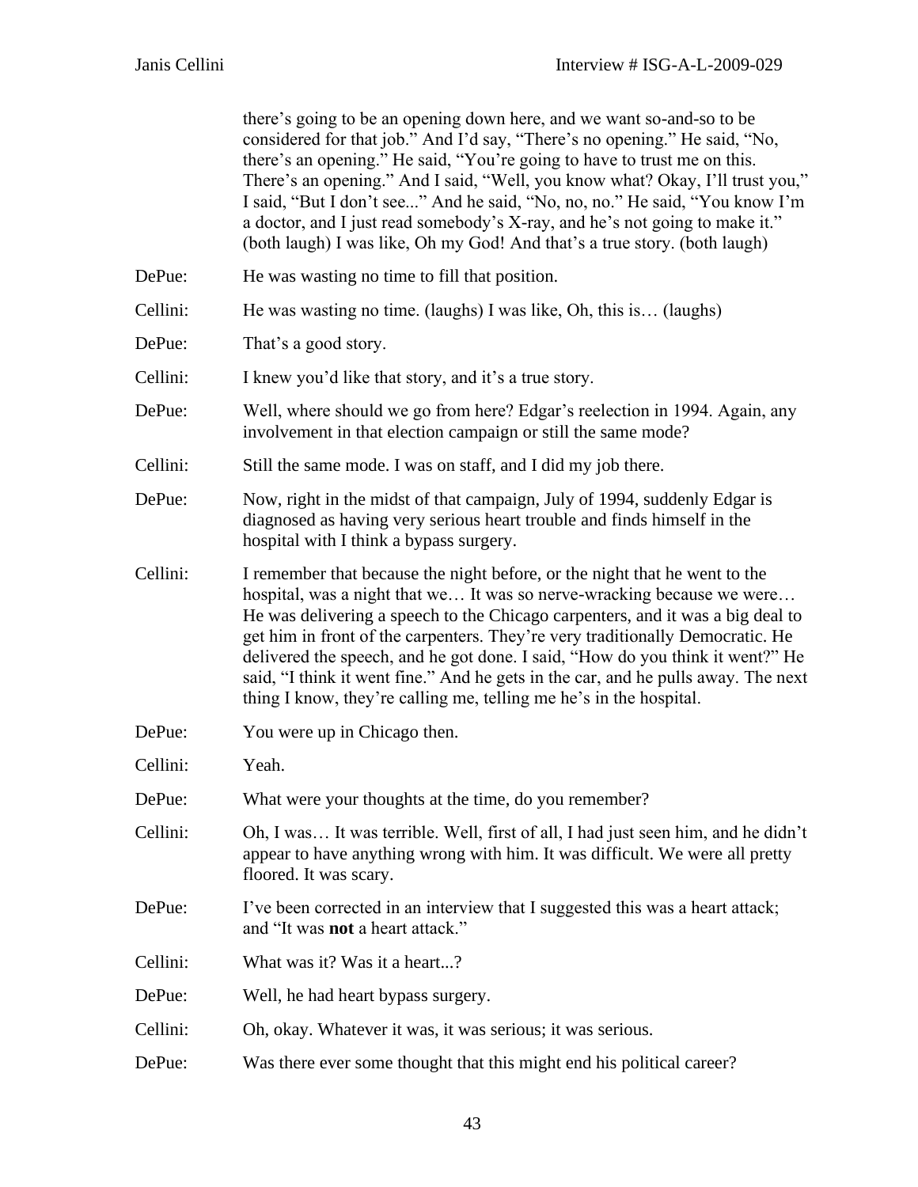there's going to be an opening down here, and we want so-and-so to be considered for that job." And I'd say, "There's no opening." He said, "No, there's an opening." He said, "You're going to have to trust me on this. There's an opening." And I said, "Well, you know what? Okay, I'll trust you," I said, "But I don't see..." And he said, "No, no, no." He said, "You know I'm a doctor, and I just read somebody's X-ray, and he's not going to make it." (both laugh) I was like, Oh my God! And that's a true story. (both laugh)

DePue: He was wasting no time to fill that position.

Cellini: He was wasting no time. (laughs) I was like, Oh, this is… (laughs)

DePue: That's a good story.

Cellini: I knew you'd like that story, and it's a true story.

DePue: Well, where should we go from here? Edgar's reelection in 1994. Again, any involvement in that election campaign or still the same mode?

Cellini: Still the same mode. I was on staff, and I did my job there.

DePue: Now, right in the midst of that campaign, July of 1994, suddenly Edgar is diagnosed as having very serious heart trouble and finds himself in the hospital with I think a bypass surgery.

Cellini: I remember that because the night before, or the night that he went to the hospital, was a night that we… It was so nerve-wracking because we were… He was delivering a speech to the Chicago carpenters, and it was a big deal to get him in front of the carpenters. They're very traditionally Democratic. He delivered the speech, and he got done. I said, "How do you think it went?" He said, "I think it went fine." And he gets in the car, and he pulls away. The next thing I know, they're calling me, telling me he's in the hospital.

DePue: You were up in Chicago then.

Cellini: Yeah.

DePue: What were your thoughts at the time, do you remember?

Cellini: Oh, I was… It was terrible. Well, first of all, I had just seen him, and he didn't appear to have anything wrong with him. It was difficult. We were all pretty floored. It was scary.

DePue: I've been corrected in an interview that I suggested this was a heart attack; and "It was **not** a heart attack."

Cellini: What was it? Was it a heart...?

DePue: Well, he had heart bypass surgery.

Cellini: Oh, okay. Whatever it was, it was serious; it was serious.

DePue: Was there ever some thought that this might end his political career?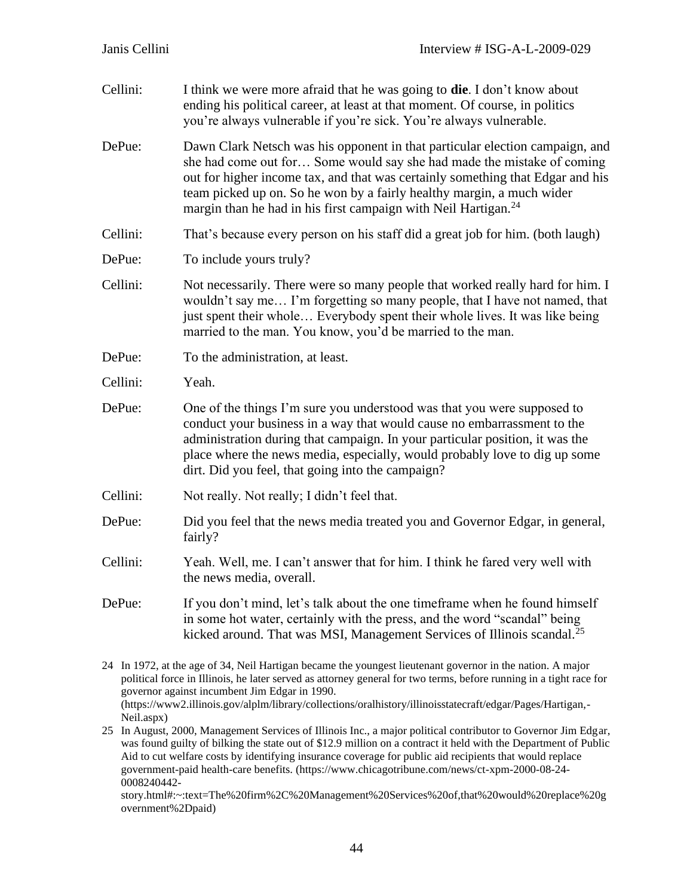Cellini: I think we were more afraid that he was going to **die**. I don't know about ending his political career, at least at that moment. Of course, in politics you're always vulnerable if you're sick. You're always vulnerable.

DePue: Dawn Clark Netsch was his opponent in that particular election campaign, and she had come out for… Some would say she had made the mistake of coming out for higher income tax, and that was certainly something that Edgar and his team picked up on. So he won by a fairly healthy margin, a much wider margin than he had in his first campaign with Neil Hartigan.[24]

Cellini: That's because every person on his staff did a great job for him. (both laugh)

DePue: To include yours truly?

Cellini: Not necessarily. There were so many people that worked really hard for him. I wouldn't say me… I'm forgetting so many people, that I have not named, that just spent their whole… Everybody spent their whole lives. It was like being married to the man. You know, you'd be married to the man.

DePue: To the administration, at least.

Cellini: Yeah.

DePue: One of the things I'm sure you understood was that you were supposed to conduct your business in a way that would cause no embarrassment to the administration during that campaign. In your particular position, it was the place where the news media, especially, would probably love to dig up some dirt. Did you feel, that going into the campaign?

Cellini: Not really. Not really; I didn't feel that.

DePue: Did you feel that the news media treated you and Governor Edgar, in general, fairly?

Cellini: Yeah. Well, me. I can't answer that for him. I think he fared very well with the news media, overall.

DePue: If you don't mind, let's talk about the one timeframe when he found himself in some hot water, certainly with the press, and the word "scandal" being kicked around. That was MSI, Management Services of Illinois scandal.[25]

---

24 In 1972, at the age of 34, Neil Hartigan became the youngest lieutenant governor in the nation. A major political force in Illinois, he later served as attorney general for two terms, before running in a tight race for governor against incumbent Jim Edgar in 1990. (https://www2.illinois.gov/alplm/library/collections/oralhistory/illinoisstatecraft/edgar/Pages/Hartigan,-Neil.aspx)

25 In August, 2000, Management Services of Illinois Inc., a major political contributor to Governor Jim Edgar, was found guilty of bilking the state out of $12.9 million on a contract it held with the Department of Public Aid to cut welfare costs by identifying insurance coverage for public aid recipients that would replace government-paid health-care benefits. (https://www.chicagotribune.com/news/ct-xpm-2000-08-24-0008240442-story.html#:~:text=The%20firm%2C%20Management%20Services%20of,that%20would%20replace%20government%2Dpaid)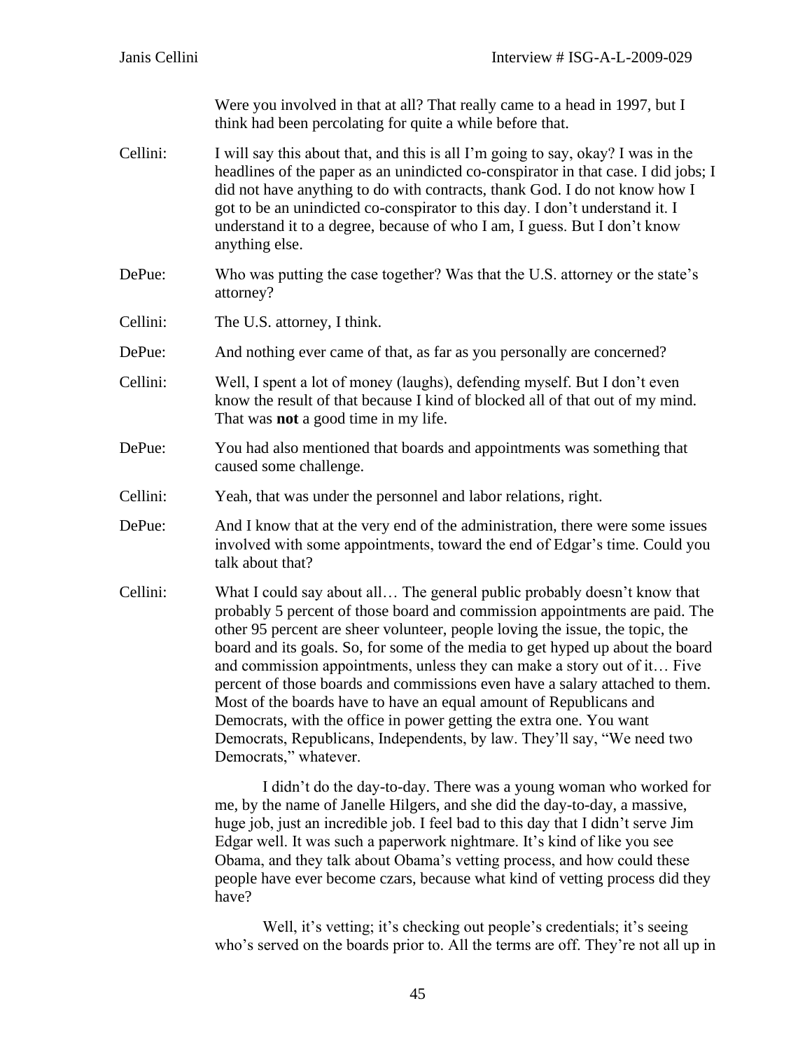Were you involved in that at all? That really came to a head in 1997, but I think had been percolating for quite a while before that.

Cellini: I will say this about that, and this is all I'm going to say, okay? I was in the headlines of the paper as an unindicted co-conspirator in that case. I did jobs; I did not have anything to do with contracts, thank God. I do not know how I got to be an unindicted co-conspirator to this day. I don't understand it. I understand it to a degree, because of who I am, I guess. But I don't know anything else.

DePue: Who was putting the case together? Was that the U.S. attorney or the state's attorney?

Cellini: The U.S. attorney, I think.

DePue: And nothing ever came of that, as far as you personally are concerned?

Cellini: Well, I spent a lot of money (laughs), defending myself. But I don't even know the result of that because I kind of blocked all of that out of my mind. That was **not** a good time in my life.

DePue: You had also mentioned that boards and appointments was something that caused some challenge.

Cellini: Yeah, that was under the personnel and labor relations, right.

DePue: And I know that at the very end of the administration, there were some issues involved with some appointments, toward the end of Edgar's time. Could you talk about that?

Cellini: What I could say about all… The general public probably doesn't know that probably 5 percent of those board and commission appointments are paid. The other 95 percent are sheer volunteer, people loving the issue, the topic, the board and its goals. So, for some of the media to get hyped up about the board and commission appointments, unless they can make a story out of it… Five percent of those boards and commissions even have a salary attached to them. Most of the boards have to have an equal amount of Republicans and Democrats, with the office in power getting the extra one. You want Democrats, Republicans, Independents, by law. They'll say, "We need two Democrats," whatever.

I didn't do the day-to-day. There was a young woman who worked for me, by the name of Janelle Hilgers, and she did the day-to-day, a massive, huge job, just an incredible job. I feel bad to this day that I didn't serve Jim Edgar well. It was such a paperwork nightmare. It's kind of like you see Obama, and they talk about Obama's vetting process, and how could these people have ever become czars, because what kind of vetting process did they have?

Well, it's vetting; it's checking out people's credentials; it's seeing who's served on the boards prior to. All the terms are off. They're not all up in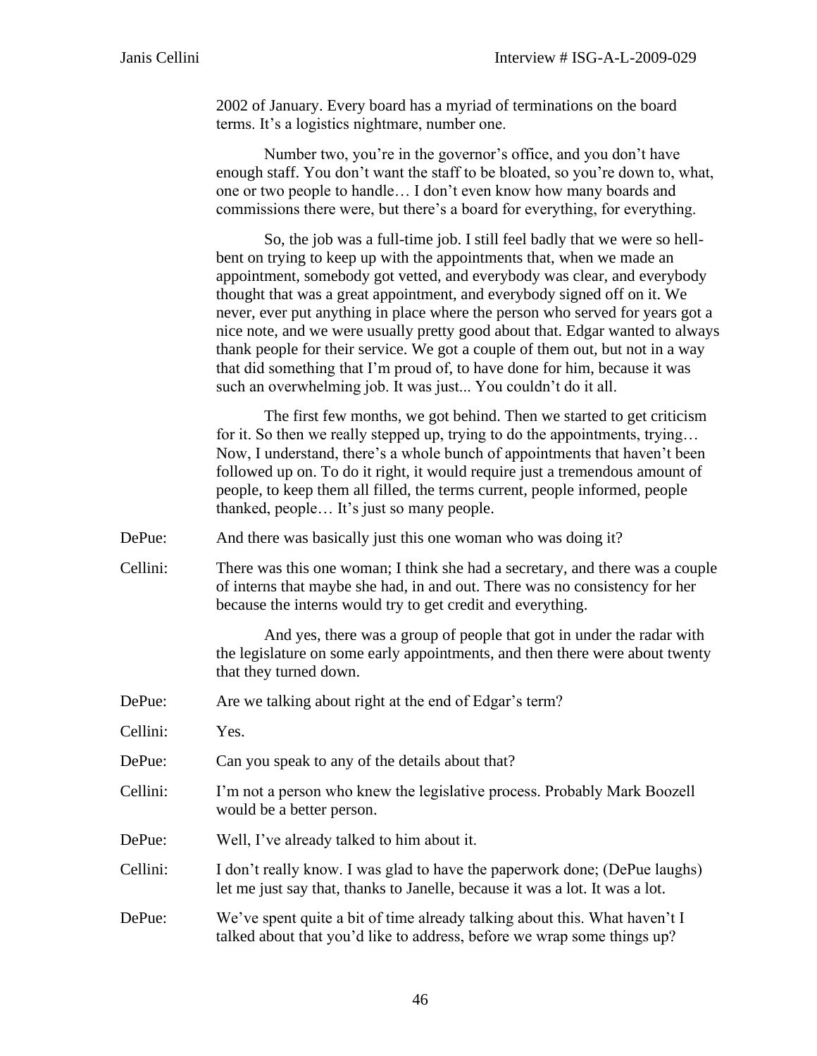2002 of January. Every board has a myriad of terminations on the board terms. It's a logistics nightmare, number one.

Number two, you're in the governor's office, and you don't have enough staff. You don't want the staff to be bloated, so you're down to, what, one or two people to handle… I don't even know how many boards and commissions there were, but there's a board for everything, for everything.

So, the job was a full-time job. I still feel badly that we were so hell-bent on trying to keep up with the appointments that, when we made an appointment, somebody got vetted, and everybody was clear, and everybody thought that was a great appointment, and everybody signed off on it. We never, ever put anything in place where the person who served for years got a nice note, and we were usually pretty good about that. Edgar wanted to always thank people for their service. We got a couple of them out, but not in a way that did something that I'm proud of, to have done for him, because it was such an overwhelming job. It was just... You couldn't do it all.

The first few months, we got behind. Then we started to get criticism for it. So then we really stepped up, trying to do the appointments, trying… Now, I understand, there's a whole bunch of appointments that haven't been followed up on. To do it right, it would require just a tremendous amount of people, to keep them all filled, the terms current, people informed, people thanked, people… It's just so many people.

DePue: And there was basically just this one woman who was doing it?

Cellini: There was this one woman; I think she had a secretary, and there was a couple of interns that maybe she had, in and out. There was no consistency for her because the interns would try to get credit and everything.

And yes, there was a group of people that got in under the radar with the legislature on some early appointments, and then there were about twenty that they turned down.

DePue: Are we talking about right at the end of Edgar's term?

Cellini: Yes.

DePue: Can you speak to any of the details about that?

Cellini: I'm not a person who knew the legislative process. Probably Mark Boozell would be a better person.

DePue: Well, I've already talked to him about it.

Cellini: I don't really know. I was glad to have the paperwork done; (DePue laughs) let me just say that, thanks to Janelle, because it was a lot. It was a lot.

DePue: We've spent quite a bit of time already talking about this. What haven't I talked about that you'd like to address, before we wrap some things up?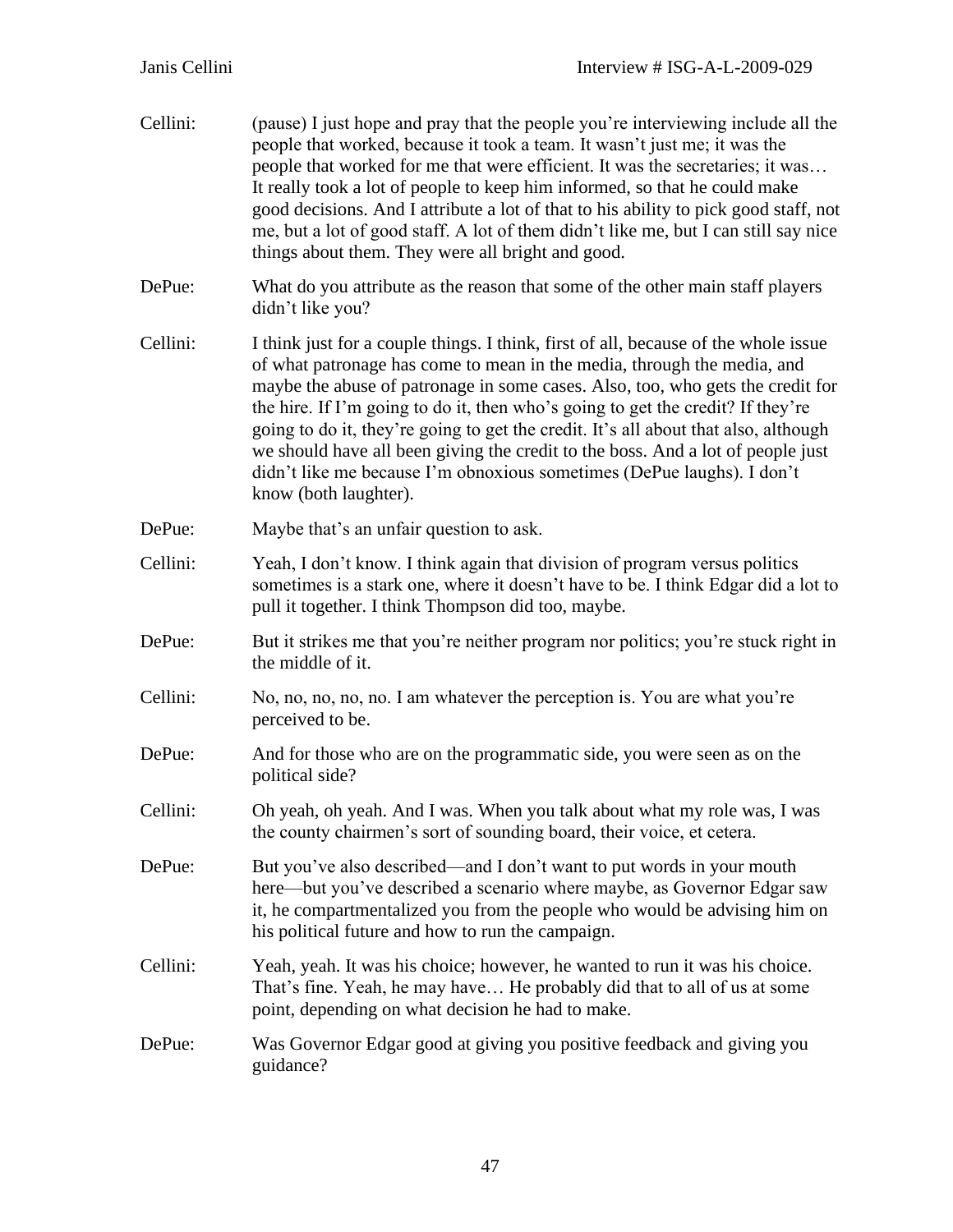Cellini: (pause) I just hope and pray that the people you're interviewing include all the people that worked, because it took a team. It wasn't just me; it was the people that worked for me that were efficient. It was the secretaries; it was… It really took a lot of people to keep him informed, so that he could make good decisions. And I attribute a lot of that to his ability to pick good staff, not me, but a lot of good staff. A lot of them didn't like me, but I can still say nice things about them. They were all bright and good.

DePue: What do you attribute as the reason that some of the other main staff players didn't like you?

Cellini: I think just for a couple things. I think, first of all, because of the whole issue of what patronage has come to mean in the media, through the media, and maybe the abuse of patronage in some cases. Also, too, who gets the credit for the hire. If I'm going to do it, then who's going to get the credit? If they're going to do it, they're going to get the credit. It's all about that also, although we should have all been giving the credit to the boss. And a lot of people just didn't like me because I'm obnoxious sometimes (DePue laughs). I don't know (both laughter).

DePue: Maybe that's an unfair question to ask.

Cellini: Yeah, I don't know. I think again that division of program versus politics sometimes is a stark one, where it doesn't have to be. I think Edgar did a lot to pull it together. I think Thompson did too, maybe.

DePue: But it strikes me that you're neither program nor politics; you're stuck right in the middle of it.

Cellini: No, no, no, no, no. I am whatever the perception is. You are what you're perceived to be.

DePue: And for those who are on the programmatic side, you were seen as on the political side?

Cellini: Oh yeah, oh yeah. And I was. When you talk about what my role was, I was the county chairmen's sort of sounding board, their voice, et cetera.

DePue: But you've also described—and I don't want to put words in your mouth here—but you've described a scenario where maybe, as Governor Edgar saw it, he compartmentalized you from the people who would be advising him on his political future and how to run the campaign.

Cellini: Yeah, yeah. It was his choice; however, he wanted to run it was his choice. That's fine. Yeah, he may have… He probably did that to all of us at some point, depending on what decision he had to make.

DePue: Was Governor Edgar good at giving you positive feedback and giving you guidance?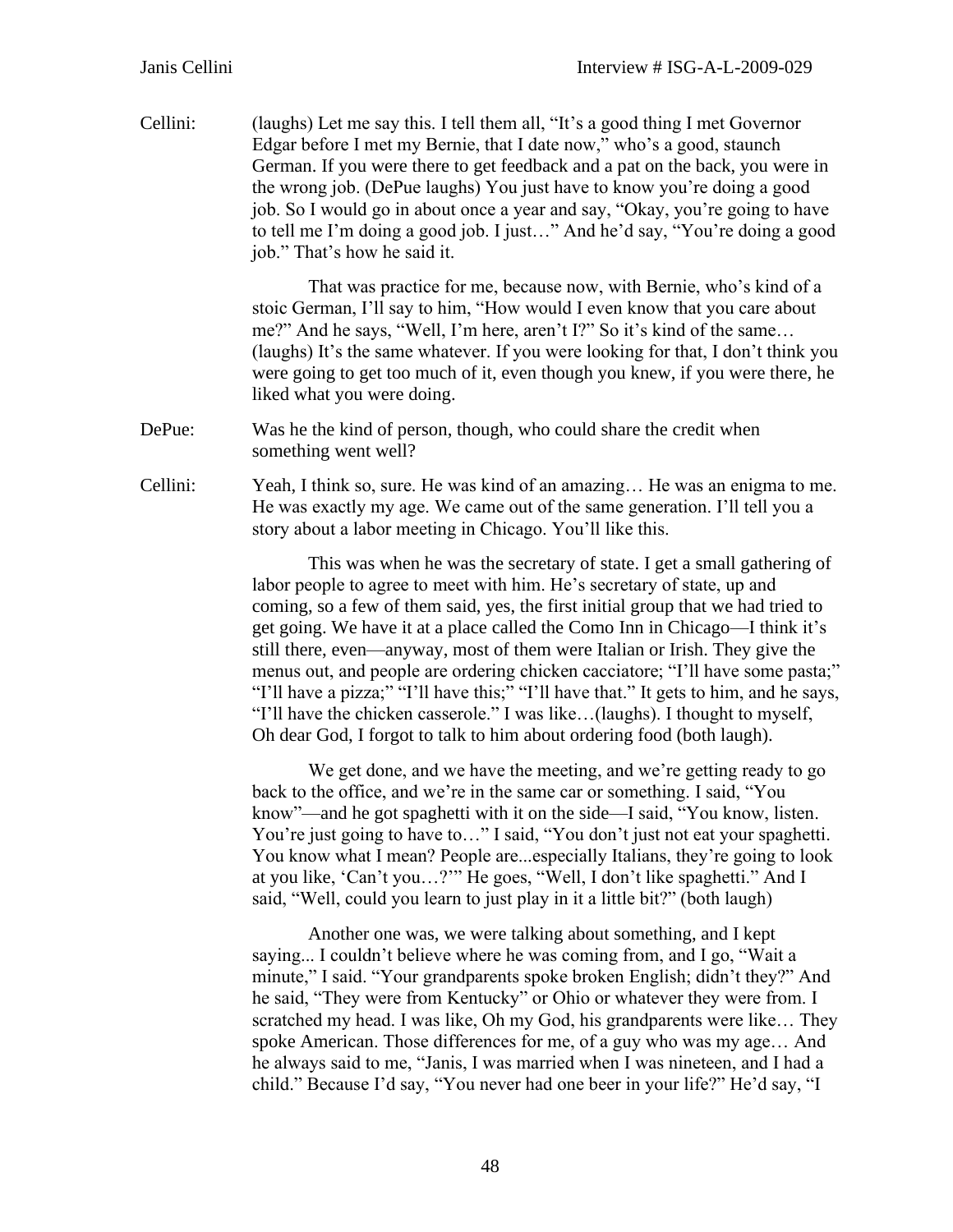Cellini: (laughs) Let me say this. I tell them all, "It's a good thing I met Governor Edgar before I met my Bernie, that I date now," who's a good, staunch German. If you were there to get feedback and a pat on the back, you were in the wrong job. (DePue laughs) You just have to know you're doing a good job. So I would go in about once a year and say, "Okay, you're going to have to tell me I'm doing a good job. I just…" And he'd say, "You're doing a good job." That's how he said it.

That was practice for me, because now, with Bernie, who's kind of a stoic German, I'll say to him, "How would I even know that you care about me?" And he says, "Well, I'm here, aren't I?" So it's kind of the same… (laughs) It's the same whatever. If you were looking for that, I don't think you were going to get too much of it, even though you knew, if you were there, he liked what you were doing.

DePue: Was he the kind of person, though, who could share the credit when something went well?

Cellini: Yeah, I think so, sure. He was kind of an amazing… He was an enigma to me. He was exactly my age. We came out of the same generation. I'll tell you a story about a labor meeting in Chicago. You'll like this.

This was when he was the secretary of state. I get a small gathering of labor people to agree to meet with him. He's secretary of state, up and coming, so a few of them said, yes, the first initial group that we had tried to get going. We have it at a place called the Como Inn in Chicago—I think it's still there, even—anyway, most of them were Italian or Irish. They give the menus out, and people are ordering chicken cacciatore; "I'll have some pasta;" "I'll have a pizza;" "I'll have this;" "I'll have that." It gets to him, and he says, "I'll have the chicken casserole." I was like…(laughs). I thought to myself, Oh dear God, I forgot to talk to him about ordering food (both laugh).

We get done, and we have the meeting, and we're getting ready to go back to the office, and we're in the same car or something. I said, "You know"—and he got spaghetti with it on the side—I said, "You know, listen. You're just going to have to…" I said, "You don't just not eat your spaghetti. You know what I mean? People are...especially Italians, they're going to look at you like, 'Can't you…?'" He goes, "Well, I don't like spaghetti." And I said, "Well, could you learn to just play in it a little bit?" (both laugh)

Another one was, we were talking about something, and I kept saying... I couldn't believe where he was coming from, and I go, "Wait a minute," I said. "Your grandparents spoke broken English; didn't they?" And he said, "They were from Kentucky" or Ohio or whatever they were from. I scratched my head. I was like, Oh my God, his grandparents were like… They spoke American. Those differences for me, of a guy who was my age… And he always said to me, "Janis, I was married when I was nineteen, and I had a child." Because I'd say, "You never had one beer in your life?" He'd say, "I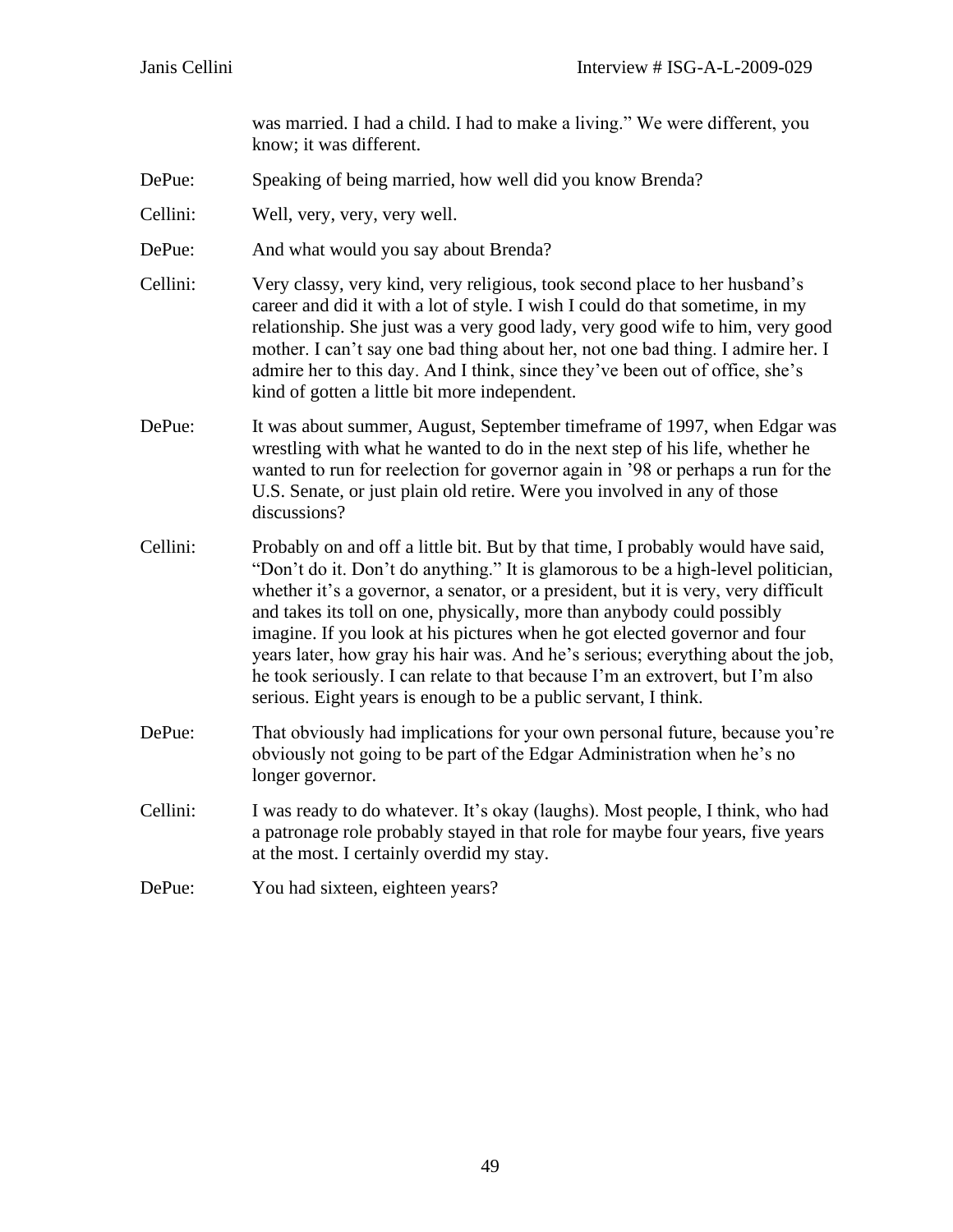was married. I had a child. I had to make a living." We were different, you know; it was different.

DePue: Speaking of being married, how well did you know Brenda?

Cellini: Well, very, very, very well.

DePue: And what would you say about Brenda?

Cellini: Very classy, very kind, very religious, took second place to her husband's career and did it with a lot of style. I wish I could do that sometime, in my relationship. She just was a very good lady, very good wife to him, very good mother. I can't say one bad thing about her, not one bad thing. I admire her. I admire her to this day. And I think, since they've been out of office, she's kind of gotten a little bit more independent.

DePue: It was about summer, August, September timeframe of 1997, when Edgar was wrestling with what he wanted to do in the next step of his life, whether he wanted to run for reelection for governor again in '98 or perhaps a run for the U.S. Senate, or just plain old retire. Were you involved in any of those discussions?

Cellini: Probably on and off a little bit. But by that time, I probably would have said, "Don't do it. Don't do anything." It is glamorous to be a high-level politician, whether it's a governor, a senator, or a president, but it is very, very difficult and takes its toll on one, physically, more than anybody could possibly imagine. If you look at his pictures when he got elected governor and four years later, how gray his hair was. And he's serious; everything about the job, he took seriously. I can relate to that because I'm an extrovert, but I'm also serious. Eight years is enough to be a public servant, I think.

DePue: That obviously had implications for your own personal future, because you're obviously not going to be part of the Edgar Administration when he's no longer governor.

Cellini: I was ready to do whatever. It's okay (laughs). Most people, I think, who had a patronage role probably stayed in that role for maybe four years, five years at the most. I certainly overdid my stay.

DePue: You had sixteen, eighteen years?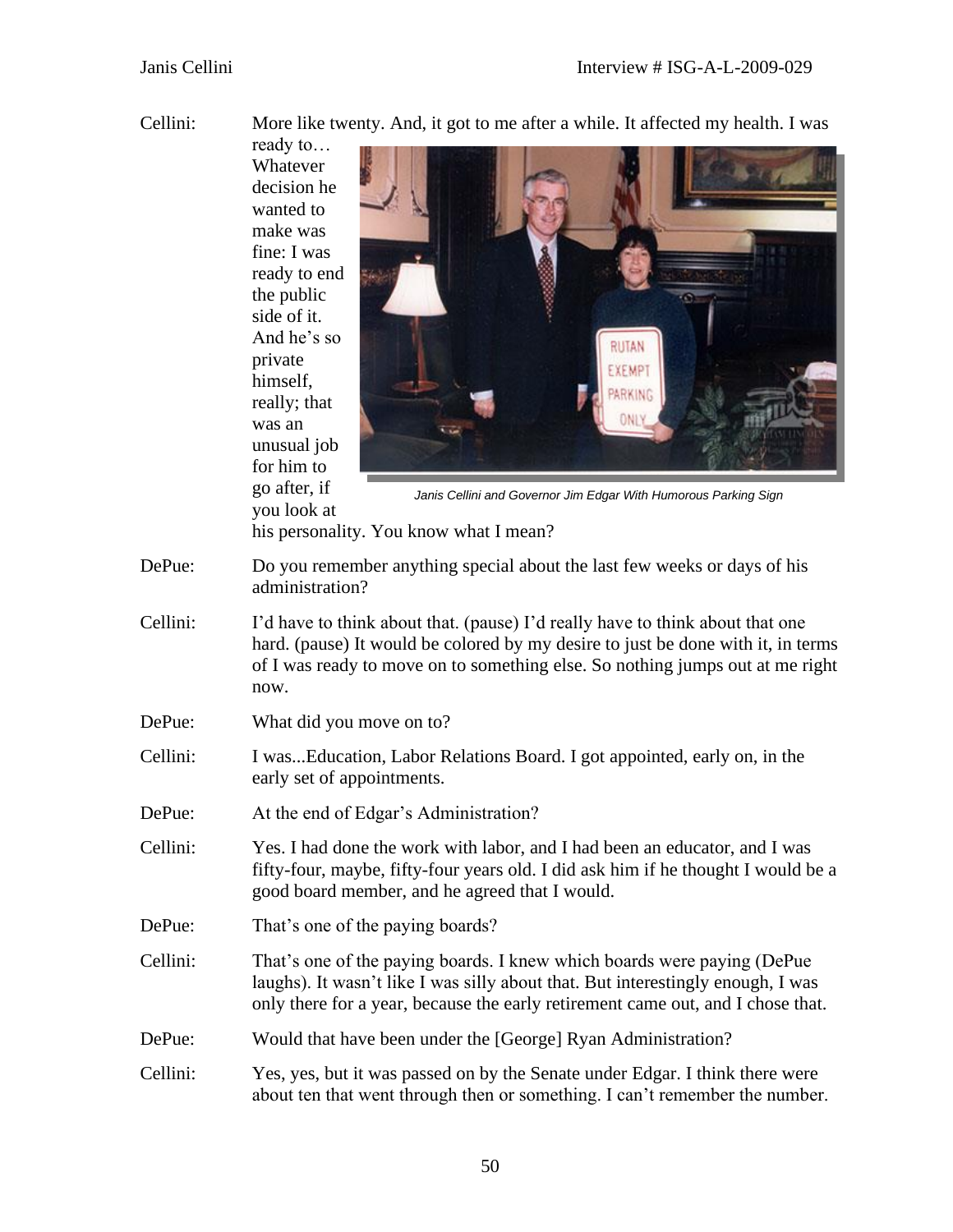Cellini: More like twenty. And, it got to me after a while. It affected my health. I was ready to… Whatever decision he wanted to make was fine: I was ready to end the public side of it. And he's so private himself, really; that was an unusual job for him to go after, if you look at his personality. You know what I mean?

*Janis Cellini and Governor Jim Edgar With Humorous Parking Sign*

DePue: Do you remember anything special about the last few weeks or days of his administration?

Cellini: I'd have to think about that. (pause) I'd really have to think about that one hard. (pause) It would be colored by my desire to just be done with it, in terms of I was ready to move on to something else. So nothing jumps out at me right now.

DePue: What did you move on to?

Cellini: I was...Education, Labor Relations Board. I got appointed, early on, in the early set of appointments.

DePue: At the end of Edgar's Administration?

Cellini: Yes. I had done the work with labor, and I had been an educator, and I was fifty-four, maybe, fifty-four years old. I did ask him if he thought I would be a good board member, and he agreed that I would.

DePue: That's one of the paying boards?

Cellini: That's one of the paying boards. I knew which boards were paying (DePue laughs). It wasn't like I was silly about that. But interestingly enough, I was only there for a year, because the early retirement came out, and I chose that.

DePue: Would that have been under the [George] Ryan Administration?

Cellini: Yes, yes, but it was passed on by the Senate under Edgar. I think there were about ten that went through then or something. I can't remember the number.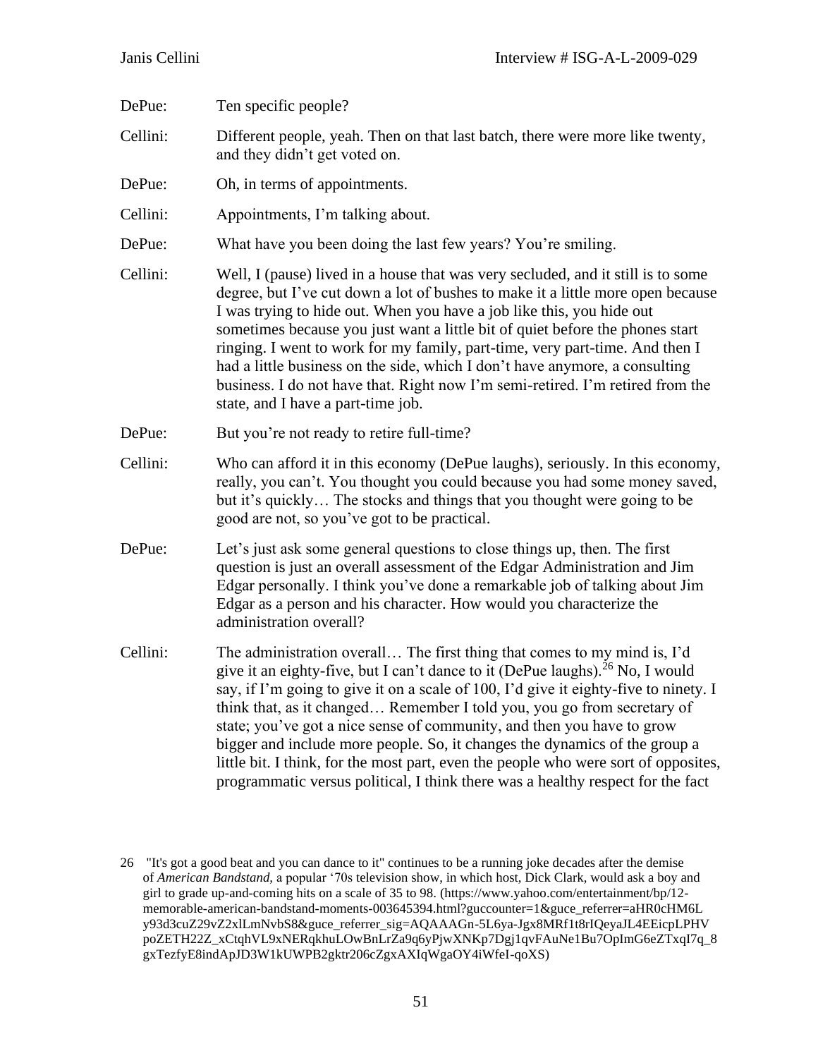DePue: Ten specific people?

Cellini: Different people, yeah. Then on that last batch, there were more like twenty, and they didn't get voted on.

DePue: Oh, in terms of appointments.

Cellini: Appointments, I'm talking about.

DePue: What have you been doing the last few years? You're smiling.

Cellini: Well, I (pause) lived in a house that was very secluded, and it still is to some degree, but I've cut down a lot of bushes to make it a little more open because I was trying to hide out. When you have a job like this, you hide out sometimes because you just want a little bit of quiet before the phones start ringing. I went to work for my family, part-time, very part-time. And then I had a little business on the side, which I don't have anymore, a consulting business. I do not have that. Right now I'm semi-retired. I'm retired from the state, and I have a part-time job.

DePue: But you're not ready to retire full-time?

Cellini: Who can afford it in this economy (DePue laughs), seriously. In this economy, really, you can't. You thought you could because you had some money saved, but it's quickly… The stocks and things that you thought were going to be good are not, so you've got to be practical.

DePue: Let's just ask some general questions to close things up, then. The first question is just an overall assessment of the Edgar Administration and Jim Edgar personally. I think you've done a remarkable job of talking about Jim Edgar as a person and his character. How would you characterize the administration overall?

Cellini: The administration overall… The first thing that comes to my mind is, I'd give it an eighty-five, but I can't dance to it (DePue laughs).[26] No, I would say, if I'm going to give it on a scale of 100, I'd give it eighty-five to ninety. I think that, as it changed… Remember I told you, you go from secretary of state; you've got a nice sense of community, and then you have to grow bigger and include more people. So, it changes the dynamics of the group a little bit. I think, for the most part, even the people who were sort of opposites, programmatic versus political, I think there was a healthy respect for the fact

---

26 "It's got a good beat and you can dance to it" continues to be a running joke decades after the demise of *American Bandstand,* a popular '70s television show, in which host, Dick Clark, would ask a boy and girl to grade up-and-coming hits on a scale of 35 to 98. (https://www.yahoo.com/entertainment/bp/12-memorable-american-bandstand-moments-003645394.html?guccounter=1&guce_referrer=aHR0cHM6Ly93d3cuZ29vZ2xlLmNvbS8&guce_referrer_sig=AQAAAGn-5L6ya-Jgx8MRf1t8rIQeyaJL4EEicpLPHVpoZETH22Z_xCtqhVL9xNERqkhuLOwBnLrZa9q6yPjwXNKp7Dgj1qvFAuNe1Bu7OpImG6eZTxqI7q_8gxTezfyE8indApJD3W1kUWPB2gktr206cZgxAXIqWgaOY4iWfeI-qoXS)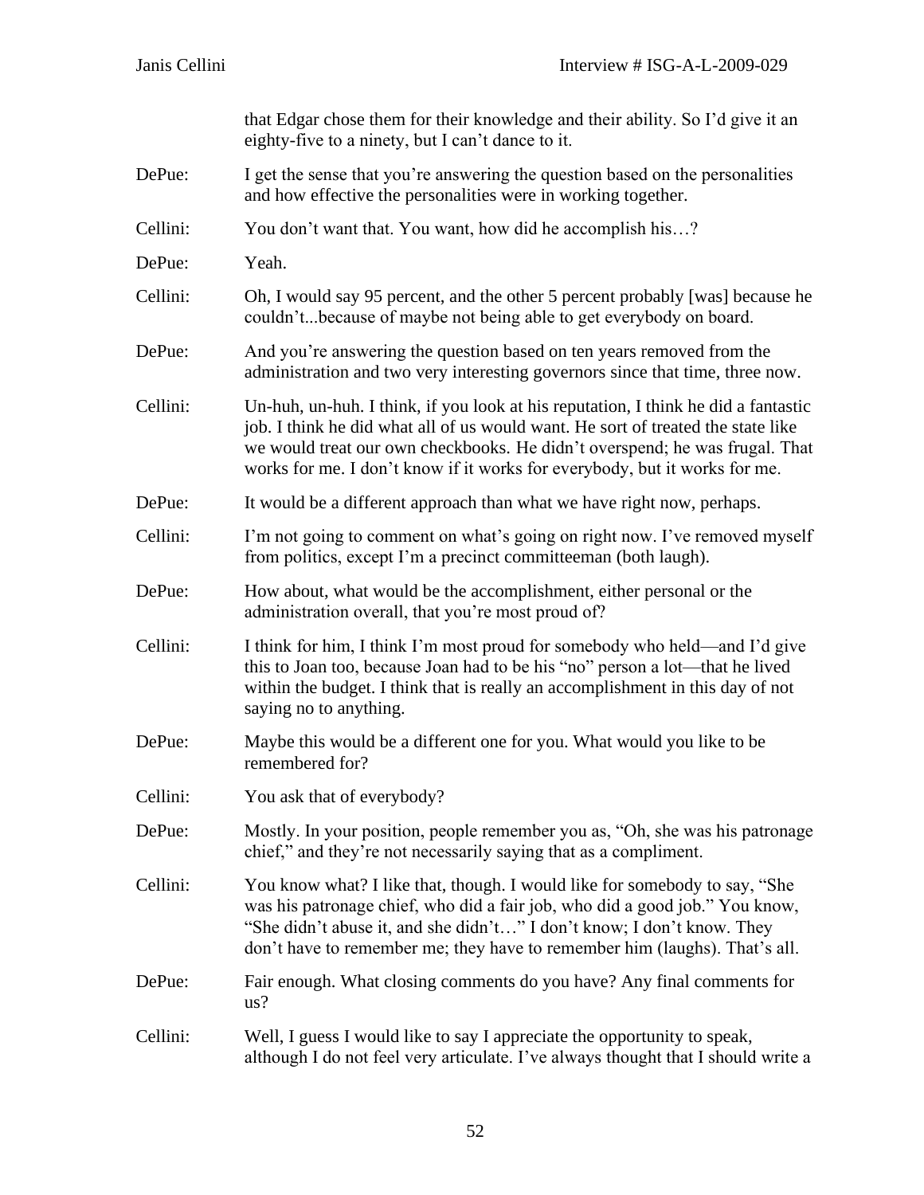that Edgar chose them for their knowledge and their ability. So I'd give it an eighty-five to a ninety, but I can't dance to it.

DePue: I get the sense that you're answering the question based on the personalities and how effective the personalities were in working together.

Cellini: You don't want that. You want, how did he accomplish his…?

DePue: Yeah.

Cellini: Oh, I would say 95 percent, and the other 5 percent probably [was] because he couldn't...because of maybe not being able to get everybody on board.

DePue: And you're answering the question based on ten years removed from the administration and two very interesting governors since that time, three now.

Cellini: Un-huh, un-huh. I think, if you look at his reputation, I think he did a fantastic job. I think he did what all of us would want. He sort of treated the state like we would treat our own checkbooks. He didn't overspend; he was frugal. That works for me. I don't know if it works for everybody, but it works for me.

DePue: It would be a different approach than what we have right now, perhaps.

Cellini: I'm not going to comment on what's going on right now. I've removed myself from politics, except I'm a precinct committeeman (both laugh).

DePue: How about, what would be the accomplishment, either personal or the administration overall, that you're most proud of?

Cellini: I think for him, I think I'm most proud for somebody who held—and I'd give this to Joan too, because Joan had to be his "no" person a lot—that he lived within the budget. I think that is really an accomplishment in this day of not saying no to anything.

DePue: Maybe this would be a different one for you. What would you like to be remembered for?

Cellini: You ask that of everybody?

DePue: Mostly. In your position, people remember you as, "Oh, she was his patronage chief," and they're not necessarily saying that as a compliment.

Cellini: You know what? I like that, though. I would like for somebody to say, "She was his patronage chief, who did a fair job, who did a good job." You know, "She didn't abuse it, and she didn't…" I don't know; I don't know. They don't have to remember me; they have to remember him (laughs). That's all.

DePue: Fair enough. What closing comments do you have? Any final comments for us?

Cellini: Well, I guess I would like to say I appreciate the opportunity to speak, although I do not feel very articulate. I've always thought that I should write a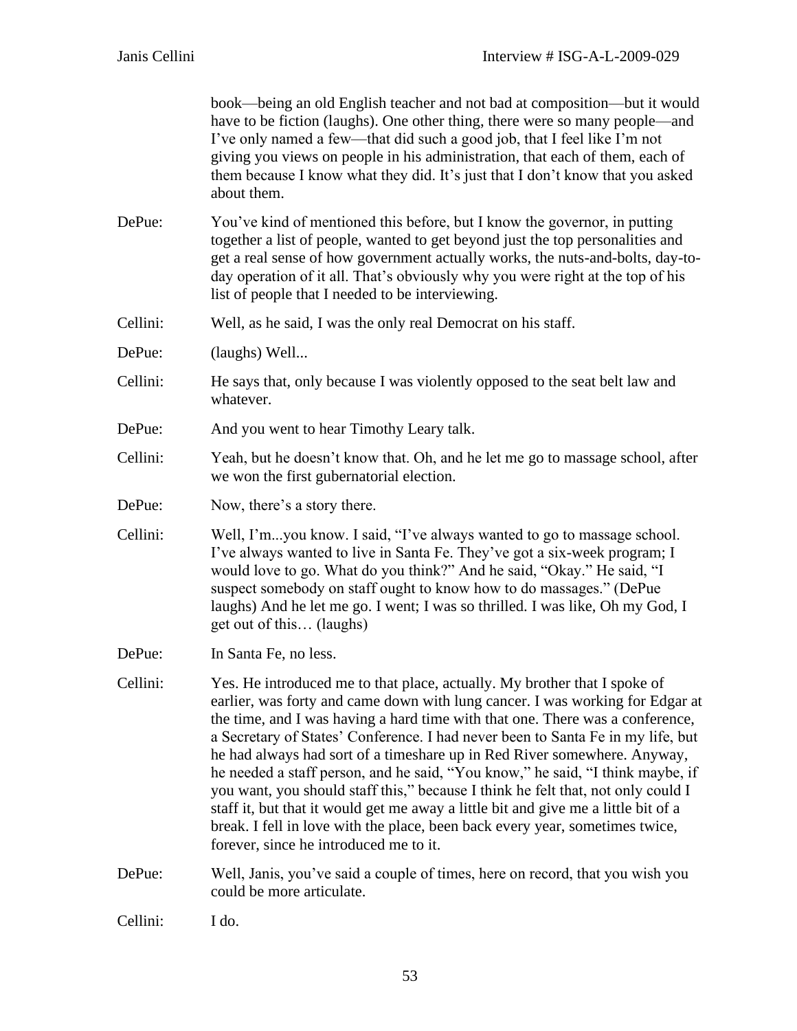book—being an old English teacher and not bad at composition—but it would have to be fiction (laughs). One other thing, there were so many people—and I've only named a few—that did such a good job, that I feel like I'm not giving you views on people in his administration, that each of them, each of them because I know what they did. It's just that I don't know that you asked about them.

DePue: You've kind of mentioned this before, but I know the governor, in putting together a list of people, wanted to get beyond just the top personalities and get a real sense of how government actually works, the nuts-and-bolts, day-to-day operation of it all. That's obviously why you were right at the top of his list of people that I needed to be interviewing.

Cellini: Well, as he said, I was the only real Democrat on his staff.

DePue: (laughs) Well...

Cellini: He says that, only because I was violently opposed to the seat belt law and whatever.

DePue: And you went to hear Timothy Leary talk.

Cellini: Yeah, but he doesn't know that. Oh, and he let me go to massage school, after we won the first gubernatorial election.

DePue: Now, there's a story there.

Cellini: Well, I'm...you know. I said, "I've always wanted to go to massage school. I've always wanted to live in Santa Fe. They've got a six-week program; I would love to go. What do you think?" And he said, "Okay." He said, "I suspect somebody on staff ought to know how to do massages." (DePue laughs) And he let me go. I went; I was so thrilled. I was like, Oh my God, I get out of this… (laughs)

DePue: In Santa Fe, no less.

Cellini: Yes. He introduced me to that place, actually. My brother that I spoke of earlier, was forty and came down with lung cancer. I was working for Edgar at the time, and I was having a hard time with that one. There was a conference, a Secretary of States' Conference. I had never been to Santa Fe in my life, but he had always had sort of a timeshare up in Red River somewhere. Anyway, he needed a staff person, and he said, "You know," he said, "I think maybe, if you want, you should staff this," because I think he felt that, not only could I staff it, but that it would get me away a little bit and give me a little bit of a break. I fell in love with the place, been back every year, sometimes twice, forever, since he introduced me to it.

DePue: Well, Janis, you've said a couple of times, here on record, that you wish you could be more articulate.

Cellini: I do.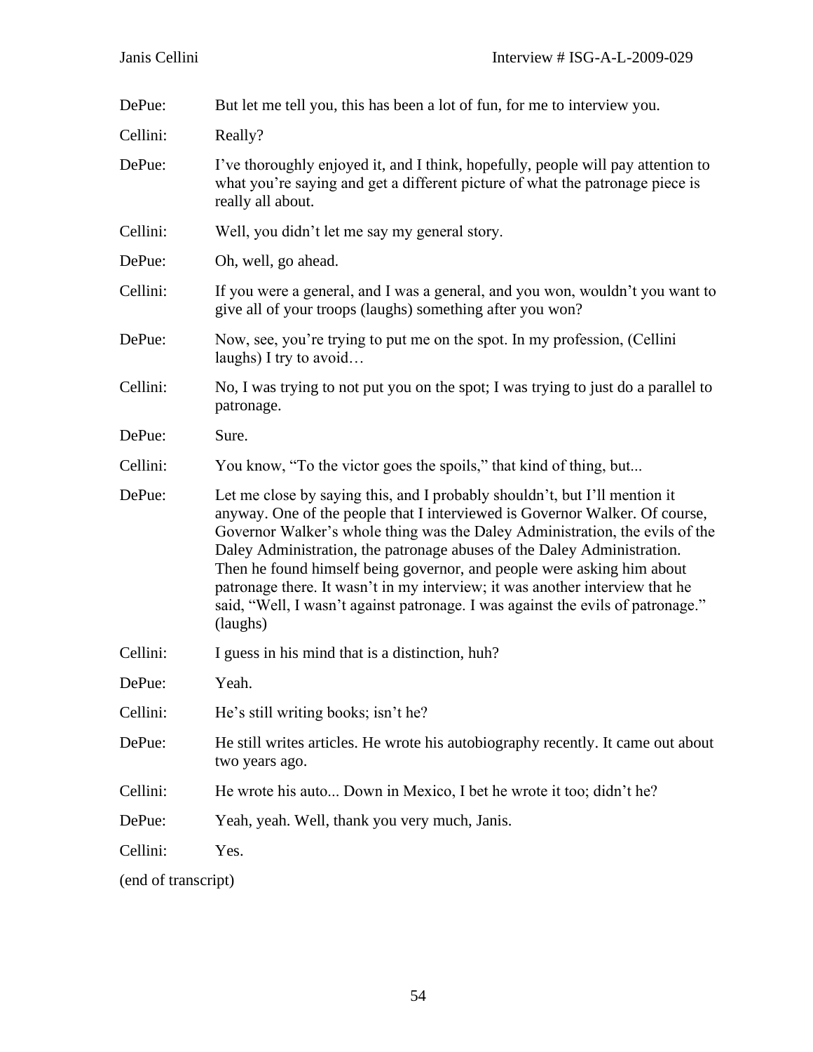DePue: But let me tell you, this has been a lot of fun, for me to interview you.

Cellini: Really?

DePue: I've thoroughly enjoyed it, and I think, hopefully, people will pay attention to what you're saying and get a different picture of what the patronage piece is really all about.

Cellini: Well, you didn't let me say my general story.

DePue: Oh, well, go ahead.

Cellini: If you were a general, and I was a general, and you won, wouldn't you want to give all of your troops (laughs) something after you won?

DePue: Now, see, you're trying to put me on the spot. In my profession, (Cellini laughs) I try to avoid…

Cellini: No, I was trying to not put you on the spot; I was trying to just do a parallel to patronage.

DePue: Sure.

Cellini: You know, "To the victor goes the spoils," that kind of thing, but...

DePue: Let me close by saying this, and I probably shouldn't, but I'll mention it anyway. One of the people that I interviewed is Governor Walker. Of course, Governor Walker's whole thing was the Daley Administration, the evils of the Daley Administration, the patronage abuses of the Daley Administration. Then he found himself being governor, and people were asking him about patronage there. It wasn't in my interview; it was another interview that he said, "Well, I wasn't against patronage. I was against the evils of patronage." (laughs)

Cellini: I guess in his mind that is a distinction, huh?

DePue: Yeah.

Cellini: He's still writing books; isn't he?

DePue: He still writes articles. He wrote his autobiography recently. It came out about two years ago.

Cellini: He wrote his auto... Down in Mexico, I bet he wrote it too; didn't he?

DePue: Yeah, yeah. Well, thank you very much, Janis.

Cellini: Yes.

(end of transcript)